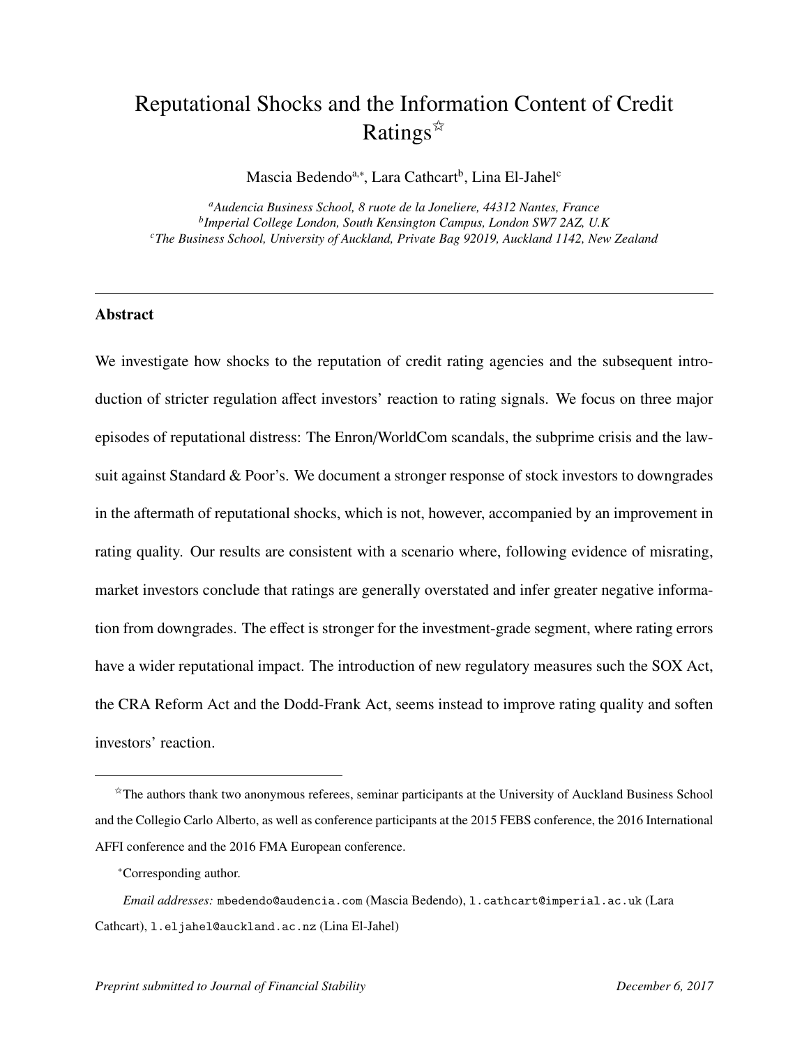# Reputational Shocks and the Information Content of Credit Ratings[☆]

Mascia Bedendo[a,*], Lara Cathcart[b], Lina El-Jahel[c]

[a]*Audencia Business School, 8 ruote de la Joneliere, 44312 Nantes, France*
[b]*Imperial College London, South Kensington Campus, London SW7 2AZ, U.K*
[c]*The Business School, University of Auckland, Private Bag 92019, Auckland 1142, New Zealand*

---

## Abstract

We investigate how shocks to the reputation of credit rating agencies and the subsequent introduction of stricter regulation affect investors' reaction to rating signals. We focus on three major episodes of reputational distress: The Enron/WorldCom scandals, the subprime crisis and the lawsuit against Standard & Poor's. We document a stronger response of stock investors to downgrades in the aftermath of reputational shocks, which is not, however, accompanied by an improvement in rating quality. Our results are consistent with a scenario where, following evidence of misrating, market investors conclude that ratings are generally overstated and infer greater negative information from downgrades. The effect is stronger for the investment-grade segment, where rating errors have a wider reputational impact. The introduction of new regulatory measures such the SOX Act, the CRA Reform Act and the Dodd-Frank Act, seems instead to improve rating quality and soften investors' reaction.

---

[☆]The authors thank two anonymous referees, seminar participants at the University of Auckland Business School and the Collegio Carlo Alberto, as well as conference participants at the 2015 FEBS conference, the 2016 International AFFI conference and the 2016 FMA European conference.

[*]Corresponding author.

*Email addresses:* mbedendo@audencia.com (Mascia Bedendo), l.cathcart@imperial.ac.uk (Lara Cathcart), l.eljahel@auckland.ac.nz (Lina El-Jahel)

*Preprint submitted to Journal of Financial Stability* *December 6, 2017*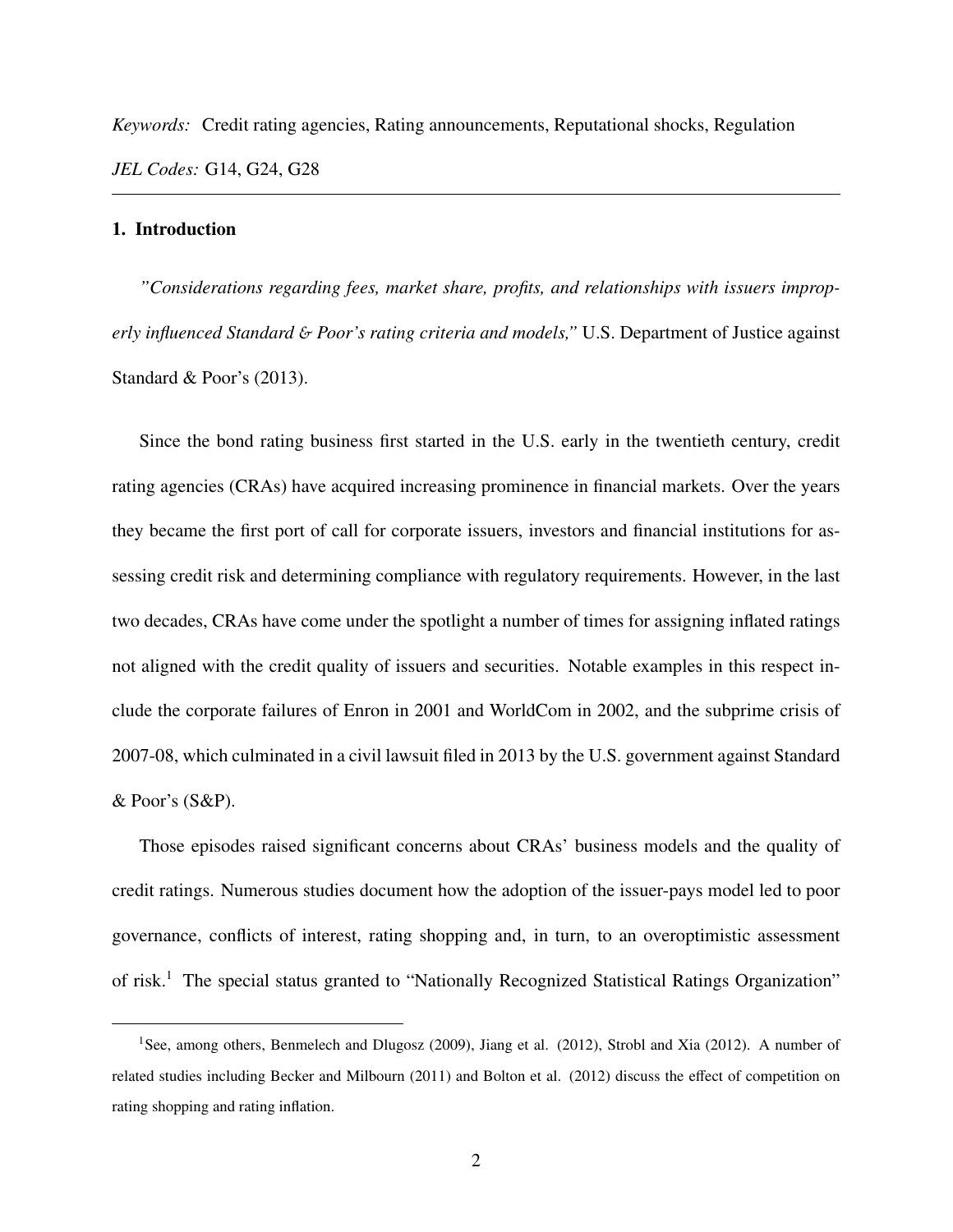*Keywords:* Credit rating agencies, Rating announcements, Reputational shocks, Regulation

*JEL Codes:* G14, G24, G28

---

## 1. Introduction

*"Considerations regarding fees, market share, profits, and relationships with issuers improperly influenced Standard & Poor's rating criteria and models,"* U.S. Department of Justice against Standard & Poor's (2013).

Since the bond rating business first started in the U.S. early in the twentieth century, credit rating agencies (CRAs) have acquired increasing prominence in financial markets. Over the years they became the first port of call for corporate issuers, investors and financial institutions for assessing credit risk and determining compliance with regulatory requirements. However, in the last two decades, CRAs have come under the spotlight a number of times for assigning inflated ratings not aligned with the credit quality of issuers and securities. Notable examples in this respect include the corporate failures of Enron in 2001 and WorldCom in 2002, and the subprime crisis of 2007-08, which culminated in a civil lawsuit filed in 2013 by the U.S. government against Standard & Poor's (S&P).

Those episodes raised significant concerns about CRAs' business models and the quality of credit ratings. Numerous studies document how the adoption of the issuer-pays model led to poor governance, conflicts of interest, rating shopping and, in turn, to an overoptimistic assessment of risk.[1] The special status granted to "Nationally Recognized Statistical Ratings Organization"

[1] See, among others, Benmelech and Dlugosz (2009), Jiang et al. (2012), Strobl and Xia (2012). A number of related studies including Becker and Milbourn (2011) and Bolton et al. (2012) discuss the effect of competition on rating shopping and rating inflation.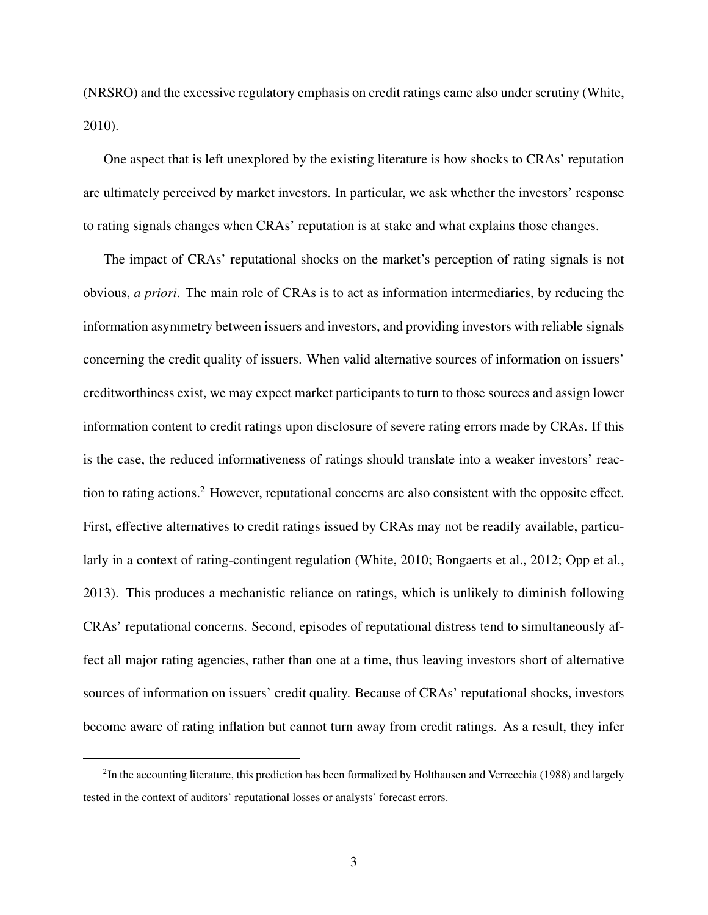(NRSRO) and the excessive regulatory emphasis on credit ratings came also under scrutiny (White, 2010).

One aspect that is left unexplored by the existing literature is how shocks to CRAs' reputation are ultimately perceived by market investors. In particular, we ask whether the investors' response to rating signals changes when CRAs' reputation is at stake and what explains those changes.

The impact of CRAs' reputational shocks on the market's perception of rating signals is not obvious, *a priori*. The main role of CRAs is to act as information intermediaries, by reducing the information asymmetry between issuers and investors, and providing investors with reliable signals concerning the credit quality of issuers. When valid alternative sources of information on issuers' creditworthiness exist, we may expect market participants to turn to those sources and assign lower information content to credit ratings upon disclosure of severe rating errors made by CRAs. If this is the case, the reduced informativeness of ratings should translate into a weaker investors' reaction to rating actions.[2] However, reputational concerns are also consistent with the opposite effect. First, effective alternatives to credit ratings issued by CRAs may not be readily available, particularly in a context of rating-contingent regulation (White, 2010; Bongaerts et al., 2012; Opp et al., 2013). This produces a mechanistic reliance on ratings, which is unlikely to diminish following CRAs' reputational concerns. Second, episodes of reputational distress tend to simultaneously affect all major rating agencies, rather than one at a time, thus leaving investors short of alternative sources of information on issuers' credit quality. Because of CRAs' reputational shocks, investors become aware of rating inflation but cannot turn away from credit ratings. As a result, they infer

[2] In the accounting literature, this prediction has been formalized by Holthausen and Verrecchia (1988) and largely tested in the context of auditors' reputational losses or analysts' forecast errors.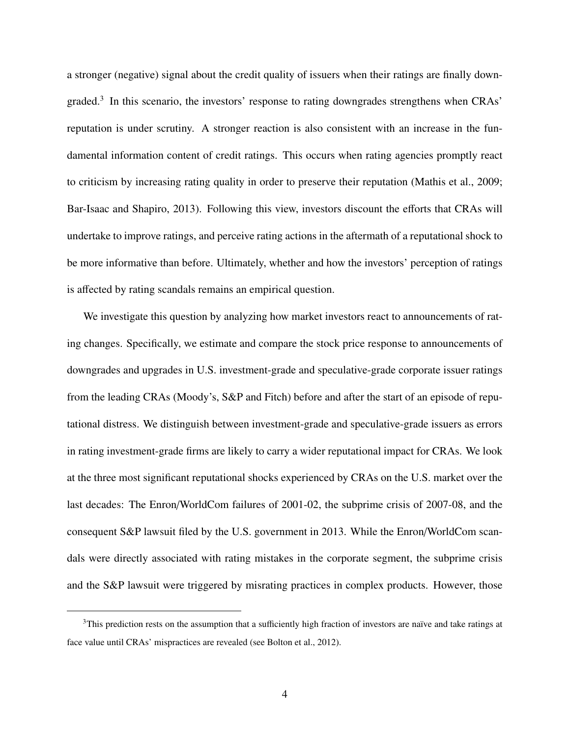a stronger (negative) signal about the credit quality of issuers when their ratings are finally downgraded.[3] In this scenario, the investors' response to rating downgrades strengthens when CRAs' reputation is under scrutiny. A stronger reaction is also consistent with an increase in the fundamental information content of credit ratings. This occurs when rating agencies promptly react to criticism by increasing rating quality in order to preserve their reputation (Mathis et al., 2009; Bar-Isaac and Shapiro, 2013). Following this view, investors discount the efforts that CRAs will undertake to improve ratings, and perceive rating actions in the aftermath of a reputational shock to be more informative than before. Ultimately, whether and how the investors' perception of ratings is affected by rating scandals remains an empirical question.

We investigate this question by analyzing how market investors react to announcements of rating changes. Specifically, we estimate and compare the stock price response to announcements of downgrades and upgrades in U.S. investment-grade and speculative-grade corporate issuer ratings from the leading CRAs (Moody's, S&P and Fitch) before and after the start of an episode of reputational distress. We distinguish between investment-grade and speculative-grade issuers as errors in rating investment-grade firms are likely to carry a wider reputational impact for CRAs. We look at the three most significant reputational shocks experienced by CRAs on the U.S. market over the last decades: The Enron/WorldCom failures of 2001-02, the subprime crisis of 2007-08, and the consequent S&P lawsuit filed by the U.S. government in 2013. While the Enron/WorldCom scandals were directly associated with rating mistakes in the corporate segment, the subprime crisis and the S&P lawsuit were triggered by misrating practices in complex products. However, those

[3]This prediction rests on the assumption that a sufficiently high fraction of investors are naïve and take ratings at face value until CRAs' mispractices are revealed (see Bolton et al., 2012).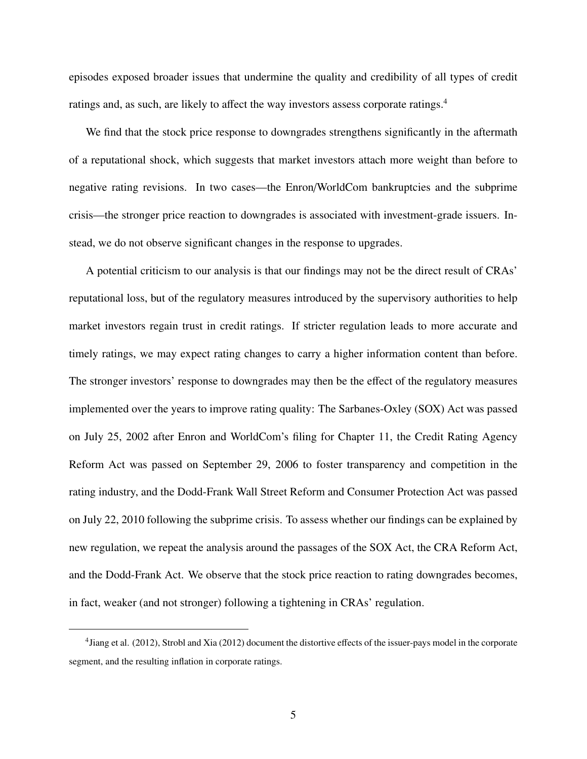episodes exposed broader issues that undermine the quality and credibility of all types of credit ratings and, as such, are likely to affect the way investors assess corporate ratings.[4]

We find that the stock price response to downgrades strengthens significantly in the aftermath of a reputational shock, which suggests that market investors attach more weight than before to negative rating revisions. In two cases—the Enron/WorldCom bankruptcies and the subprime crisis—the stronger price reaction to downgrades is associated with investment-grade issuers. Instead, we do not observe significant changes in the response to upgrades.

A potential criticism to our analysis is that our findings may not be the direct result of CRAs' reputational loss, but of the regulatory measures introduced by the supervisory authorities to help market investors regain trust in credit ratings. If stricter regulation leads to more accurate and timely ratings, we may expect rating changes to carry a higher information content than before. The stronger investors' response to downgrades may then be the effect of the regulatory measures implemented over the years to improve rating quality: The Sarbanes-Oxley (SOX) Act was passed on July 25, 2002 after Enron and WorldCom's filing for Chapter 11, the Credit Rating Agency Reform Act was passed on September 29, 2006 to foster transparency and competition in the rating industry, and the Dodd-Frank Wall Street Reform and Consumer Protection Act was passed on July 22, 2010 following the subprime crisis. To assess whether our findings can be explained by new regulation, we repeat the analysis around the passages of the SOX Act, the CRA Reform Act, and the Dodd-Frank Act. We observe that the stock price reaction to rating downgrades becomes, in fact, weaker (and not stronger) following a tightening in CRAs' regulation.

[4] Jiang et al. (2012), Strobl and Xia (2012) document the distortive effects of the issuer-pays model in the corporate segment, and the resulting inflation in corporate ratings.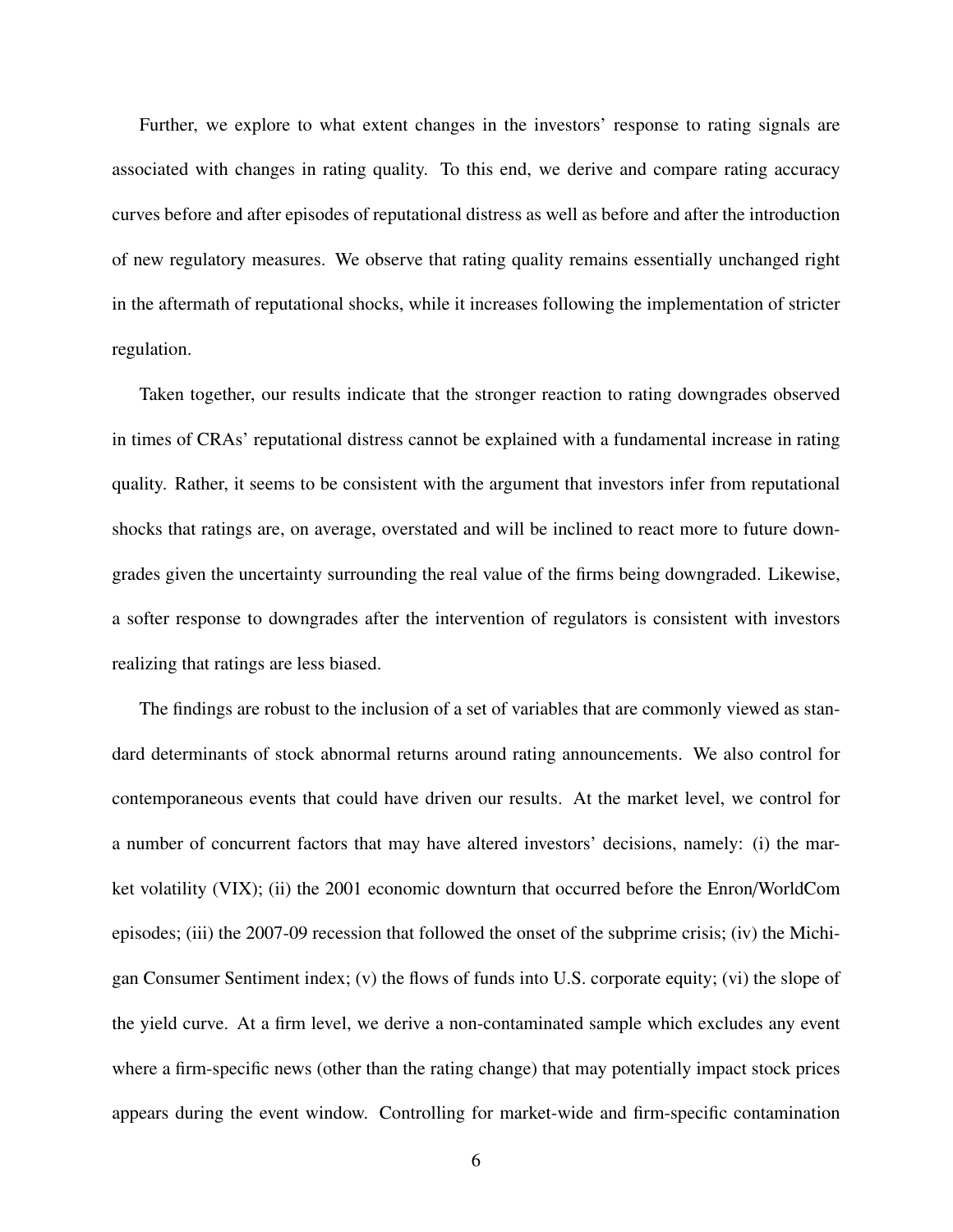Further, we explore to what extent changes in the investors' response to rating signals are associated with changes in rating quality. To this end, we derive and compare rating accuracy curves before and after episodes of reputational distress as well as before and after the introduction of new regulatory measures. We observe that rating quality remains essentially unchanged right in the aftermath of reputational shocks, while it increases following the implementation of stricter regulation.

Taken together, our results indicate that the stronger reaction to rating downgrades observed in times of CRAs' reputational distress cannot be explained with a fundamental increase in rating quality. Rather, it seems to be consistent with the argument that investors infer from reputational shocks that ratings are, on average, overstated and will be inclined to react more to future downgrades given the uncertainty surrounding the real value of the firms being downgraded. Likewise, a softer response to downgrades after the intervention of regulators is consistent with investors realizing that ratings are less biased.

The findings are robust to the inclusion of a set of variables that are commonly viewed as standard determinants of stock abnormal returns around rating announcements. We also control for contemporaneous events that could have driven our results. At the market level, we control for a number of concurrent factors that may have altered investors' decisions, namely: (i) the market volatility (VIX); (ii) the 2001 economic downturn that occurred before the Enron/WorldCom episodes; (iii) the 2007-09 recession that followed the onset of the subprime crisis; (iv) the Michigan Consumer Sentiment index; (v) the flows of funds into U.S. corporate equity; (vi) the slope of the yield curve. At a firm level, we derive a non-contaminated sample which excludes any event where a firm-specific news (other than the rating change) that may potentially impact stock prices appears during the event window. Controlling for market-wide and firm-specific contamination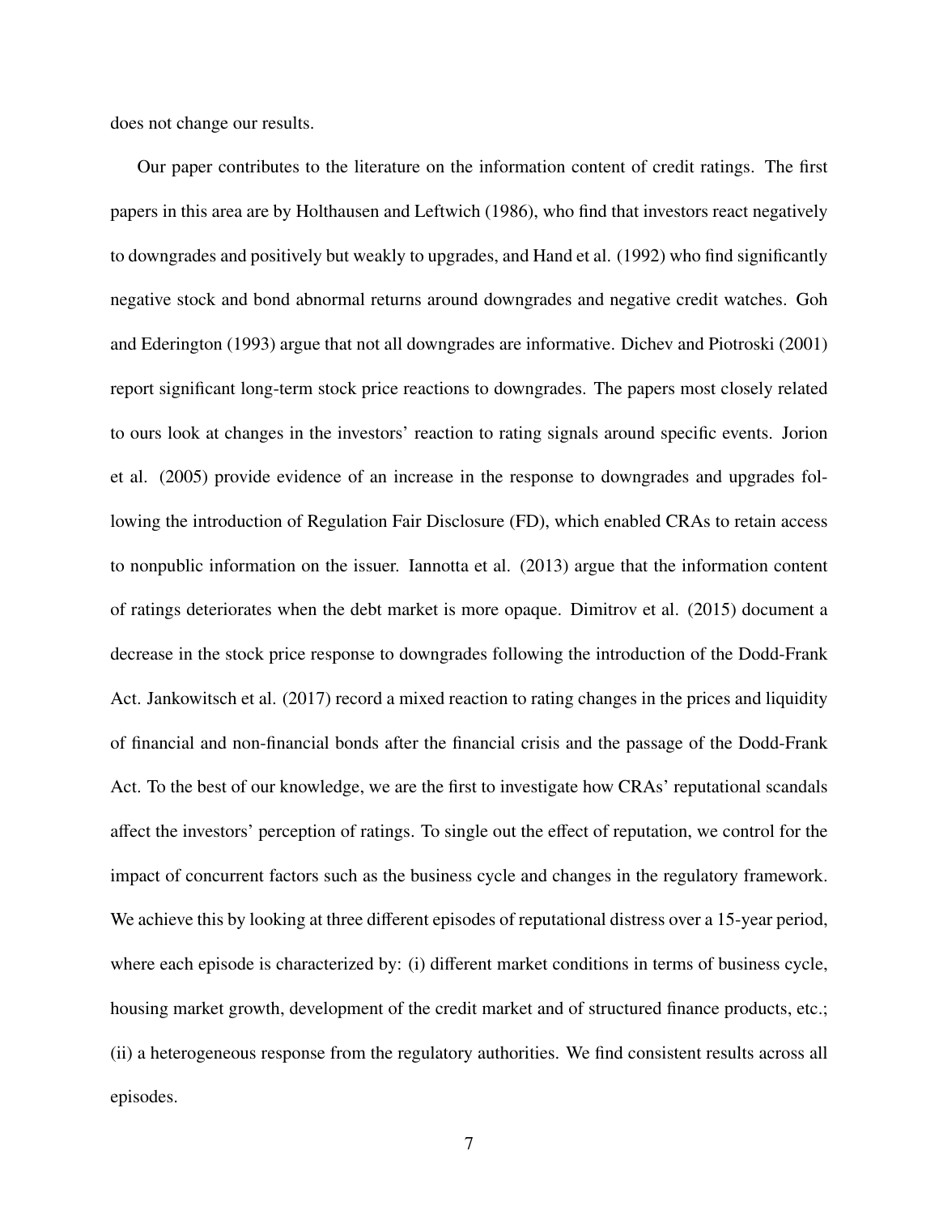does not change our results.

Our paper contributes to the literature on the information content of credit ratings. The first papers in this area are by Holthausen and Leftwich (1986), who find that investors react negatively to downgrades and positively but weakly to upgrades, and Hand et al. (1992) who find significantly negative stock and bond abnormal returns around downgrades and negative credit watches. Goh and Ederington (1993) argue that not all downgrades are informative. Dichev and Piotroski (2001) report significant long-term stock price reactions to downgrades. The papers most closely related to ours look at changes in the investors' reaction to rating signals around specific events. Jorion et al. (2005) provide evidence of an increase in the response to downgrades and upgrades following the introduction of Regulation Fair Disclosure (FD), which enabled CRAs to retain access to nonpublic information on the issuer. Iannotta et al. (2013) argue that the information content of ratings deteriorates when the debt market is more opaque. Dimitrov et al. (2015) document a decrease in the stock price response to downgrades following the introduction of the Dodd-Frank Act. Jankowitsch et al. (2017) record a mixed reaction to rating changes in the prices and liquidity of financial and non-financial bonds after the financial crisis and the passage of the Dodd-Frank Act. To the best of our knowledge, we are the first to investigate how CRAs' reputational scandals affect the investors' perception of ratings. To single out the effect of reputation, we control for the impact of concurrent factors such as the business cycle and changes in the regulatory framework. We achieve this by looking at three different episodes of reputational distress over a 15-year period, where each episode is characterized by: (i) different market conditions in terms of business cycle, housing market growth, development of the credit market and of structured finance products, etc.; (ii) a heterogeneous response from the regulatory authorities. We find consistent results across all episodes.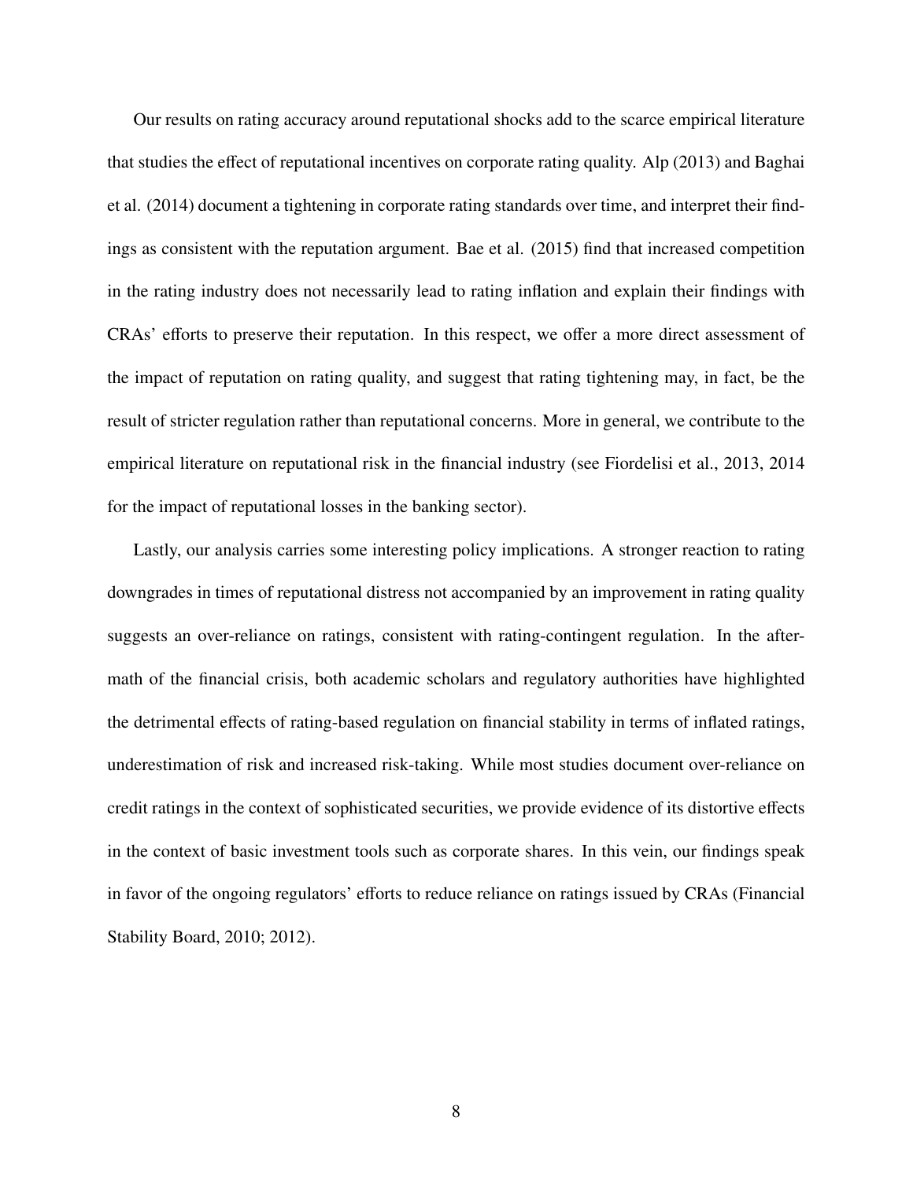Our results on rating accuracy around reputational shocks add to the scarce empirical literature that studies the effect of reputational incentives on corporate rating quality. Alp (2013) and Baghai et al. (2014) document a tightening in corporate rating standards over time, and interpret their findings as consistent with the reputation argument. Bae et al. (2015) find that increased competition in the rating industry does not necessarily lead to rating inflation and explain their findings with CRAs' efforts to preserve their reputation. In this respect, we offer a more direct assessment of the impact of reputation on rating quality, and suggest that rating tightening may, in fact, be the result of stricter regulation rather than reputational concerns. More in general, we contribute to the empirical literature on reputational risk in the financial industry (see Fiordelisi et al., 2013, 2014 for the impact of reputational losses in the banking sector).

Lastly, our analysis carries some interesting policy implications. A stronger reaction to rating downgrades in times of reputational distress not accompanied by an improvement in rating quality suggests an over-reliance on ratings, consistent with rating-contingent regulation. In the aftermath of the financial crisis, both academic scholars and regulatory authorities have highlighted the detrimental effects of rating-based regulation on financial stability in terms of inflated ratings, underestimation of risk and increased risk-taking. While most studies document over-reliance on credit ratings in the context of sophisticated securities, we provide evidence of its distortive effects in the context of basic investment tools such as corporate shares. In this vein, our findings speak in favor of the ongoing regulators' efforts to reduce reliance on ratings issued by CRAs (Financial Stability Board, 2010; 2012).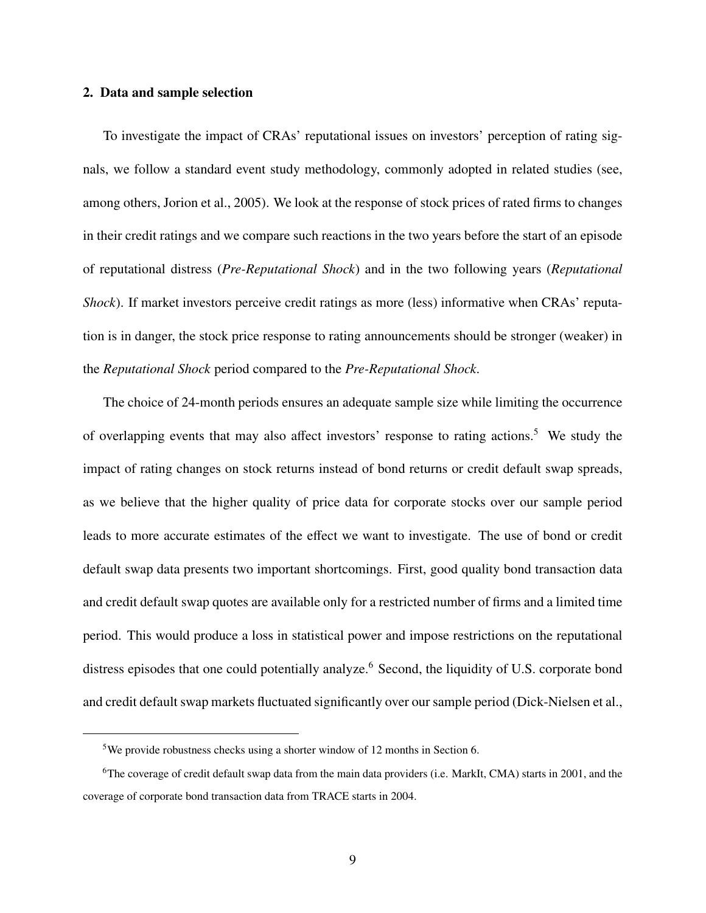## 2. Data and sample selection

To investigate the impact of CRAs' reputational issues on investors' perception of rating signals, we follow a standard event study methodology, commonly adopted in related studies (see, among others, Jorion et al., 2005). We look at the response of stock prices of rated firms to changes in their credit ratings and we compare such reactions in the two years before the start of an episode of reputational distress (*Pre-Reputational Shock*) and in the two following years (*Reputational Shock*). If market investors perceive credit ratings as more (less) informative when CRAs' reputation is in danger, the stock price response to rating announcements should be stronger (weaker) in the *Reputational Shock* period compared to the *Pre-Reputational Shock*.

The choice of 24-month periods ensures an adequate sample size while limiting the occurrence of overlapping events that may also affect investors' response to rating actions.[5] We study the impact of rating changes on stock returns instead of bond returns or credit default swap spreads, as we believe that the higher quality of price data for corporate stocks over our sample period leads to more accurate estimates of the effect we want to investigate. The use of bond or credit default swap data presents two important shortcomings. First, good quality bond transaction data and credit default swap quotes are available only for a restricted number of firms and a limited time period. This would produce a loss in statistical power and impose restrictions on the reputational distress episodes that one could potentially analyze.[6] Second, the liquidity of U.S. corporate bond and credit default swap markets fluctuated significantly over our sample period (Dick-Nielsen et al.,

[5] We provide robustness checks using a shorter window of 12 months in Section 6.

[6] The coverage of credit default swap data from the main data providers (i.e. MarkIt, CMA) starts in 2001, and the coverage of corporate bond transaction data from TRACE starts in 2004.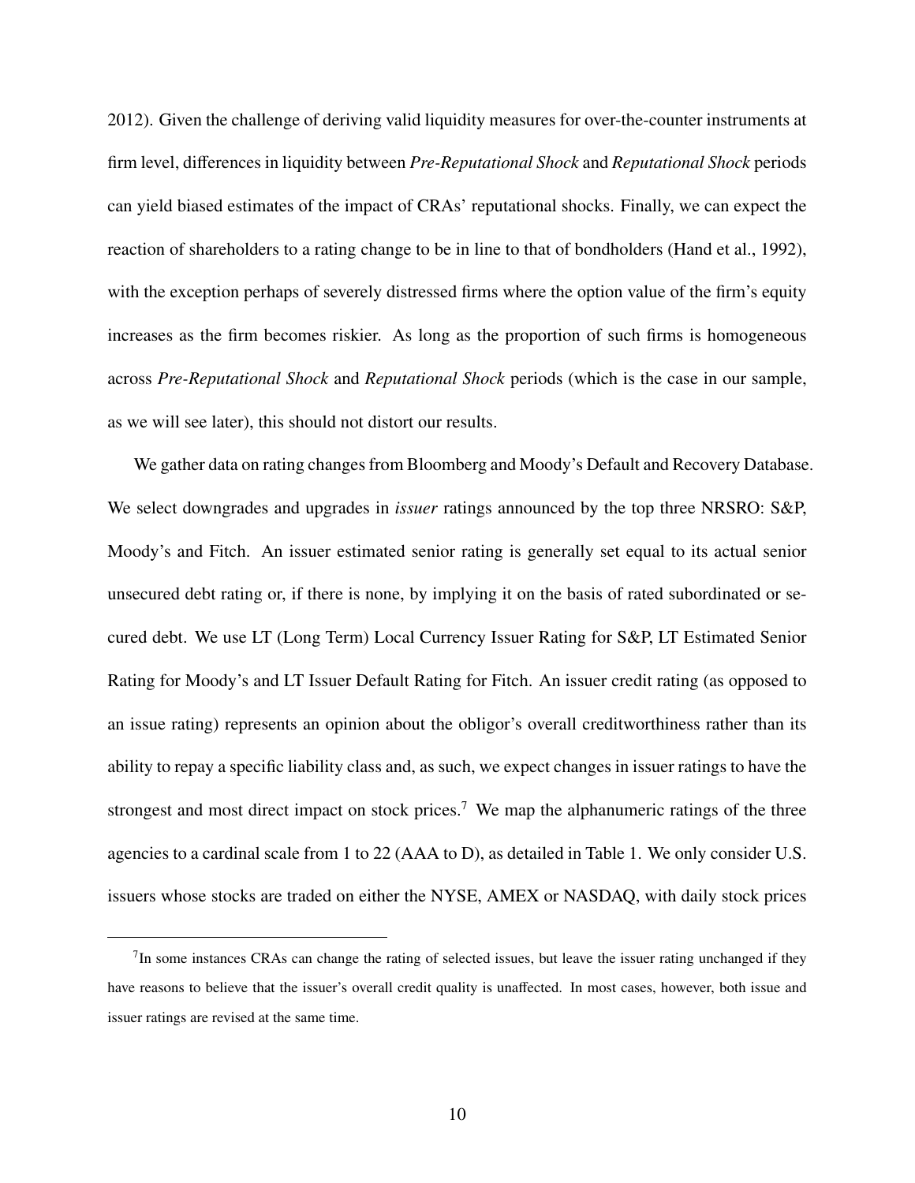2012). Given the challenge of deriving valid liquidity measures for over-the-counter instruments at firm level, differences in liquidity between *Pre-Reputational Shock* and *Reputational Shock* periods can yield biased estimates of the impact of CRAs' reputational shocks. Finally, we can expect the reaction of shareholders to a rating change to be in line to that of bondholders (Hand et al., 1992), with the exception perhaps of severely distressed firms where the option value of the firm's equity increases as the firm becomes riskier. As long as the proportion of such firms is homogeneous across *Pre-Reputational Shock* and *Reputational Shock* periods (which is the case in our sample, as we will see later), this should not distort our results.

We gather data on rating changes from Bloomberg and Moody's Default and Recovery Database. We select downgrades and upgrades in *issuer* ratings announced by the top three NRSRO: S&P, Moody's and Fitch. An issuer estimated senior rating is generally set equal to its actual senior unsecured debt rating or, if there is none, by implying it on the basis of rated subordinated or secured debt. We use LT (Long Term) Local Currency Issuer Rating for S&P, LT Estimated Senior Rating for Moody's and LT Issuer Default Rating for Fitch. An issuer credit rating (as opposed to an issue rating) represents an opinion about the obligor's overall creditworthiness rather than its ability to repay a specific liability class and, as such, we expect changes in issuer ratings to have the strongest and most direct impact on stock prices.[7] We map the alphanumeric ratings of the three agencies to a cardinal scale from 1 to 22 (AAA to D), as detailed in Table 1. We only consider U.S. issuers whose stocks are traded on either the NYSE, AMEX or NASDAQ, with daily stock prices

[7] In some instances CRAs can change the rating of selected issues, but leave the issuer rating unchanged if they have reasons to believe that the issuer's overall credit quality is unaffected. In most cases, however, both issue and issuer ratings are revised at the same time.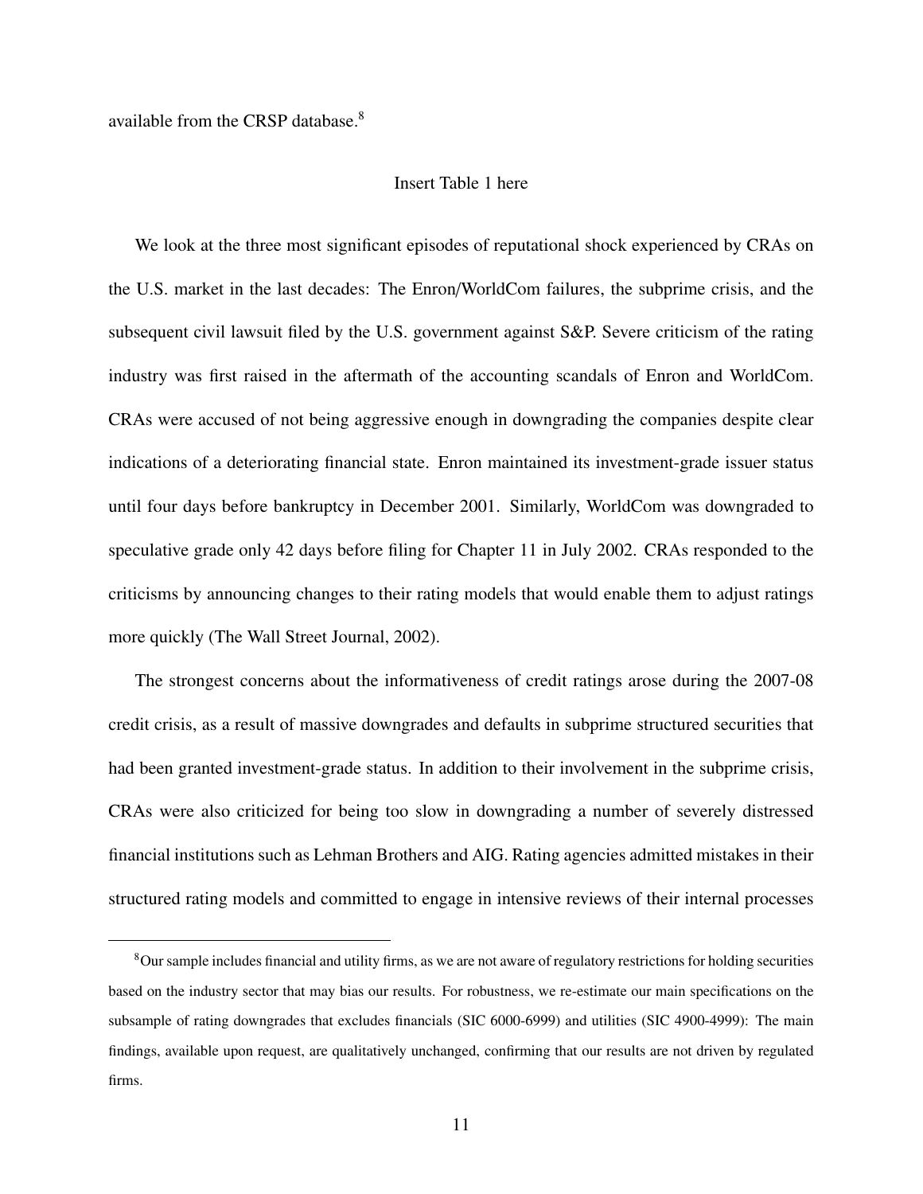available from the CRSP database.[8]

Insert Table 1 here

We look at the three most significant episodes of reputational shock experienced by CRAs on the U.S. market in the last decades: The Enron/WorldCom failures, the subprime crisis, and the subsequent civil lawsuit filed by the U.S. government against S&P. Severe criticism of the rating industry was first raised in the aftermath of the accounting scandals of Enron and WorldCom. CRAs were accused of not being aggressive enough in downgrading the companies despite clear indications of a deteriorating financial state. Enron maintained its investment-grade issuer status until four days before bankruptcy in December 2001. Similarly, WorldCom was downgraded to speculative grade only 42 days before filing for Chapter 11 in July 2002. CRAs responded to the criticisms by announcing changes to their rating models that would enable them to adjust ratings more quickly (The Wall Street Journal, 2002).

The strongest concerns about the informativeness of credit ratings arose during the 2007-08 credit crisis, as a result of massive downgrades and defaults in subprime structured securities that had been granted investment-grade status. In addition to their involvement in the subprime crisis, CRAs were also criticized for being too slow in downgrading a number of severely distressed financial institutions such as Lehman Brothers and AIG. Rating agencies admitted mistakes in their structured rating models and committed to engage in intensive reviews of their internal processes

[8] Our sample includes financial and utility firms, as we are not aware of regulatory restrictions for holding securities based on the industry sector that may bias our results. For robustness, we re-estimate our main specifications on the subsample of rating downgrades that excludes financials (SIC 6000-6999) and utilities (SIC 4900-4999): The main findings, available upon request, are qualitatively unchanged, confirming that our results are not driven by regulated firms.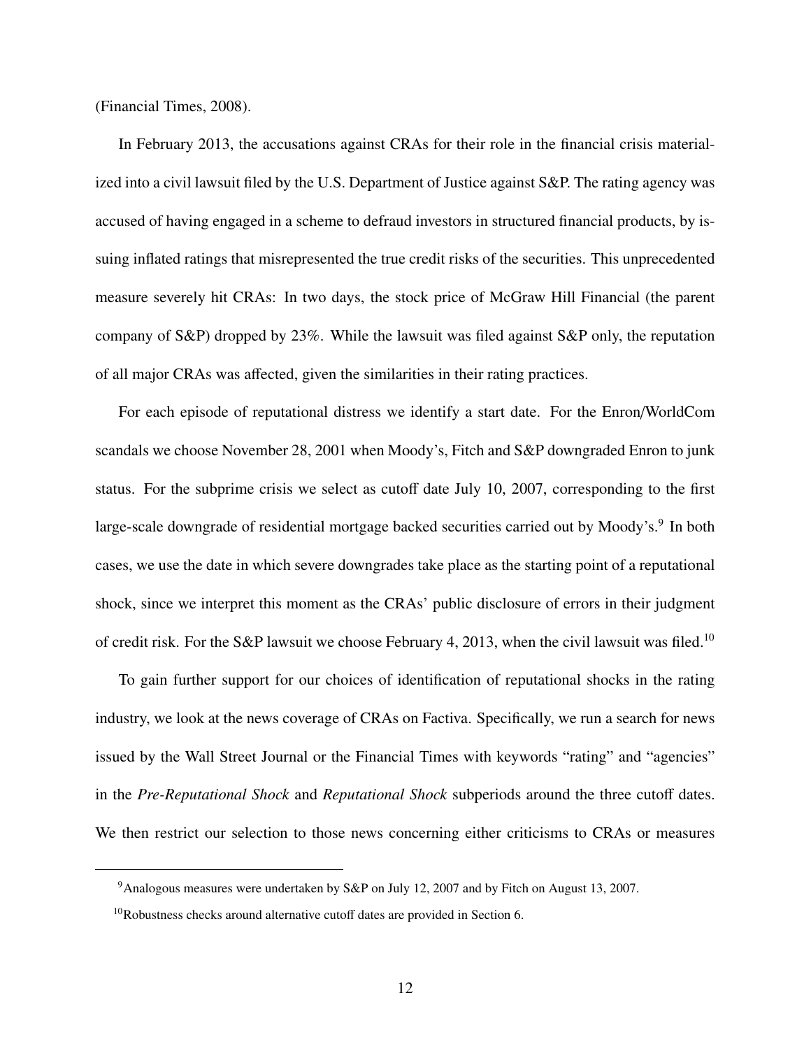(Financial Times, 2008).

In February 2013, the accusations against CRAs for their role in the financial crisis materialized into a civil lawsuit filed by the U.S. Department of Justice against S&P. The rating agency was accused of having engaged in a scheme to defraud investors in structured financial products, by issuing inflated ratings that misrepresented the true credit risks of the securities. This unprecedented measure severely hit CRAs: In two days, the stock price of McGraw Hill Financial (the parent company of S&P) dropped by 23%. While the lawsuit was filed against S&P only, the reputation of all major CRAs was affected, given the similarities in their rating practices.

For each episode of reputational distress we identify a start date. For the Enron/WorldCom scandals we choose November 28, 2001 when Moody's, Fitch and S&P downgraded Enron to junk status. For the subprime crisis we select as cutoff date July 10, 2007, corresponding to the first large-scale downgrade of residential mortgage backed securities carried out by Moody's.[9] In both cases, we use the date in which severe downgrades take place as the starting point of a reputational shock, since we interpret this moment as the CRAs' public disclosure of errors in their judgment of credit risk. For the S&P lawsuit we choose February 4, 2013, when the civil lawsuit was filed.[10]

To gain further support for our choices of identification of reputational shocks in the rating industry, we look at the news coverage of CRAs on Factiva. Specifically, we run a search for news issued by the Wall Street Journal or the Financial Times with keywords "rating" and "agencies" in the *Pre-Reputational Shock* and *Reputational Shock* subperiods around the three cutoff dates. We then restrict our selection to those news concerning either criticisms to CRAs or measures

[9] Analogous measures were undertaken by S&P on July 12, 2007 and by Fitch on August 13, 2007.

[10] Robustness checks around alternative cutoff dates are provided in Section 6.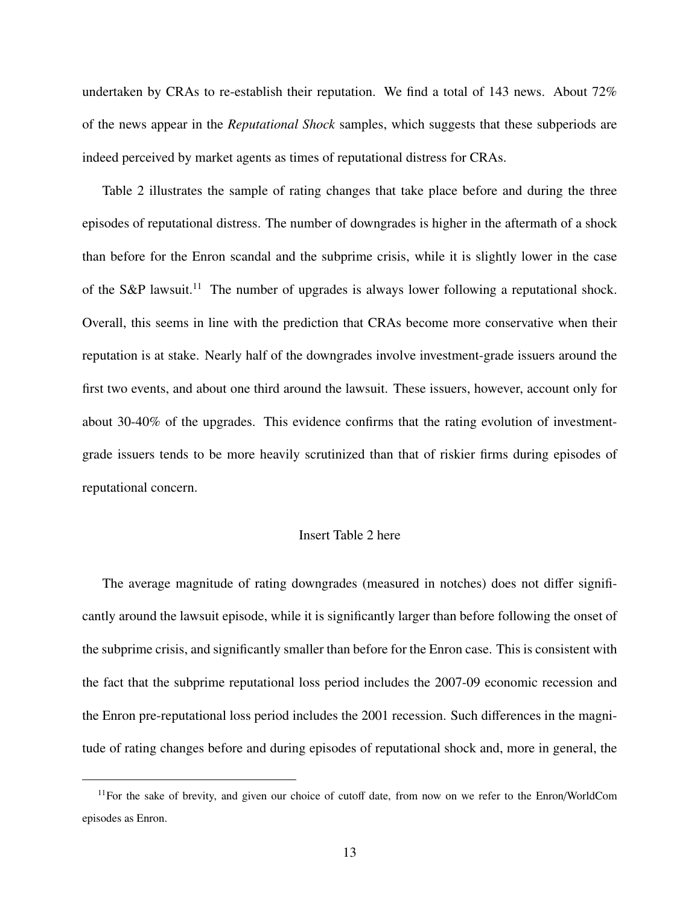undertaken by CRAs to re-establish their reputation. We find a total of 143 news. About 72% of the news appear in the *Reputational Shock* samples, which suggests that these subperiods are indeed perceived by market agents as times of reputational distress for CRAs.

Table 2 illustrates the sample of rating changes that take place before and during the three episodes of reputational distress. The number of downgrades is higher in the aftermath of a shock than before for the Enron scandal and the subprime crisis, while it is slightly lower in the case of the S&P lawsuit.[11] The number of upgrades is always lower following a reputational shock. Overall, this seems in line with the prediction that CRAs become more conservative when their reputation is at stake. Nearly half of the downgrades involve investment-grade issuers around the first two events, and about one third around the lawsuit. These issuers, however, account only for about 30-40% of the upgrades. This evidence confirms that the rating evolution of investment-grade issuers tends to be more heavily scrutinized than that of riskier firms during episodes of reputational concern.

Insert Table 2 here

The average magnitude of rating downgrades (measured in notches) does not differ significantly around the lawsuit episode, while it is significantly larger than before following the onset of the subprime crisis, and significantly smaller than before for the Enron case. This is consistent with the fact that the subprime reputational loss period includes the 2007-09 economic recession and the Enron pre-reputational loss period includes the 2001 recession. Such differences in the magnitude of rating changes before and during episodes of reputational shock and, more in general, the

---

[11] For the sake of brevity, and given our choice of cutoff date, from now on we refer to the Enron/WorldCom episodes as Enron.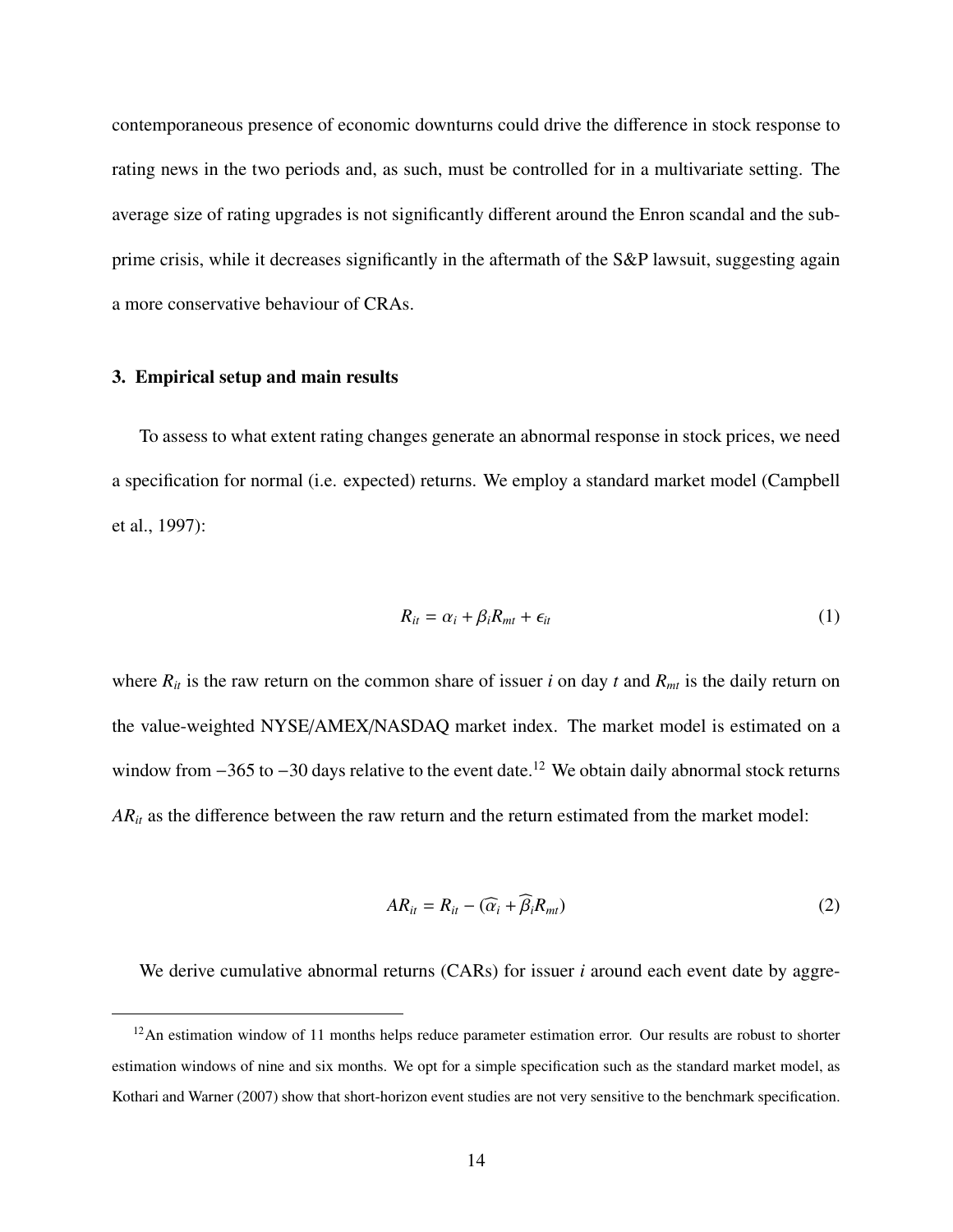contemporaneous presence of economic downturns could drive the difference in stock response to rating news in the two periods and, as such, must be controlled for in a multivariate setting. The average size of rating upgrades is not significantly different around the Enron scandal and the subprime crisis, while it decreases significantly in the aftermath of the S&P lawsuit, suggesting again a more conservative behaviour of CRAs.

## 3. Empirical setup and main results

To assess to what extent rating changes generate an abnormal response in stock prices, we need a specification for normal (i.e. expected) returns. We employ a standard market model (Campbell et al., 1997):

$$R_{it} = \alpha_i + \beta_i R_{mt} + \epsilon_{it} \tag{1}$$

where $R_{it}$ is the raw return on the common share of issuer $i$ on day $t$ and $R_{mt}$ is the daily return on the value-weighted NYSE/AMEX/NASDAQ market index. The market model is estimated on a window from $-365$ to $-30$ days relative to the event date.[12] We obtain daily abnormal stock returns $AR_{it}$ as the difference between the raw return and the return estimated from the market model:

$$AR_{it} = R_{it} - (\widehat{\alpha}_i + \widehat{\beta}_i R_{mt}) \tag{2}$$

We derive cumulative abnormal returns (CARs) for issuer $i$ around each event date by aggre-

[12] An estimation window of 11 months helps reduce parameter estimation error. Our results are robust to shorter estimation windows of nine and six months. We opt for a simple specification such as the standard market model, as Kothari and Warner (2007) show that short-horizon event studies are not very sensitive to the benchmark specification.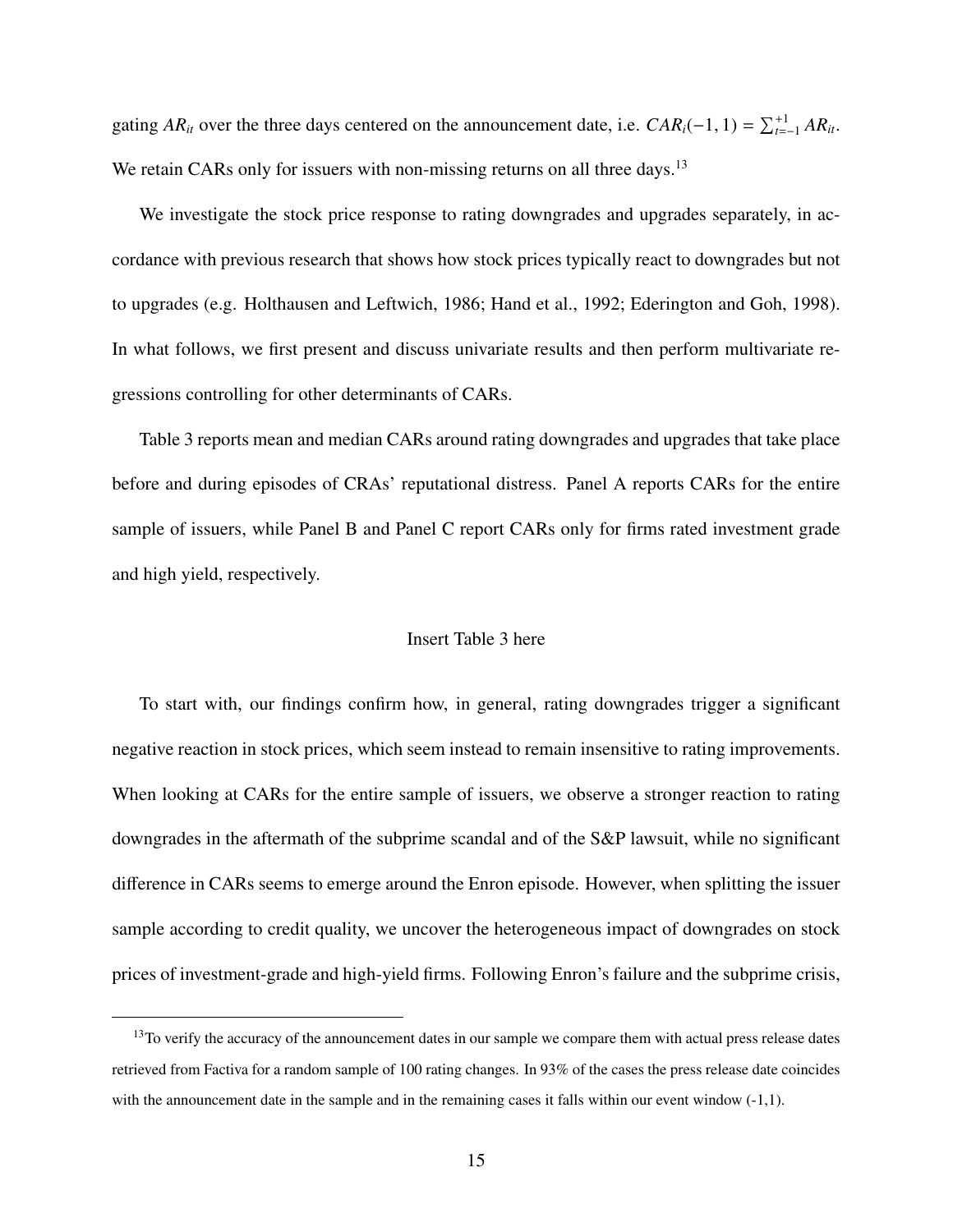gating $AR_{it}$ over the three days centered on the announcement date, i.e. $CAR_i(-1, 1) = \sum_{t=-1}^{+1} AR_{it}$. We retain CARs only for issuers with non-missing returns on all three days.[13]

We investigate the stock price response to rating downgrades and upgrades separately, in accordance with previous research that shows how stock prices typically react to downgrades but not to upgrades (e.g. Holthausen and Leftwich, 1986; Hand et al., 1992; Ederington and Goh, 1998). In what follows, we first present and discuss univariate results and then perform multivariate regressions controlling for other determinants of CARs.

Table 3 reports mean and median CARs around rating downgrades and upgrades that take place before and during episodes of CRAs' reputational distress. Panel A reports CARs for the entire sample of issuers, while Panel B and Panel C report CARs only for firms rated investment grade and high yield, respectively.

Insert Table 3 here

To start with, our findings confirm how, in general, rating downgrades trigger a significant negative reaction in stock prices, which seem instead to remain insensitive to rating improvements. When looking at CARs for the entire sample of issuers, we observe a stronger reaction to rating downgrades in the aftermath of the subprime scandal and of the S&P lawsuit, while no significant difference in CARs seems to emerge around the Enron episode. However, when splitting the issuer sample according to credit quality, we uncover the heterogeneous impact of downgrades on stock prices of investment-grade and high-yield firms. Following Enron's failure and the subprime crisis,

[13] To verify the accuracy of the announcement dates in our sample we compare them with actual press release dates retrieved from Factiva for a random sample of 100 rating changes. In 93% of the cases the press release date coincides with the announcement date in the sample and in the remaining cases it falls within our event window (-1,1).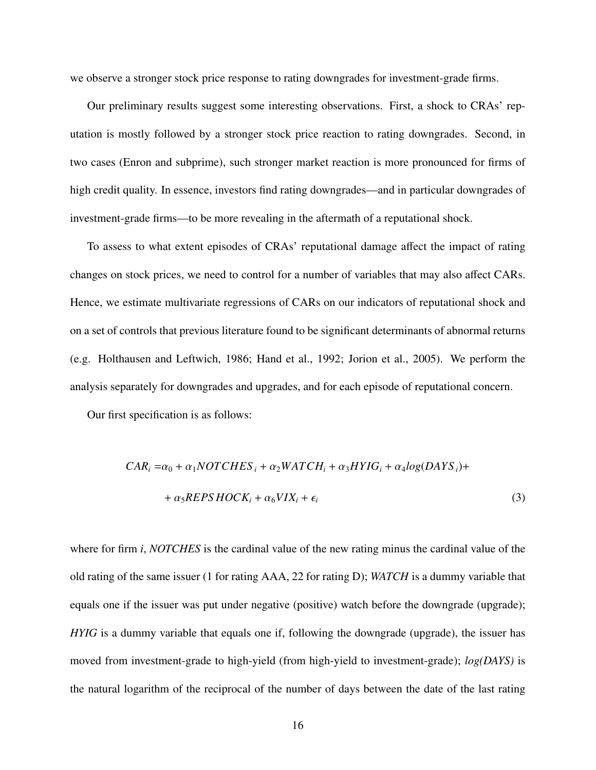we observe a stronger stock price response to rating downgrades for investment-grade firms.

Our preliminary results suggest some interesting observations. First, a shock to CRAs' reputation is mostly followed by a stronger stock price reaction to rating downgrades. Second, in two cases (Enron and subprime), such stronger market reaction is more pronounced for firms of high credit quality. In essence, investors find rating downgrades—and in particular downgrades of investment-grade firms—to be more revealing in the aftermath of a reputational shock.

To assess to what extent episodes of CRAs' reputational damage affect the impact of rating changes on stock prices, we need to control for a number of variables that may also affect CARs. Hence, we estimate multivariate regressions of CARs on our indicators of reputational shock and on a set of controls that previous literature found to be significant determinants of abnormal returns (e.g. Holthausen and Leftwich, 1986; Hand et al., 1992; Jorion et al., 2005). We perform the analysis separately for downgrades and upgrades, and for each episode of reputational concern.

Our first specification is as follows:

$$
\begin{aligned}
CAR_i = & \alpha_0 + \alpha_1 NOTCHES_i + \alpha_2 WATCH_i + \alpha_3 HYIG_i + \alpha_4 log(DAYS_i) + \\
& + \alpha_5 REPSHOCK_i + \alpha_6 VIX_i + \epsilon_i
\end{aligned}
\tag{3}
$$

where for firm *i*, *NOTCHES* is the cardinal value of the new rating minus the cardinal value of the old rating of the same issuer (1 for rating AAA, 22 for rating D); *WATCH* is a dummy variable that equals one if the issuer was put under negative (positive) watch before the downgrade (upgrade); *HYIG* is a dummy variable that equals one if, following the downgrade (upgrade), the issuer has moved from investment-grade to high-yield (from high-yield to investment-grade); *log(DAYS)* is the natural logarithm of the reciprocal of the number of days between the date of the last rating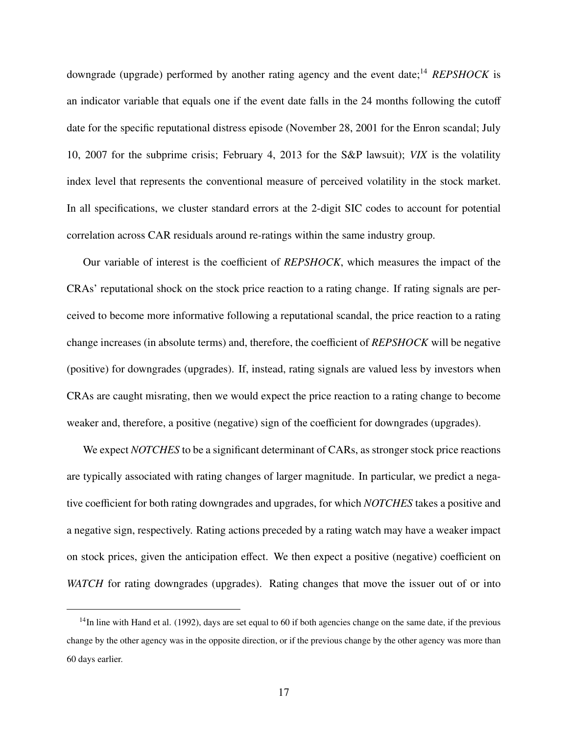downgrade (upgrade) performed by another rating agency and the event date;[14] *REPSHOCK* is an indicator variable that equals one if the event date falls in the 24 months following the cutoff date for the specific reputational distress episode (November 28, 2001 for the Enron scandal; July 10, 2007 for the subprime crisis; February 4, 2013 for the S&P lawsuit); *VIX* is the volatility index level that represents the conventional measure of perceived volatility in the stock market. In all specifications, we cluster standard errors at the 2-digit SIC codes to account for potential correlation across CAR residuals around re-ratings within the same industry group.

Our variable of interest is the coefficient of *REPSHOCK*, which measures the impact of the CRAs' reputational shock on the stock price reaction to a rating change. If rating signals are perceived to become more informative following a reputational scandal, the price reaction to a rating change increases (in absolute terms) and, therefore, the coefficient of *REPSHOCK* will be negative (positive) for downgrades (upgrades). If, instead, rating signals are valued less by investors when CRAs are caught misrating, then we would expect the price reaction to a rating change to become weaker and, therefore, a positive (negative) sign of the coefficient for downgrades (upgrades).

We expect *NOTCHES* to be a significant determinant of CARs, as stronger stock price reactions are typically associated with rating changes of larger magnitude. In particular, we predict a negative coefficient for both rating downgrades and upgrades, for which *NOTCHES* takes a positive and a negative sign, respectively. Rating actions preceded by a rating watch may have a weaker impact on stock prices, given the anticipation effect. We then expect a positive (negative) coefficient on *WATCH* for rating downgrades (upgrades). Rating changes that move the issuer out of or into

[14] In line with Hand et al. (1992), days are set equal to 60 if both agencies change on the same date, if the previous change by the other agency was in the opposite direction, or if the previous change by the other agency was more than 60 days earlier.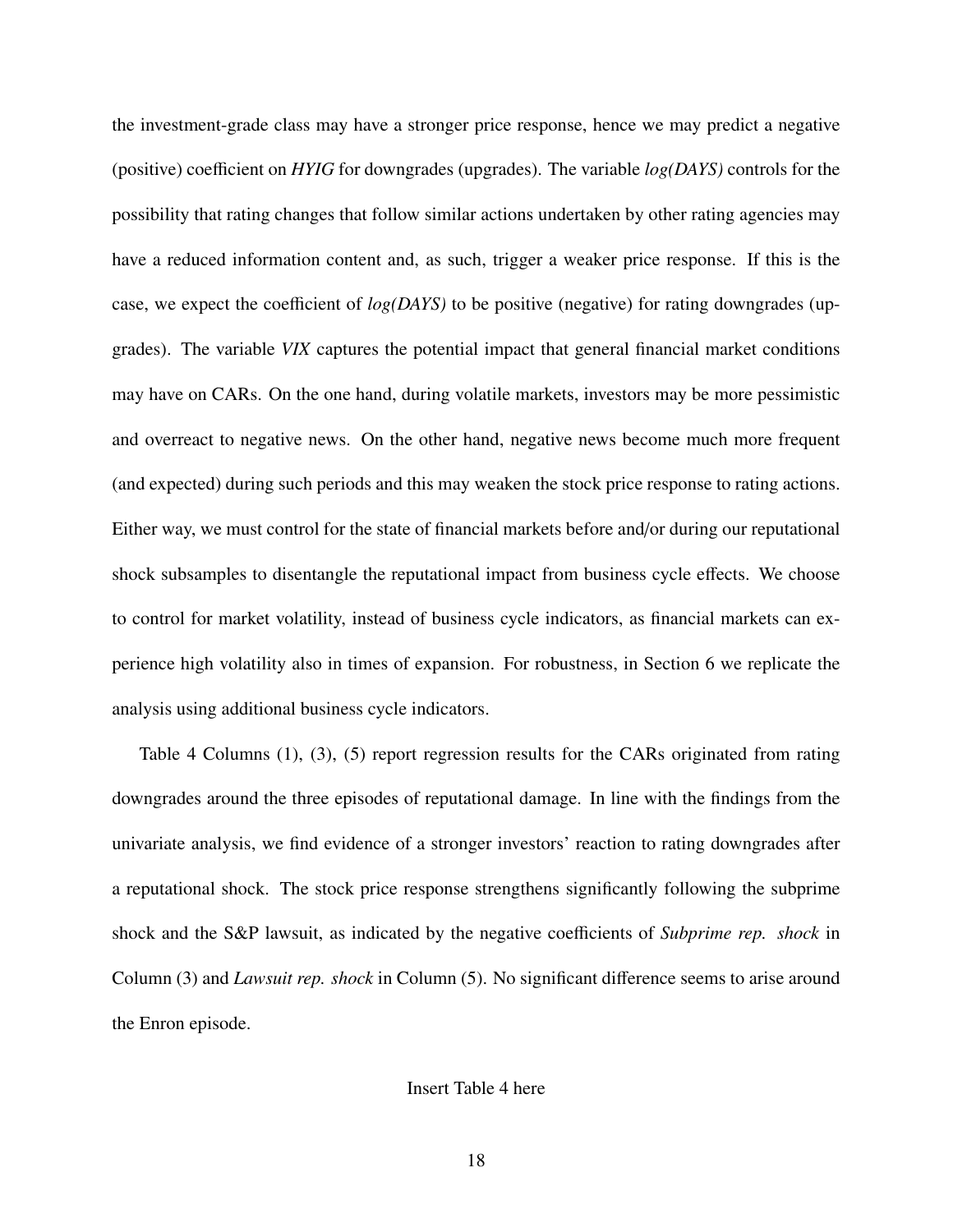the investment-grade class may have a stronger price response, hence we may predict a negative (positive) coefficient on *HYIG* for downgrades (upgrades). The variable *log(DAYS)* controls for the possibility that rating changes that follow similar actions undertaken by other rating agencies may have a reduced information content and, as such, trigger a weaker price response. If this is the case, we expect the coefficient of *log(DAYS)* to be positive (negative) for rating downgrades (upgrades). The variable *VIX* captures the potential impact that general financial market conditions may have on CARs. On the one hand, during volatile markets, investors may be more pessimistic and overreact to negative news. On the other hand, negative news become much more frequent (and expected) during such periods and this may weaken the stock price response to rating actions. Either way, we must control for the state of financial markets before and/or during our reputational shock subsamples to disentangle the reputational impact from business cycle effects. We choose to control for market volatility, instead of business cycle indicators, as financial markets can experience high volatility also in times of expansion. For robustness, in Section 6 we replicate the analysis using additional business cycle indicators.

Table 4 Columns (1), (3), (5) report regression results for the CARs originated from rating downgrades around the three episodes of reputational damage. In line with the findings from the univariate analysis, we find evidence of a stronger investors' reaction to rating downgrades after a reputational shock. The stock price response strengthens significantly following the subprime shock and the S&P lawsuit, as indicated by the negative coefficients of *Subprime rep. shock* in Column (3) and *Lawsuit rep. shock* in Column (5). No significant difference seems to arise around the Enron episode.

Insert Table 4 here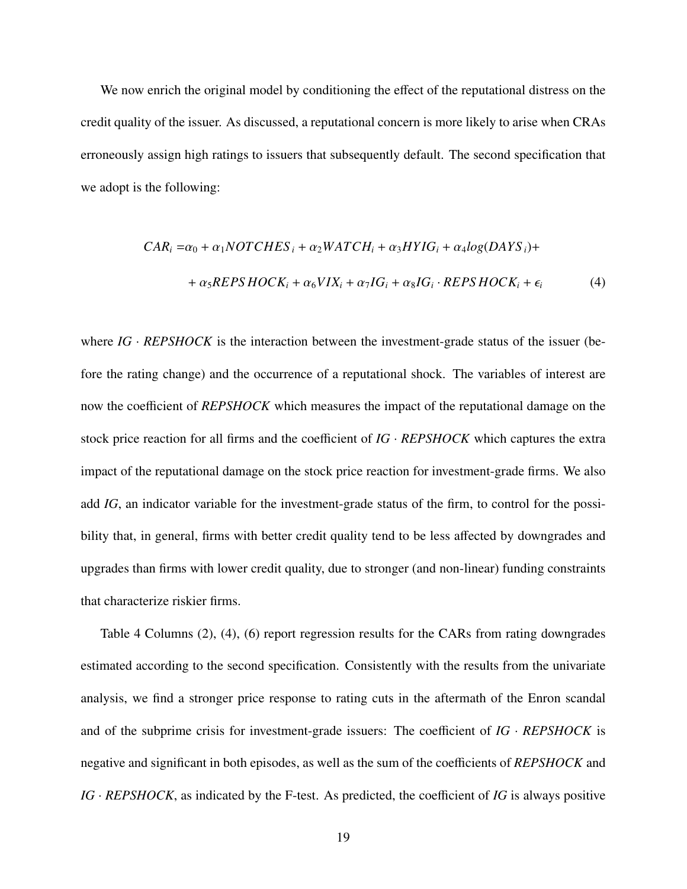We now enrich the original model by conditioning the effect of the reputational distress on the credit quality of the issuer. As discussed, a reputational concern is more likely to arise when CRAs erroneously assign high ratings to issuers that subsequently default. The second specification that we adopt is the following:

$$
\begin{aligned}
CAR_i = & \alpha_0 + \alpha_1 NOTCHES_i + \alpha_2 WATCH_i + \alpha_3 HYIG_i + \alpha_4 log(DAYS_i) + \\
& + \alpha_5 REPSHOCK_i + \alpha_6 VIX_i + \alpha_7 IG_i + \alpha_8 IG_i \cdot REPSHOCK_i + \epsilon_i
\end{aligned} \tag{4}
$$

where *IG* · *REPSHOCK* is the interaction between the investment-grade status of the issuer (before the rating change) and the occurrence of a reputational shock. The variables of interest are now the coefficient of ***REPSHOCK*** which measures the impact of the reputational damage on the stock price reaction for all firms and the coefficient of ***IG* · *REPSHOCK*** which captures the extra impact of the reputational damage on the stock price reaction for investment-grade firms. We also add *IG*, an indicator variable for the investment-grade status of the firm, to control for the possibility that, in general, firms with better credit quality tend to be less affected by downgrades and upgrades than firms with lower credit quality, due to stronger (and non-linear) funding constraints that characterize riskier firms.

Table 4 Columns (2), (4), (6) report regression results for the CARs from rating downgrades estimated according to the second specification. Consistently with the results from the univariate analysis, we find a stronger price response to rating cuts in the aftermath of the Enron scandal and of the subprime crisis for investment-grade issuers: The coefficient of *IG* · *REPSHOCK* is negative and significant in both episodes, as well as the sum of the coefficients of *REPSHOCK* and *IG* · *REPSHOCK*, as indicated by the F-test. As predicted, the coefficient of *IG* is always positive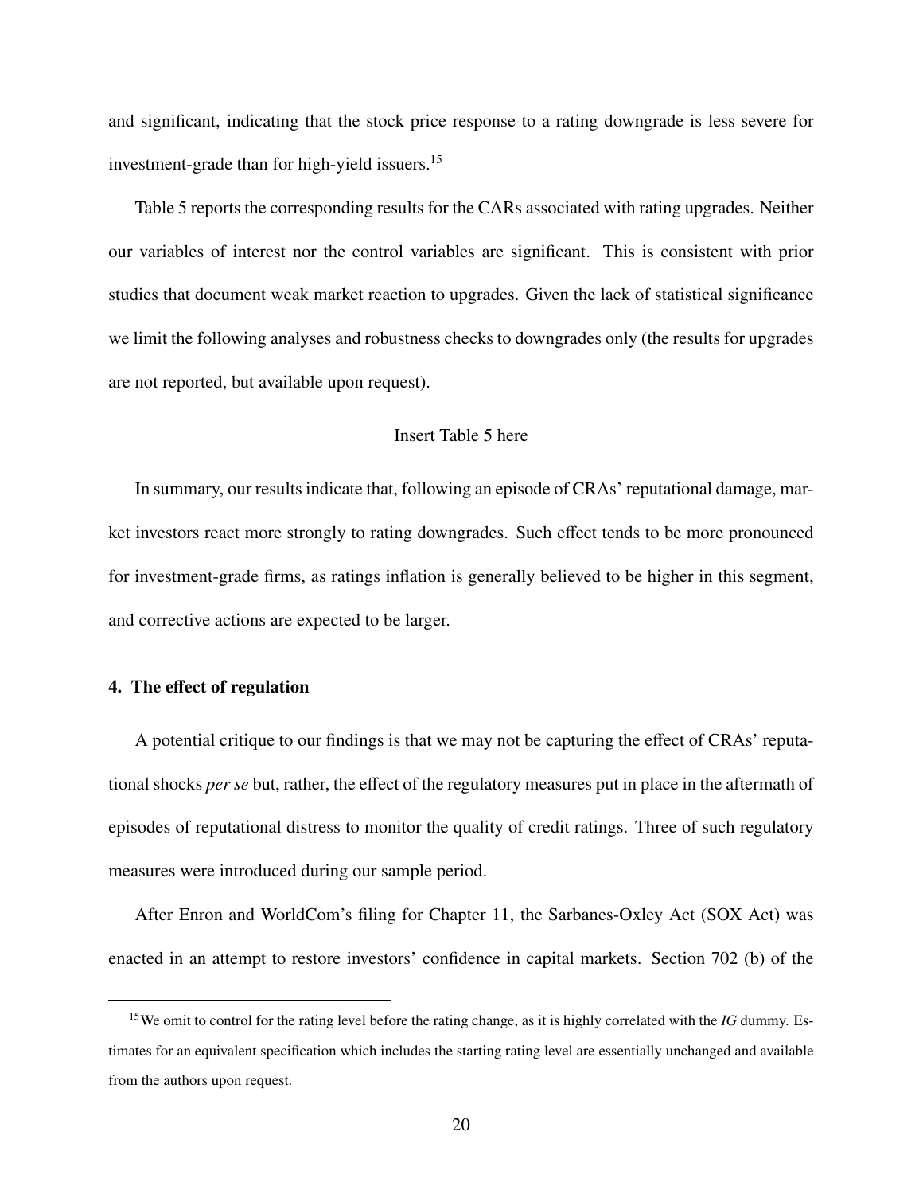and significant, indicating that the stock price response to a rating downgrade is less severe for investment-grade than for high-yield issuers.[15]

Table 5 reports the corresponding results for the CARs associated with rating upgrades. Neither our variables of interest nor the control variables are significant. This is consistent with prior studies that document weak market reaction to upgrades. Given the lack of statistical significance we limit the following analyses and robustness checks to downgrades only (the results for upgrades are not reported, but available upon request).

Insert Table 5 here

In summary, our results indicate that, following an episode of CRAs' reputational damage, market investors react more strongly to rating downgrades. Such effect tends to be more pronounced for investment-grade firms, as ratings inflation is generally believed to be higher in this segment, and corrective actions are expected to be larger.

## 4. The effect of regulation

A potential critique to our findings is that we may not be capturing the effect of CRAs' reputational shocks *per se* but, rather, the effect of the regulatory measures put in place in the aftermath of episodes of reputational distress to monitor the quality of credit ratings. Three of such regulatory measures were introduced during our sample period.

After Enron and WorldCom's filing for Chapter 11, the Sarbanes-Oxley Act (SOX Act) was enacted in an attempt to restore investors' confidence in capital markets. Section 702 (b) of the

---

[15] We omit to control for the rating level before the rating change, as it is highly correlated with the *IG* dummy. Estimates for an equivalent specification which includes the starting rating level are essentially unchanged and available from the authors upon request.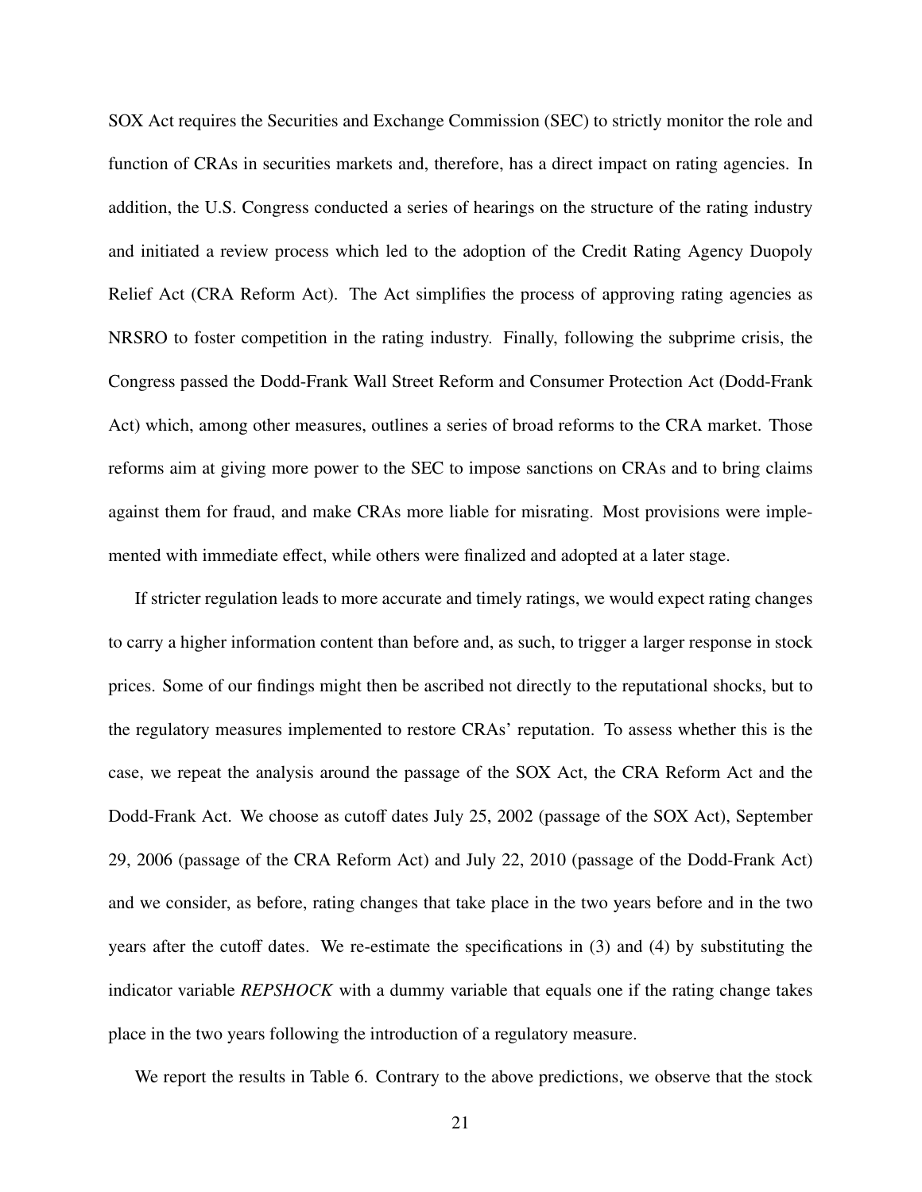SOX Act requires the Securities and Exchange Commission (SEC) to strictly monitor the role and function of CRAs in securities markets and, therefore, has a direct impact on rating agencies. In addition, the U.S. Congress conducted a series of hearings on the structure of the rating industry and initiated a review process which led to the adoption of the Credit Rating Agency Duopoly Relief Act (CRA Reform Act). The Act simplifies the process of approving rating agencies as NRSRO to foster competition in the rating industry. Finally, following the subprime crisis, the Congress passed the Dodd-Frank Wall Street Reform and Consumer Protection Act (Dodd-Frank Act) which, among other measures, outlines a series of broad reforms to the CRA market. Those reforms aim at giving more power to the SEC to impose sanctions on CRAs and to bring claims against them for fraud, and make CRAs more liable for misrating. Most provisions were implemented with immediate effect, while others were finalized and adopted at a later stage.

If stricter regulation leads to more accurate and timely ratings, we would expect rating changes to carry a higher information content than before and, as such, to trigger a larger response in stock prices. Some of our findings might then be ascribed not directly to the reputational shocks, but to the regulatory measures implemented to restore CRAs' reputation. To assess whether this is the case, we repeat the analysis around the passage of the SOX Act, the CRA Reform Act and the Dodd-Frank Act. We choose as cutoff dates July 25, 2002 (passage of the SOX Act), September 29, 2006 (passage of the CRA Reform Act) and July 22, 2010 (passage of the Dodd-Frank Act) and we consider, as before, rating changes that take place in the two years before and in the two years after the cutoff dates. We re-estimate the specifications in (3) and (4) by substituting the indicator variable *REPSHOCK* with a dummy variable that equals one if the rating change takes place in the two years following the introduction of a regulatory measure.

We report the results in Table 6. Contrary to the above predictions, we observe that the stock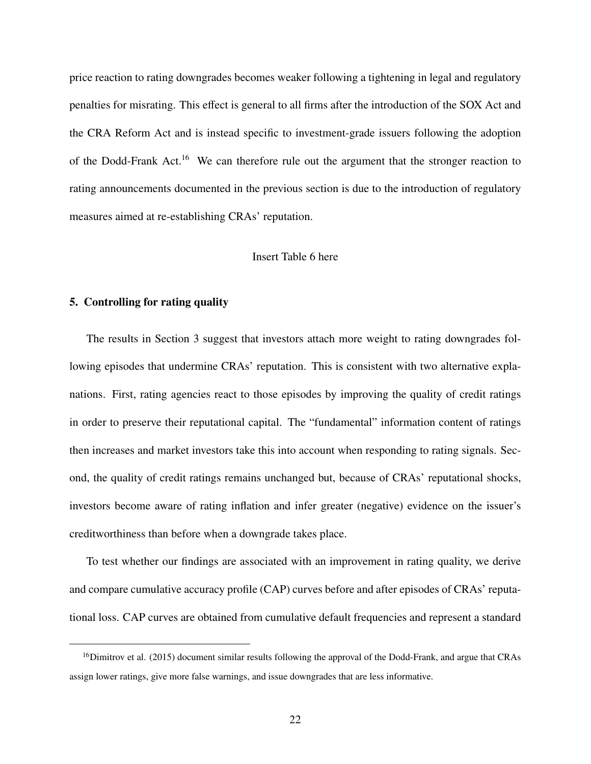price reaction to rating downgrades becomes weaker following a tightening in legal and regulatory penalties for misrating. This effect is general to all firms after the introduction of the SOX Act and the CRA Reform Act and is instead specific to investment-grade issuers following the adoption of the Dodd-Frank Act.[16] We can therefore rule out the argument that the stronger reaction to rating announcements documented in the previous section is due to the introduction of regulatory measures aimed at re-establishing CRAs' reputation.

Insert Table 6 here

## 5. Controlling for rating quality

The results in Section 3 suggest that investors attach more weight to rating downgrades following episodes that undermine CRAs' reputation. This is consistent with two alternative explanations. First, rating agencies react to those episodes by improving the quality of credit ratings in order to preserve their reputational capital. The "fundamental" information content of ratings then increases and market investors take this into account when responding to rating signals. Second, the quality of credit ratings remains unchanged but, because of CRAs' reputational shocks, investors become aware of rating inflation and infer greater (negative) evidence on the issuer's creditworthiness than before when a downgrade takes place.

To test whether our findings are associated with an improvement in rating quality, we derive and compare cumulative accuracy profile (CAP) curves before and after episodes of CRAs' reputational loss. CAP curves are obtained from cumulative default frequencies and represent a standard

[16] Dimitrov et al. (2015) document similar results following the approval of the Dodd-Frank, and argue that CRAs assign lower ratings, give more false warnings, and issue downgrades that are less informative.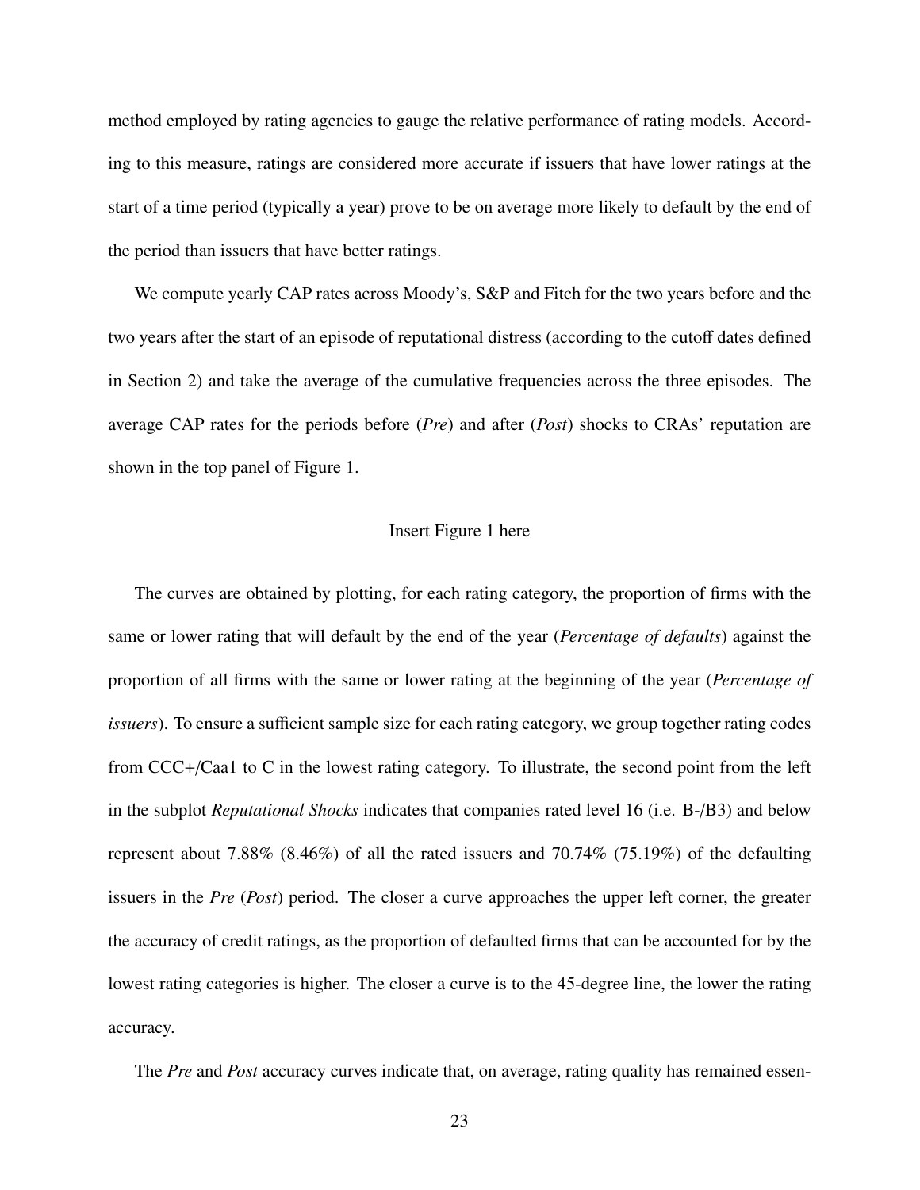method employed by rating agencies to gauge the relative performance of rating models. According to this measure, ratings are considered more accurate if issuers that have lower ratings at the start of a time period (typically a year) prove to be on average more likely to default by the end of the period than issuers that have better ratings.

We compute yearly CAP rates across Moody's, S&P and Fitch for the two years before and the two years after the start of an episode of reputational distress (according to the cutoff dates defined in Section 2) and take the average of the cumulative frequencies across the three episodes. The average CAP rates for the periods before (*Pre*) and after (*Post*) shocks to CRAs' reputation are shown in the top panel of Figure 1.

Insert Figure 1 here

The curves are obtained by plotting, for each rating category, the proportion of firms with the same or lower rating that will default by the end of the year (*Percentage of defaults*) against the proportion of all firms with the same or lower rating at the beginning of the year (*Percentage of issuers*). To ensure a sufficient sample size for each rating category, we group together rating codes from CCC+/Caa1 to C in the lowest rating category. To illustrate, the second point from the left in the subplot *Reputational Shocks* indicates that companies rated level 16 (i.e. B-/B3) and below represent about 7.88% (8.46%) of all the rated issuers and 70.74% (75.19%) of the defaulting issuers in the *Pre* (*Post*) period. The closer a curve approaches the upper left corner, the greater the accuracy of credit ratings, as the proportion of defaulted firms that can be accounted for by the lowest rating categories is higher. The closer a curve is to the 45-degree line, the lower the rating accuracy.

The *Pre* and *Post* accuracy curves indicate that, on average, rating quality has remained essen-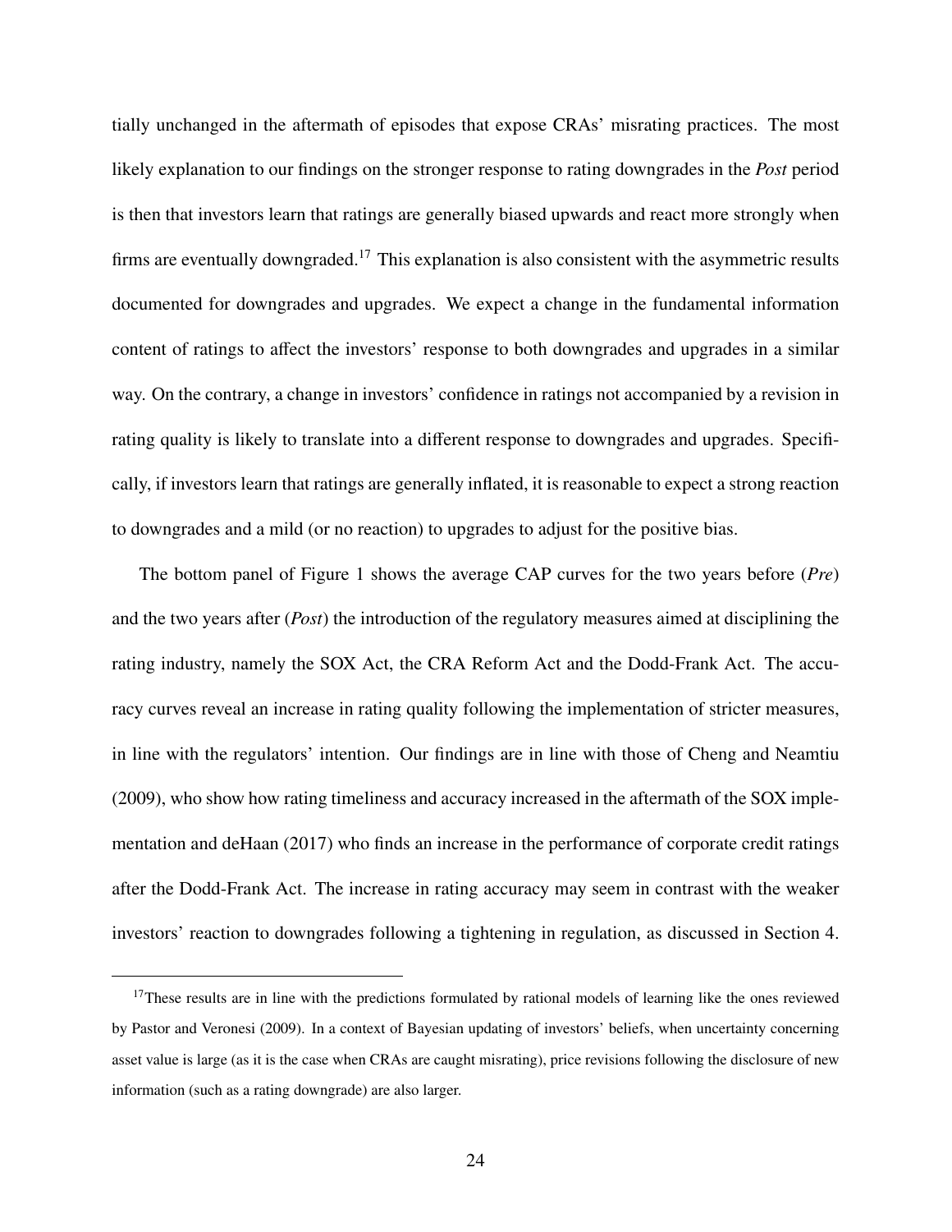tially unchanged in the aftermath of episodes that expose CRAs' misrating practices. The most likely explanation to our findings on the stronger response to rating downgrades in the *Post* period is then that investors learn that ratings are generally biased upwards and react more strongly when firms are eventually downgraded.[17] This explanation is also consistent with the asymmetric results documented for downgrades and upgrades. We expect a change in the fundamental information content of ratings to affect the investors' response to both downgrades and upgrades in a similar way. On the contrary, a change in investors' confidence in ratings not accompanied by a revision in rating quality is likely to translate into a different response to downgrades and upgrades. Specifically, if investors learn that ratings are generally inflated, it is reasonable to expect a strong reaction to downgrades and a mild (or no reaction) to upgrades to adjust for the positive bias.

The bottom panel of Figure 1 shows the average CAP curves for the two years before (*Pre*) and the two years after (*Post*) the introduction of the regulatory measures aimed at disciplining the rating industry, namely the SOX Act, the CRA Reform Act and the Dodd-Frank Act. The accuracy curves reveal an increase in rating quality following the implementation of stricter measures, in line with the regulators' intention. Our findings are in line with those of Cheng and Neamtiu (2009), who show how rating timeliness and accuracy increased in the aftermath of the SOX implementation and deHaan (2017) who finds an increase in the performance of corporate credit ratings after the Dodd-Frank Act. The increase in rating accuracy may seem in contrast with the weaker investors' reaction to downgrades following a tightening in regulation, as discussed in Section 4.

[17] These results are in line with the predictions formulated by rational models of learning like the ones reviewed by Pastor and Veronesi (2009). In a context of Bayesian updating of investors' beliefs, when uncertainty concerning asset value is large (as it is the case when CRAs are caught misrating), price revisions following the disclosure of new information (such as a rating downgrade) are also larger.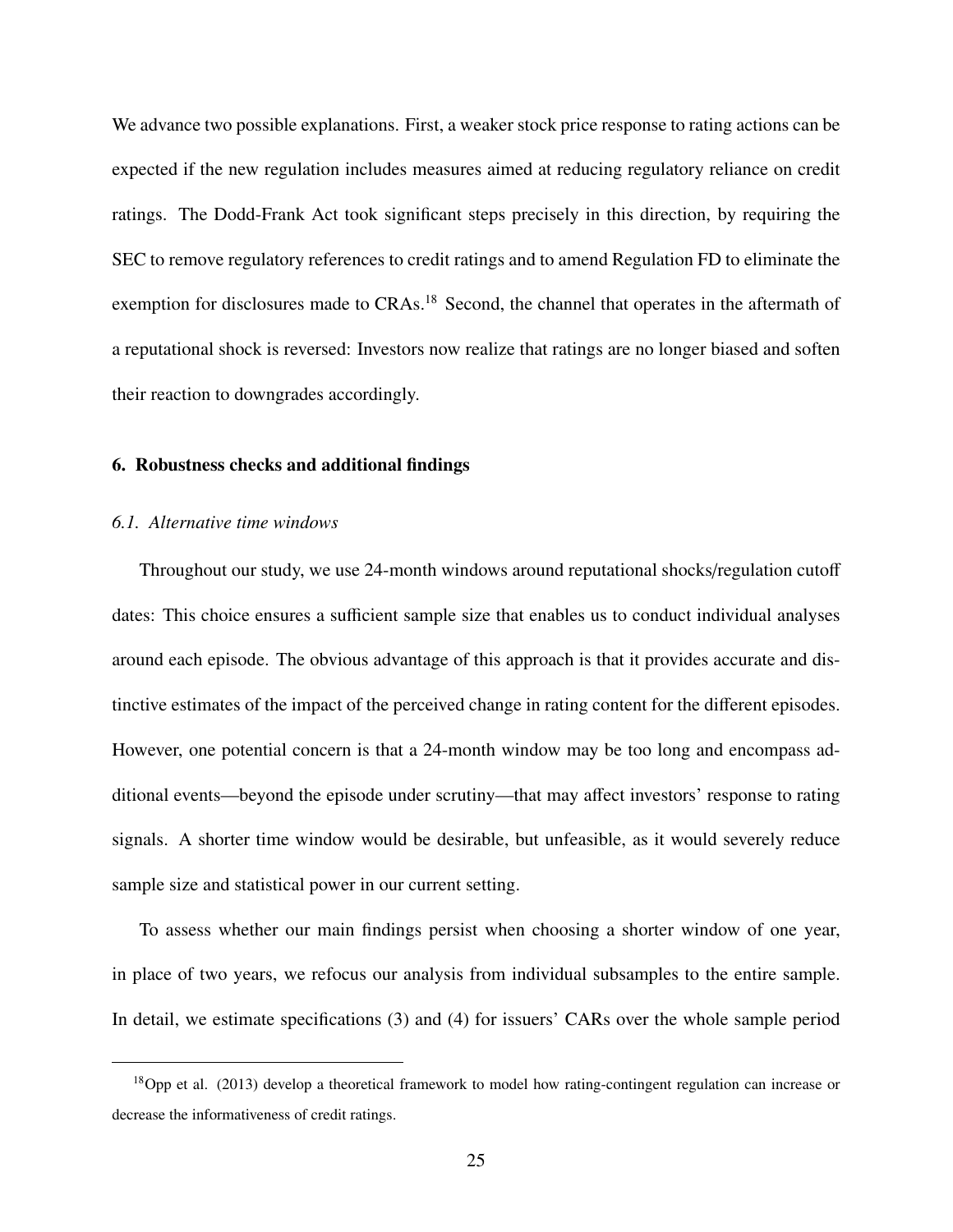We advance two possible explanations. First, a weaker stock price response to rating actions can be expected if the new regulation includes measures aimed at reducing regulatory reliance on credit ratings. The Dodd-Frank Act took significant steps precisely in this direction, by requiring the SEC to remove regulatory references to credit ratings and to amend Regulation FD to eliminate the exemption for disclosures made to CRAs.[18] Second, the channel that operates in the aftermath of a reputational shock is reversed: Investors now realize that ratings are no longer biased and soften their reaction to downgrades accordingly.

## 6. Robustness checks and additional findings

### *6.1. Alternative time windows*

Throughout our study, we use 24-month windows around reputational shocks/regulation cutoff dates: This choice ensures a sufficient sample size that enables us to conduct individual analyses around each episode. The obvious advantage of this approach is that it provides accurate and distinctive estimates of the impact of the perceived change in rating content for the different episodes. However, one potential concern is that a 24-month window may be too long and encompass additional events—beyond the episode under scrutiny—that may affect investors' response to rating signals. A shorter time window would be desirable, but unfeasible, as it would severely reduce sample size and statistical power in our current setting.

To assess whether our main findings persist when choosing a shorter window of one year, in place of two years, we refocus our analysis from individual subsamples to the entire sample. In detail, we estimate specifications (3) and (4) for issuers' CARs over the whole sample period

---

[18] Opp et al. (2013) develop a theoretical framework to model how rating-contingent regulation can increase or decrease the informativeness of credit ratings.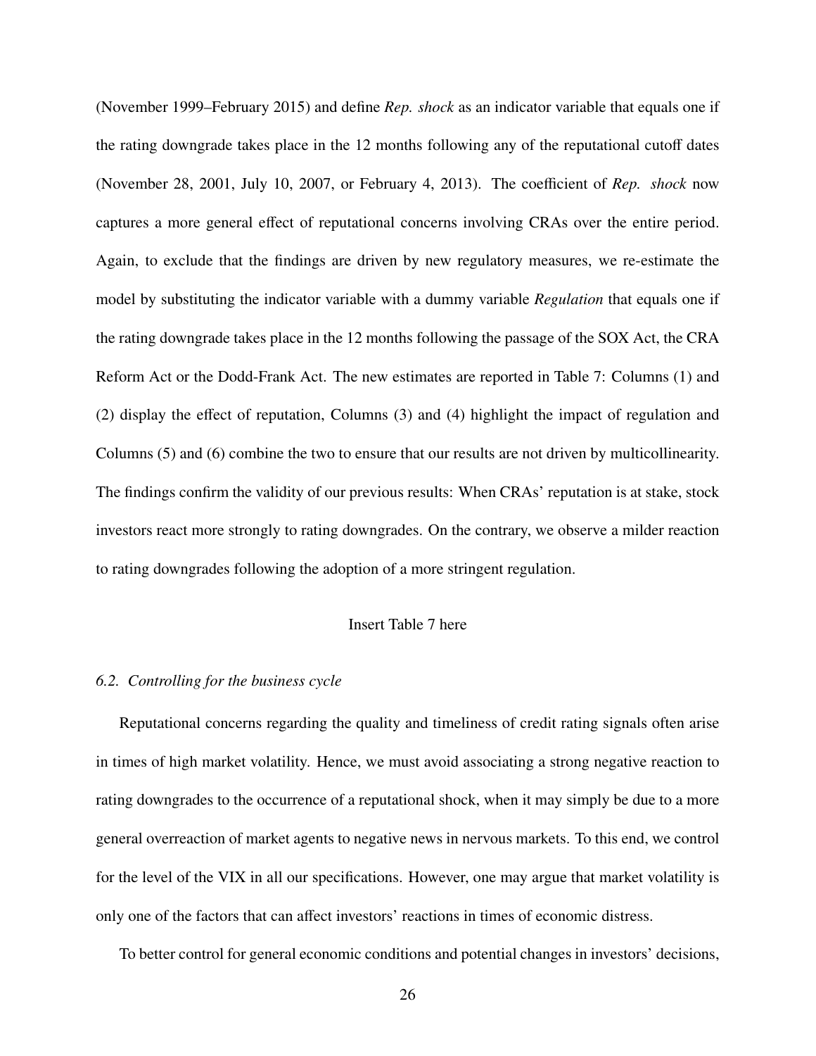(November 1999–February 2015) and define *Rep. shock* as an indicator variable that equals one if the rating downgrade takes place in the 12 months following any of the reputational cutoff dates (November 28, 2001, July 10, 2007, or February 4, 2013). The coefficient of *Rep. shock* now captures a more general effect of reputational concerns involving CRAs over the entire period. Again, to exclude that the findings are driven by new regulatory measures, we re-estimate the model by substituting the indicator variable with a dummy variable *Regulation* that equals one if the rating downgrade takes place in the 12 months following the passage of the SOX Act, the CRA Reform Act or the Dodd-Frank Act. The new estimates are reported in Table 7: Columns (1) and (2) display the effect of reputation, Columns (3) and (4) highlight the impact of regulation and Columns (5) and (6) combine the two to ensure that our results are not driven by multicollinearity. The findings confirm the validity of our previous results: When CRAs' reputation is at stake, stock investors react more strongly to rating downgrades. On the contrary, we observe a milder reaction to rating downgrades following the adoption of a more stringent regulation.

Insert Table 7 here

### 6.2. *Controlling for the business cycle*

Reputational concerns regarding the quality and timeliness of credit rating signals often arise in times of high market volatility. Hence, we must avoid associating a strong negative reaction to rating downgrades to the occurrence of a reputational shock, when it may simply be due to a more general overreaction of market agents to negative news in nervous markets. To this end, we control for the level of the VIX in all our specifications. However, one may argue that market volatility is only one of the factors that can affect investors' reactions in times of economic distress.

To better control for general economic conditions and potential changes in investors' decisions,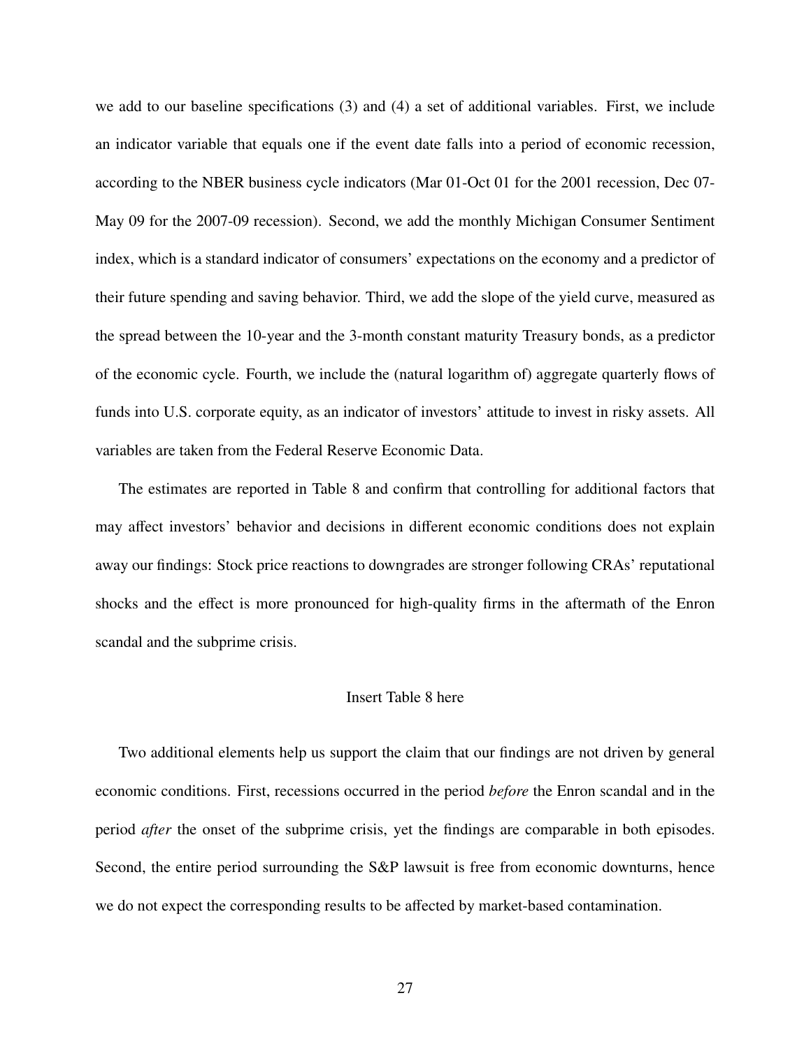we add to our baseline specifications (3) and (4) a set of additional variables. First, we include an indicator variable that equals one if the event date falls into a period of economic recession, according to the NBER business cycle indicators (Mar 01-Oct 01 for the 2001 recession, Dec 07-May 09 for the 2007-09 recession). Second, we add the monthly Michigan Consumer Sentiment index, which is a standard indicator of consumers' expectations on the economy and a predictor of their future spending and saving behavior. Third, we add the slope of the yield curve, measured as the spread between the 10-year and the 3-month constant maturity Treasury bonds, as a predictor of the economic cycle. Fourth, we include the (natural logarithm of) aggregate quarterly flows of funds into U.S. corporate equity, as an indicator of investors' attitude to invest in risky assets. All variables are taken from the Federal Reserve Economic Data.

The estimates are reported in Table 8 and confirm that controlling for additional factors that may affect investors' behavior and decisions in different economic conditions does not explain away our findings: Stock price reactions to downgrades are stronger following CRAs' reputational shocks and the effect is more pronounced for high-quality firms in the aftermath of the Enron scandal and the subprime crisis.

Insert Table 8 here

Two additional elements help us support the claim that our findings are not driven by general economic conditions. First, recessions occurred in the period *before* the Enron scandal and in the period *after* the onset of the subprime crisis, yet the findings are comparable in both episodes. Second, the entire period surrounding the S&P lawsuit is free from economic downturns, hence we do not expect the corresponding results to be affected by market-based contamination.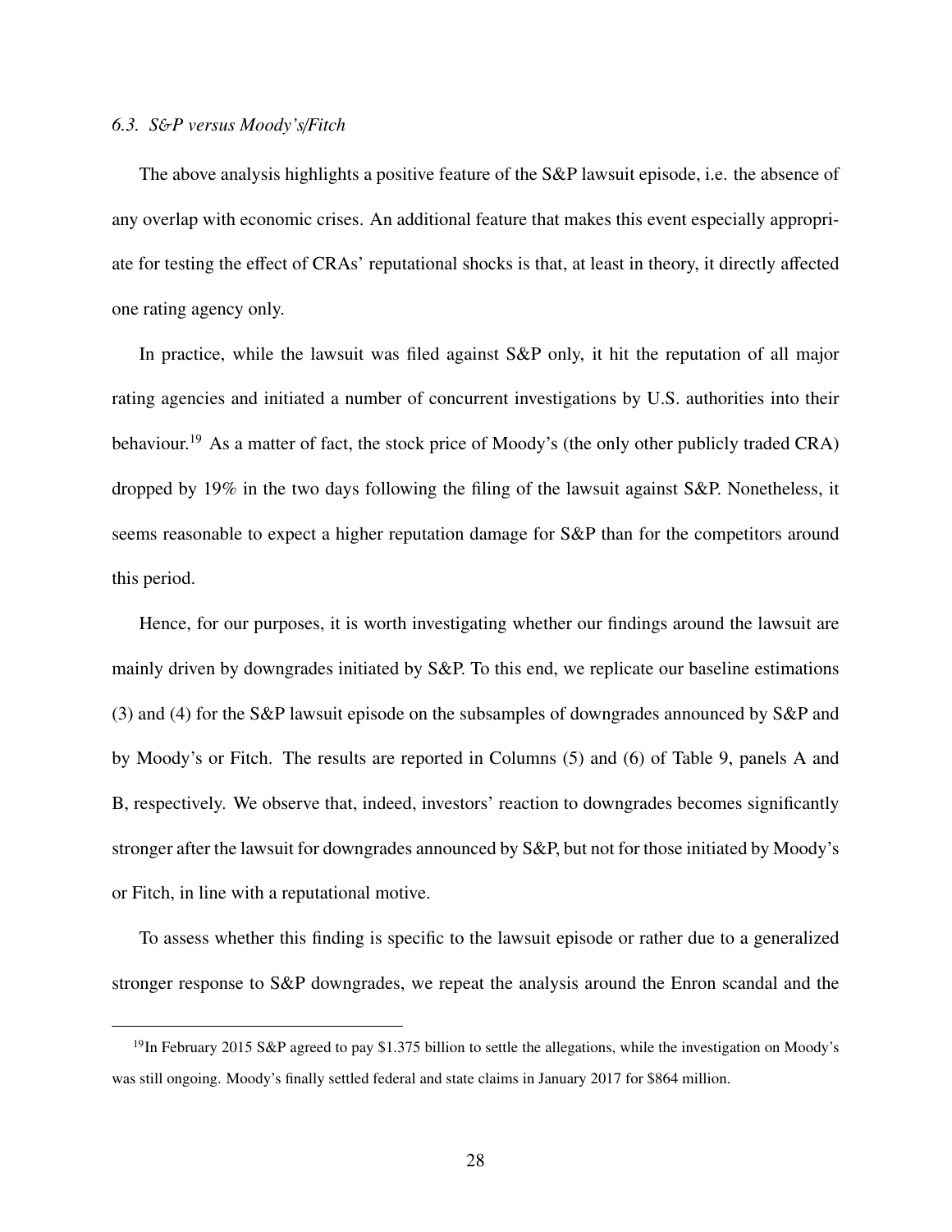### *6.3. S&P versus Moody's/Fitch*

The above analysis highlights a positive feature of the S&P lawsuit episode, i.e. the absence of any overlap with economic crises. An additional feature that makes this event especially appropriate for testing the effect of CRAs' reputational shocks is that, at least in theory, it directly affected one rating agency only.

In practice, while the lawsuit was filed against S&P only, it hit the reputation of all major rating agencies and initiated a number of concurrent investigations by U.S. authorities into their behaviour.[19] As a matter of fact, the stock price of Moody's (the only other publicly traded CRA) dropped by 19% in the two days following the filing of the lawsuit against S&P. Nonetheless, it seems reasonable to expect a higher reputation damage for S&P than for the competitors around this period.

Hence, for our purposes, it is worth investigating whether our findings around the lawsuit are mainly driven by downgrades initiated by S&P. To this end, we replicate our baseline estimations (3) and (4) for the S&P lawsuit episode on the subsamples of downgrades announced by S&P and by Moody's or Fitch. The results are reported in Columns (5) and (6) of Table 9, panels A and B, respectively. We observe that, indeed, investors' reaction to downgrades becomes significantly stronger after the lawsuit for downgrades announced by S&P, but not for those initiated by Moody's or Fitch, in line with a reputational motive.

To assess whether this finding is specific to the lawsuit episode or rather due to a generalized stronger response to S&P downgrades, we repeat the analysis around the Enron scandal and the

[19] In February 2015 S&P agreed to pay $1.375 billion to settle the allegations, while the investigation on Moody's was still ongoing. Moody's finally settled federal and state claims in January 2017 for $864 million.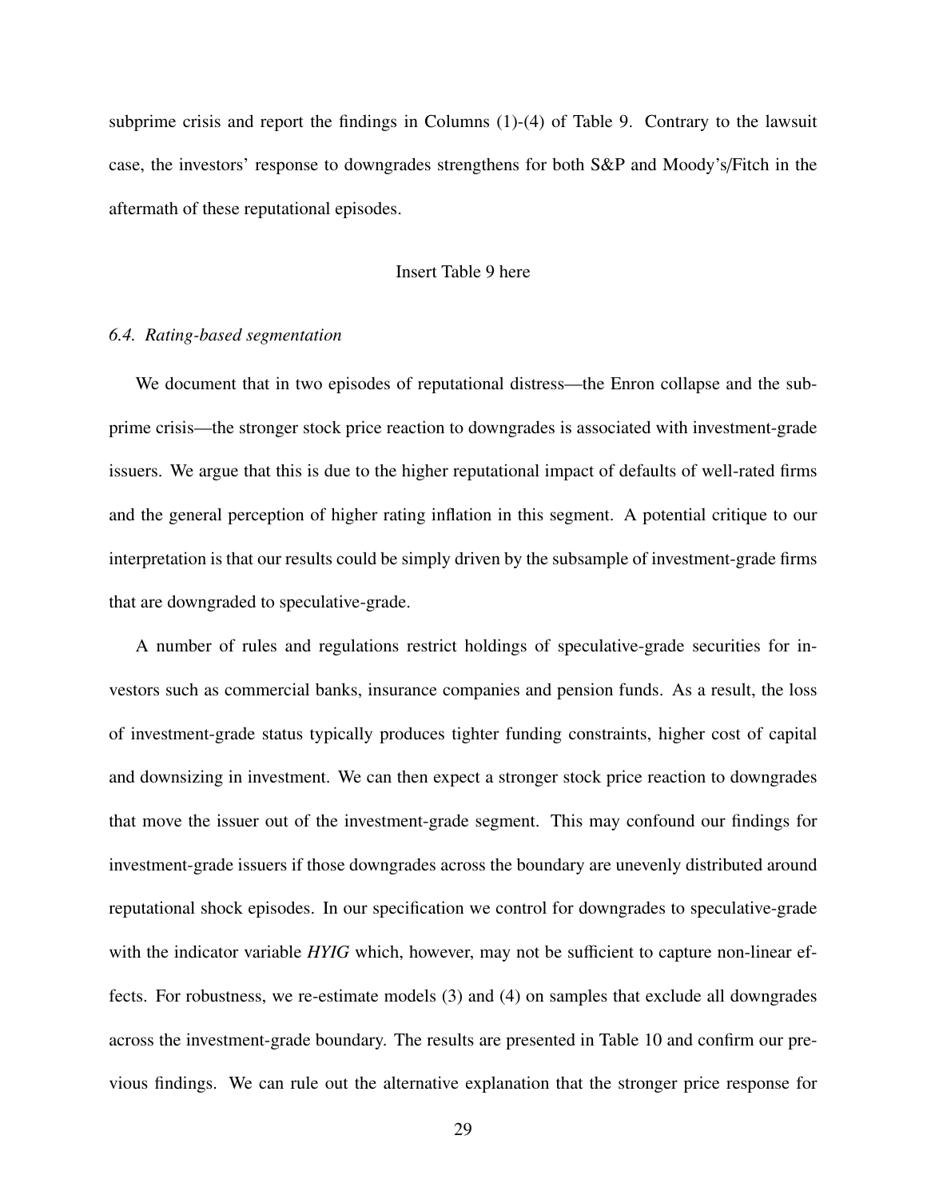subprime crisis and report the findings in Columns (1)-(4) of Table 9. Contrary to the lawsuit case, the investors' response to downgrades strengthens for both S&P and Moody's/Fitch in the aftermath of these reputational episodes.

Insert Table 9 here

### *6.4. Rating-based segmentation*

We document that in two episodes of reputational distress—the Enron collapse and the subprime crisis—the stronger stock price reaction to downgrades is associated with investment-grade issuers. We argue that this is due to the higher reputational impact of defaults of well-rated firms and the general perception of higher rating inflation in this segment. A potential critique to our interpretation is that our results could be simply driven by the subsample of investment-grade firms that are downgraded to speculative-grade.

A number of rules and regulations restrict holdings of speculative-grade securities for investors such as commercial banks, insurance companies and pension funds. As a result, the loss of investment-grade status typically produces tighter funding constraints, higher cost of capital and downsizing in investment. We can then expect a stronger stock price reaction to downgrades that move the issuer out of the investment-grade segment. This may confound our findings for investment-grade issuers if those downgrades across the boundary are unevenly distributed around reputational shock episodes. In our specification we control for downgrades to speculative-grade with the indicator variable *HYIG* which, however, may not be sufficient to capture non-linear effects. For robustness, we re-estimate models (3) and (4) on samples that exclude all downgrades across the investment-grade boundary. The results are presented in Table 10 and confirm our previous findings. We can rule out the alternative explanation that the stronger price response for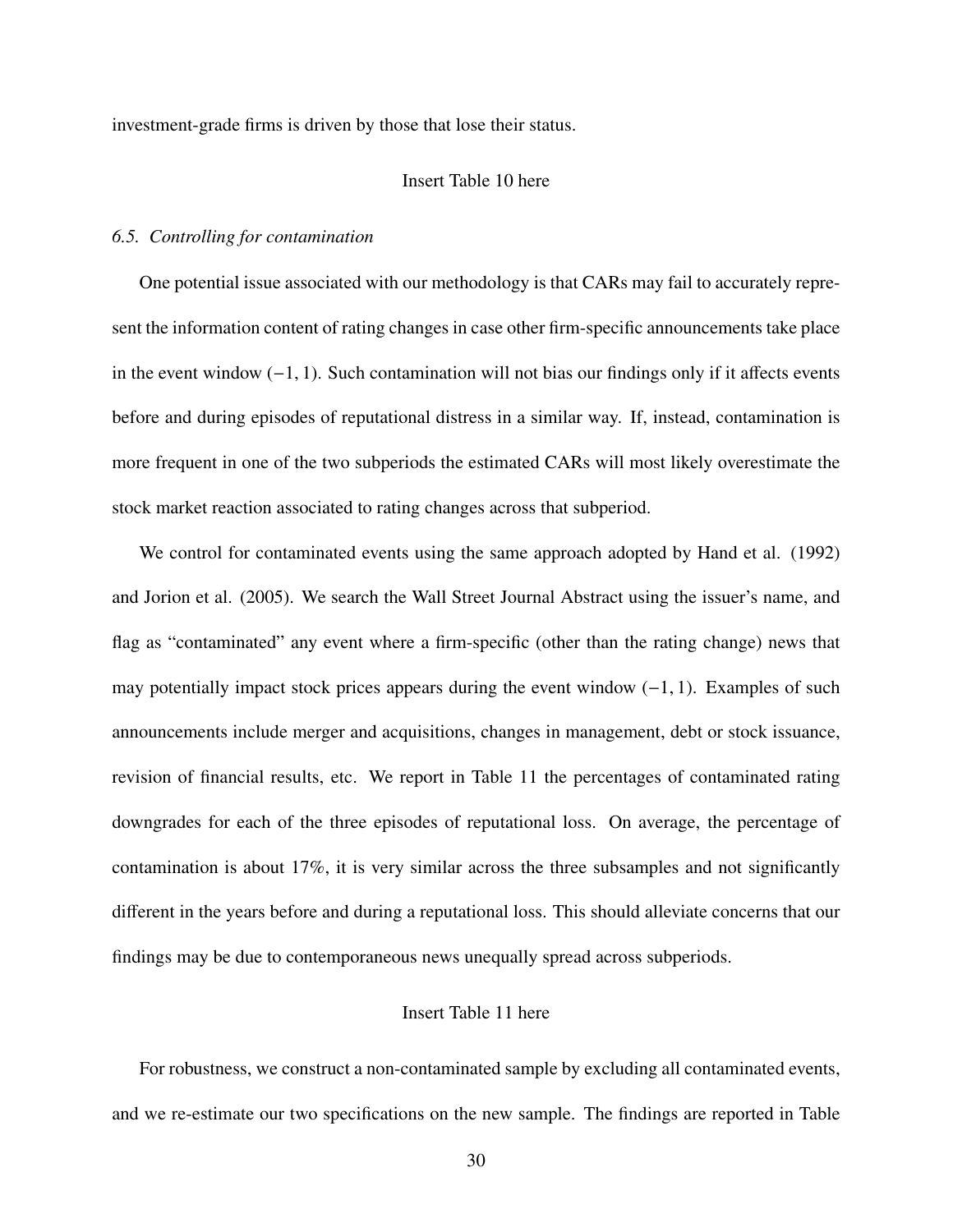investment-grade firms is driven by those that lose their status.

Insert Table 10 here

### *6.5. Controlling for contamination*

One potential issue associated with our methodology is that CARs may fail to accurately represent the information content of rating changes in case other firm-specific announcements take place in the event window $(-1, 1)$. Such contamination will not bias our findings only if it affects events before and during episodes of reputational distress in a similar way. If, instead, contamination is more frequent in one of the two subperiods the estimated CARs will most likely overestimate the stock market reaction associated to rating changes across that subperiod.

We control for contaminated events using the same approach adopted by Hand et al. (1992) and Jorion et al. (2005). We search the Wall Street Journal Abstract using the issuer's name, and flag as "contaminated" any event where a firm-specific (other than the rating change) news that may potentially impact stock prices appears during the event window $(-1, 1)$. Examples of such announcements include merger and acquisitions, changes in management, debt or stock issuance, revision of financial results, etc. We report in Table 11 the percentages of contaminated rating downgrades for each of the three episodes of reputational loss. On average, the percentage of contamination is about 17%, it is very similar across the three subsamples and not significantly different in the years before and during a reputational loss. This should alleviate concerns that our findings may be due to contemporaneous news unequally spread across subperiods.

Insert Table 11 here

For robustness, we construct a non-contaminated sample by excluding all contaminated events, and we re-estimate our two specifications on the new sample. The findings are reported in Table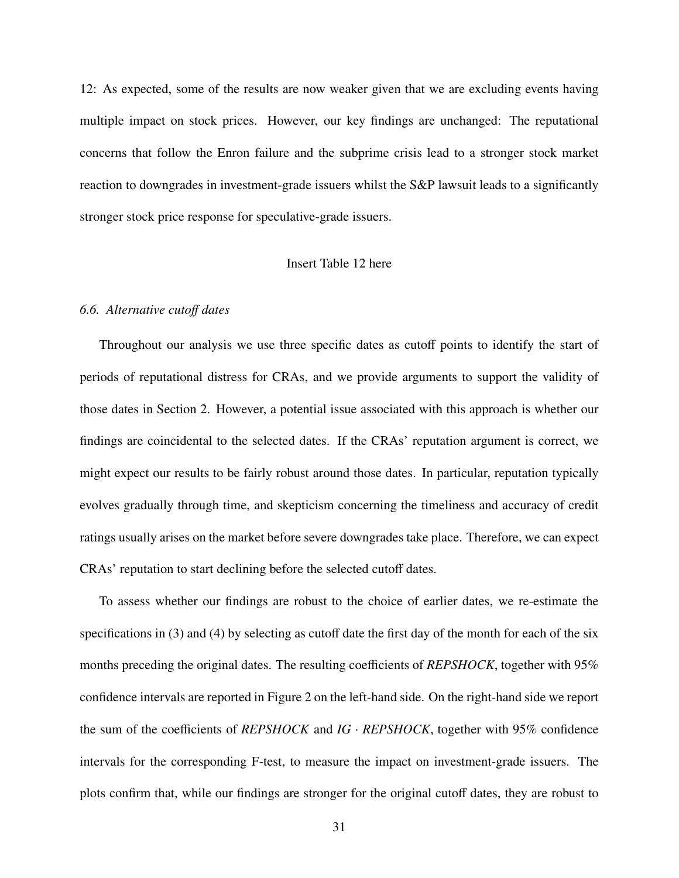12: As expected, some of the results are now weaker given that we are excluding events having multiple impact on stock prices. However, our key findings are unchanged: The reputational concerns that follow the Enron failure and the subprime crisis lead to a stronger stock market reaction to downgrades in investment-grade issuers whilst the S&P lawsuit leads to a significantly stronger stock price response for speculative-grade issuers.

Insert Table 12 here

### *6.6. Alternative cutoff dates*

Throughout our analysis we use three specific dates as cutoff points to identify the start of periods of reputational distress for CRAs, and we provide arguments to support the validity of those dates in Section 2. However, a potential issue associated with this approach is whether our findings are coincidental to the selected dates. If the CRAs' reputation argument is correct, we might expect our results to be fairly robust around those dates. In particular, reputation typically evolves gradually through time, and skepticism concerning the timeliness and accuracy of credit ratings usually arises on the market before severe downgrades take place. Therefore, we can expect CRAs' reputation to start declining before the selected cutoff dates.

To assess whether our findings are robust to the choice of earlier dates, we re-estimate the specifications in (3) and (4) by selecting as cutoff date the first day of the month for each of the six months preceding the original dates. The resulting coefficients of *REPSHOCK*, together with 95% confidence intervals are reported in Figure 2 on the left-hand side. On the right-hand side we report the sum of the coefficients of *REPSHOCK* and *IG* · *REPSHOCK*, together with 95% confidence intervals for the corresponding F-test, to measure the impact on investment-grade issuers. The plots confirm that, while our findings are stronger for the original cutoff dates, they are robust to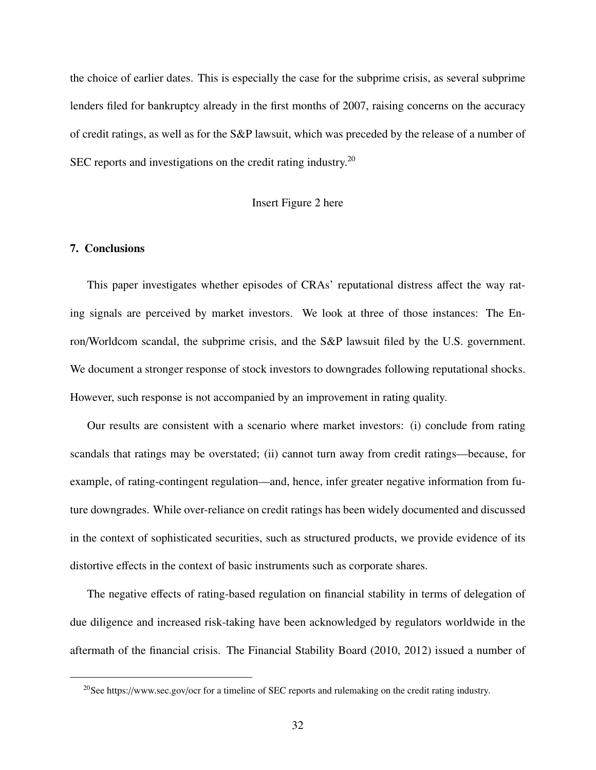the choice of earlier dates. This is especially the case for the subprime crisis, as several subprime lenders filed for bankruptcy already in the first months of 2007, raising concerns on the accuracy of credit ratings, as well as for the S&P lawsuit, which was preceded by the release of a number of SEC reports and investigations on the credit rating industry.[20]

Insert Figure 2 here

## 7. Conclusions

This paper investigates whether episodes of CRAs' reputational distress affect the way rating signals are perceived by market investors. We look at three of those instances: The Enron/Worldcom scandal, the subprime crisis, and the S&P lawsuit filed by the U.S. government. We document a stronger response of stock investors to downgrades following reputational shocks. However, such response is not accompanied by an improvement in rating quality.

Our results are consistent with a scenario where market investors: (i) conclude from rating scandals that ratings may be overstated; (ii) cannot turn away from credit ratings—because, for example, of rating-contingent regulation—and, hence, infer greater negative information from future downgrades. While over-reliance on credit ratings has been widely documented and discussed in the context of sophisticated securities, such as structured products, we provide evidence of its distortive effects in the context of basic instruments such as corporate shares.

The negative effects of rating-based regulation on financial stability in terms of delegation of due diligence and increased risk-taking have been acknowledged by regulators worldwide in the aftermath of the financial crisis. The Financial Stability Board (2010, 2012) issued a number of

[20] See https://www.sec.gov/ocr for a timeline of SEC reports and rulemaking on the credit rating industry.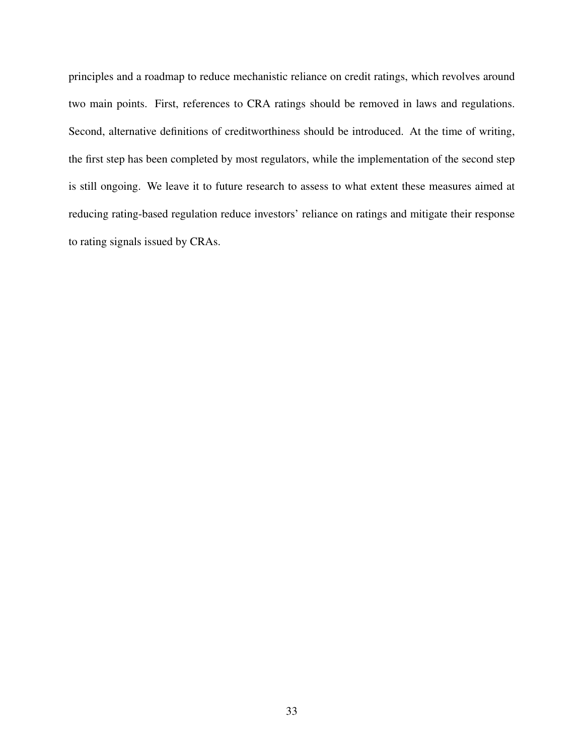principles and a roadmap to reduce mechanistic reliance on credit ratings, which revolves around two main points. First, references to CRA ratings should be removed in laws and regulations. Second, alternative definitions of creditworthiness should be introduced. At the time of writing, the first step has been completed by most regulators, while the implementation of the second step is still ongoing. We leave it to future research to assess to what extent these measures aimed at reducing rating-based regulation reduce investors' reliance on ratings and mitigate their response to rating signals issued by CRAs.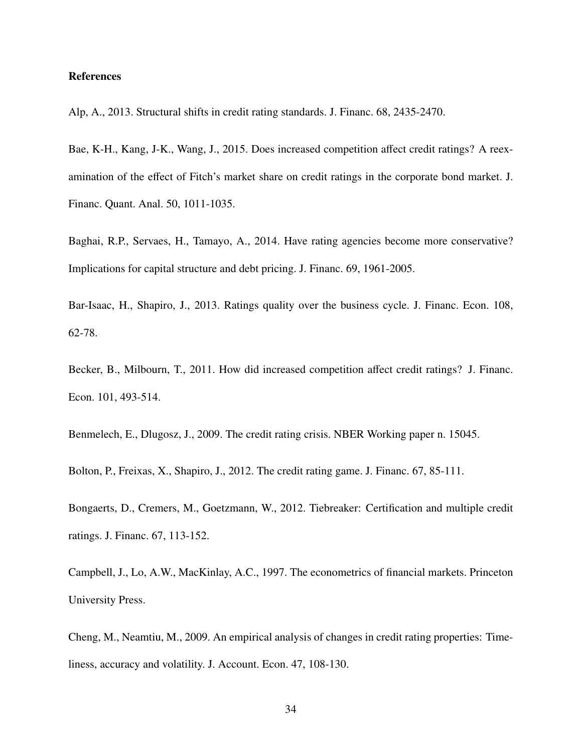**References**

Alp, A., 2013. Structural shifts in credit rating standards. J. Financ. 68, 2435-2470.

Bae, K-H., Kang, J-K., Wang, J., 2015. Does increased competition affect credit ratings? A reexamination of the effect of Fitch's market share on credit ratings in the corporate bond market. J. Financ. Quant. Anal. 50, 1011-1035.

Baghai, R.P., Servaes, H., Tamayo, A., 2014. Have rating agencies become more conservative? Implications for capital structure and debt pricing. J. Financ. 69, 1961-2005.

Bar-Isaac, H., Shapiro, J., 2013. Ratings quality over the business cycle. J. Financ. Econ. 108, 62-78.

Becker, B., Milbourn, T., 2011. How did increased competition affect credit ratings? J. Financ. Econ. 101, 493-514.

Benmelech, E., Dlugosz, J., 2009. The credit rating crisis. NBER Working paper n. 15045.

Bolton, P., Freixas, X., Shapiro, J., 2012. The credit rating game. J. Financ. 67, 85-111.

Bongaerts, D., Cremers, M., Goetzmann, W., 2012. Tiebreaker: Certification and multiple credit ratings. J. Financ. 67, 113-152.

Campbell, J., Lo, A.W., MacKinlay, A.C., 1997. The econometrics of financial markets. Princeton University Press.

Cheng, M., Neamtiu, M., 2009. An empirical analysis of changes in credit rating properties: Timeliness, accuracy and volatility. J. Account. Econ. 47, 108-130.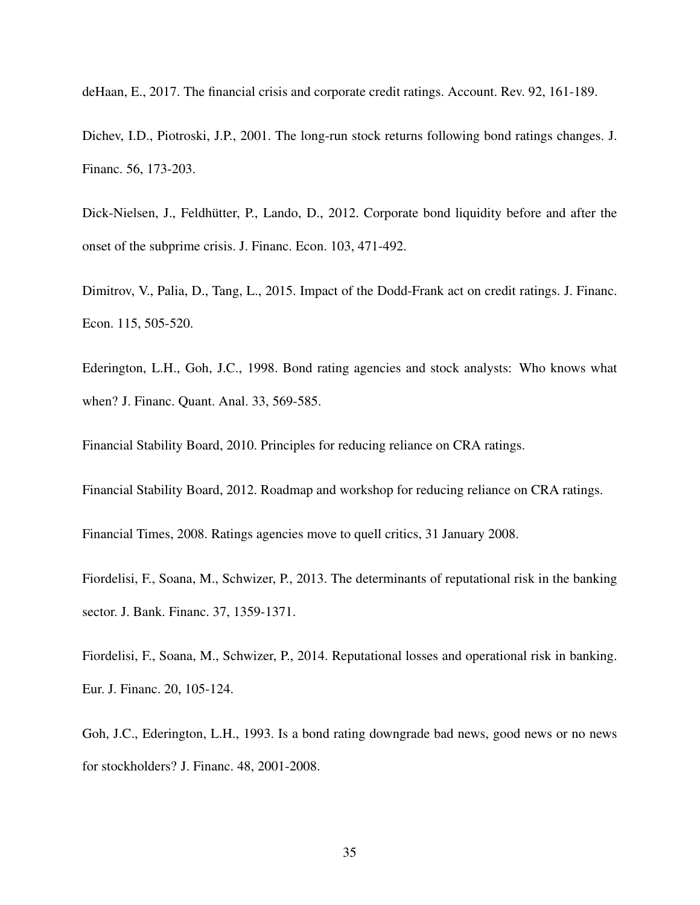deHaan, E., 2017. The financial crisis and corporate credit ratings. Account. Rev. 92, 161-189.

Dichev, I.D., Piotroski, J.P., 2001. The long-run stock returns following bond ratings changes. J. Financ. 56, 173-203.

Dick-Nielsen, J., Feldhütter, P., Lando, D., 2012. Corporate bond liquidity before and after the onset of the subprime crisis. J. Financ. Econ. 103, 471-492.

Dimitrov, V., Palia, D., Tang, L., 2015. Impact of the Dodd-Frank act on credit ratings. J. Financ. Econ. 115, 505-520.

Ederington, L.H., Goh, J.C., 1998. Bond rating agencies and stock analysts: Who knows what when? J. Financ. Quant. Anal. 33, 569-585.

Financial Stability Board, 2010. Principles for reducing reliance on CRA ratings.

Financial Stability Board, 2012. Roadmap and workshop for reducing reliance on CRA ratings.

Financial Times, 2008. Ratings agencies move to quell critics, 31 January 2008.

Fiordelisi, F., Soana, M., Schwizer, P., 2013. The determinants of reputational risk in the banking sector. J. Bank. Financ. 37, 1359-1371.

Fiordelisi, F., Soana, M., Schwizer, P., 2014. Reputational losses and operational risk in banking. Eur. J. Financ. 20, 105-124.

Goh, J.C., Ederington, L.H., 1993. Is a bond rating downgrade bad news, good news or no news for stockholders? J. Financ. 48, 2001-2008.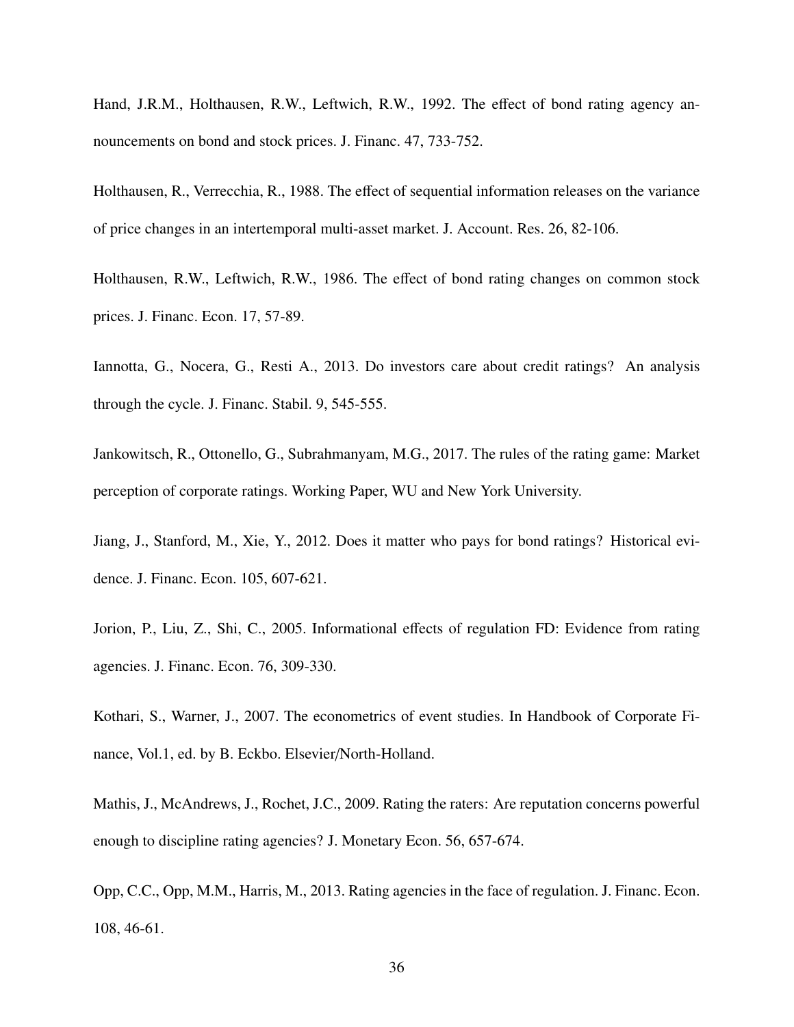Hand, J.R.M., Holthausen, R.W., Leftwich, R.W., 1992. The effect of bond rating agency announcements on bond and stock prices. J. Financ. 47, 733-752.

Holthausen, R., Verrecchia, R., 1988. The effect of sequential information releases on the variance of price changes in an intertemporal multi-asset market. J. Account. Res. 26, 82-106.

Holthausen, R.W., Leftwich, R.W., 1986. The effect of bond rating changes on common stock prices. J. Financ. Econ. 17, 57-89.

Iannotta, G., Nocera, G., Resti A., 2013. Do investors care about credit ratings? An analysis through the cycle. J. Financ. Stabil. 9, 545-555.

Jankowitsch, R., Ottonello, G., Subrahmanyam, M.G., 2017. The rules of the rating game: Market perception of corporate ratings. Working Paper, WU and New York University.

Jiang, J., Stanford, M., Xie, Y., 2012. Does it matter who pays for bond ratings? Historical evidence. J. Financ. Econ. 105, 607-621.

Jorion, P., Liu, Z., Shi, C., 2005. Informational effects of regulation FD: Evidence from rating agencies. J. Financ. Econ. 76, 309-330.

Kothari, S., Warner, J., 2007. The econometrics of event studies. In Handbook of Corporate Finance, Vol.1, ed. by B. Eckbo. Elsevier/North-Holland.

Mathis, J., McAndrews, J., Rochet, J.C., 2009. Rating the raters: Are reputation concerns powerful enough to discipline rating agencies? J. Monetary Econ. 56, 657-674.

Opp, C.C., Opp, M.M., Harris, M., 2013. Rating agencies in the face of regulation. J. Financ. Econ. 108, 46-61.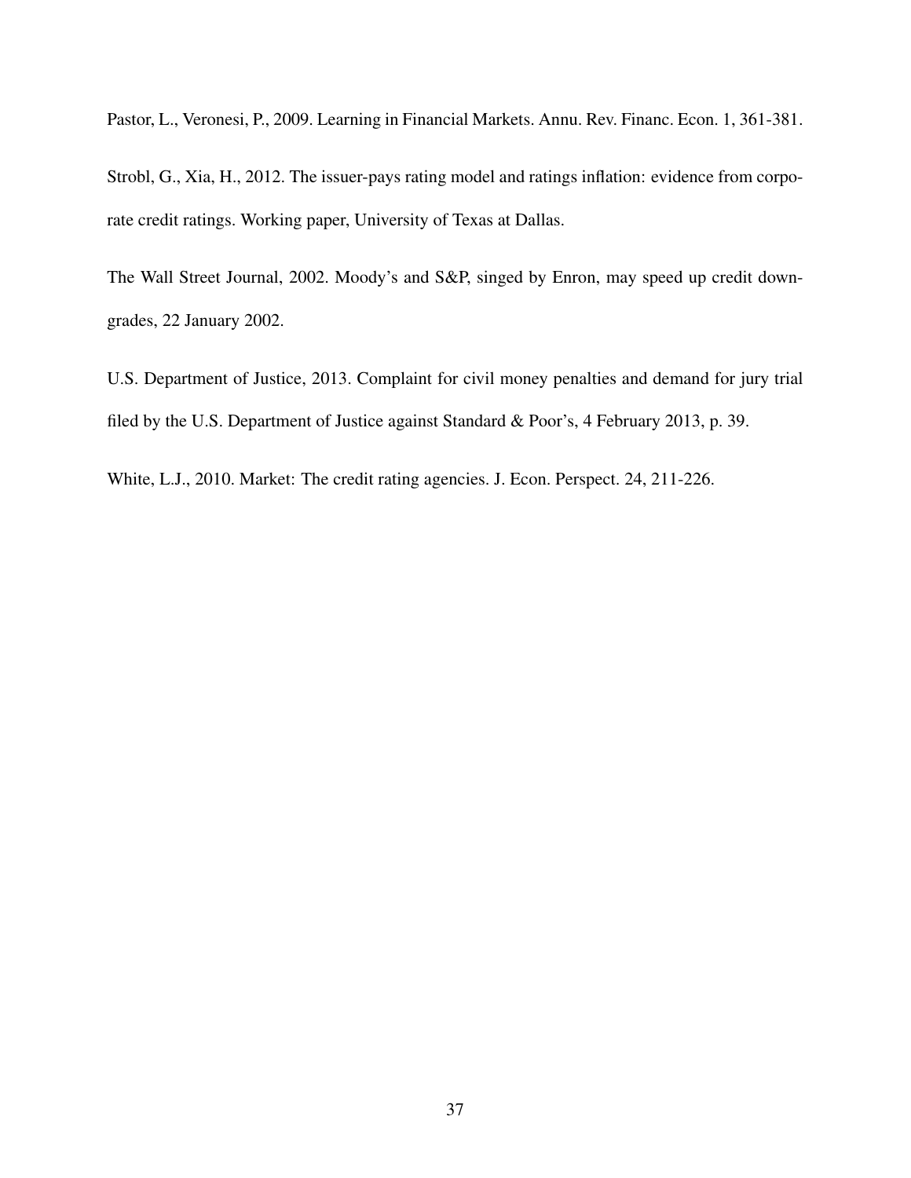Pastor, L., Veronesi, P., 2009. Learning in Financial Markets. Annu. Rev. Financ. Econ. 1, 361-381.

Strobl, G., Xia, H., 2012. The issuer-pays rating model and ratings inflation: evidence from corporate credit ratings. Working paper, University of Texas at Dallas.

The Wall Street Journal, 2002. Moody's and S&P, singed by Enron, may speed up credit downgrades, 22 January 2002.

U.S. Department of Justice, 2013. Complaint for civil money penalties and demand for jury trial filed by the U.S. Department of Justice against Standard & Poor's, 4 February 2013, p. 39.

White, L.J., 2010. Market: The credit rating agencies. J. Econ. Perspect. 24, 211-226.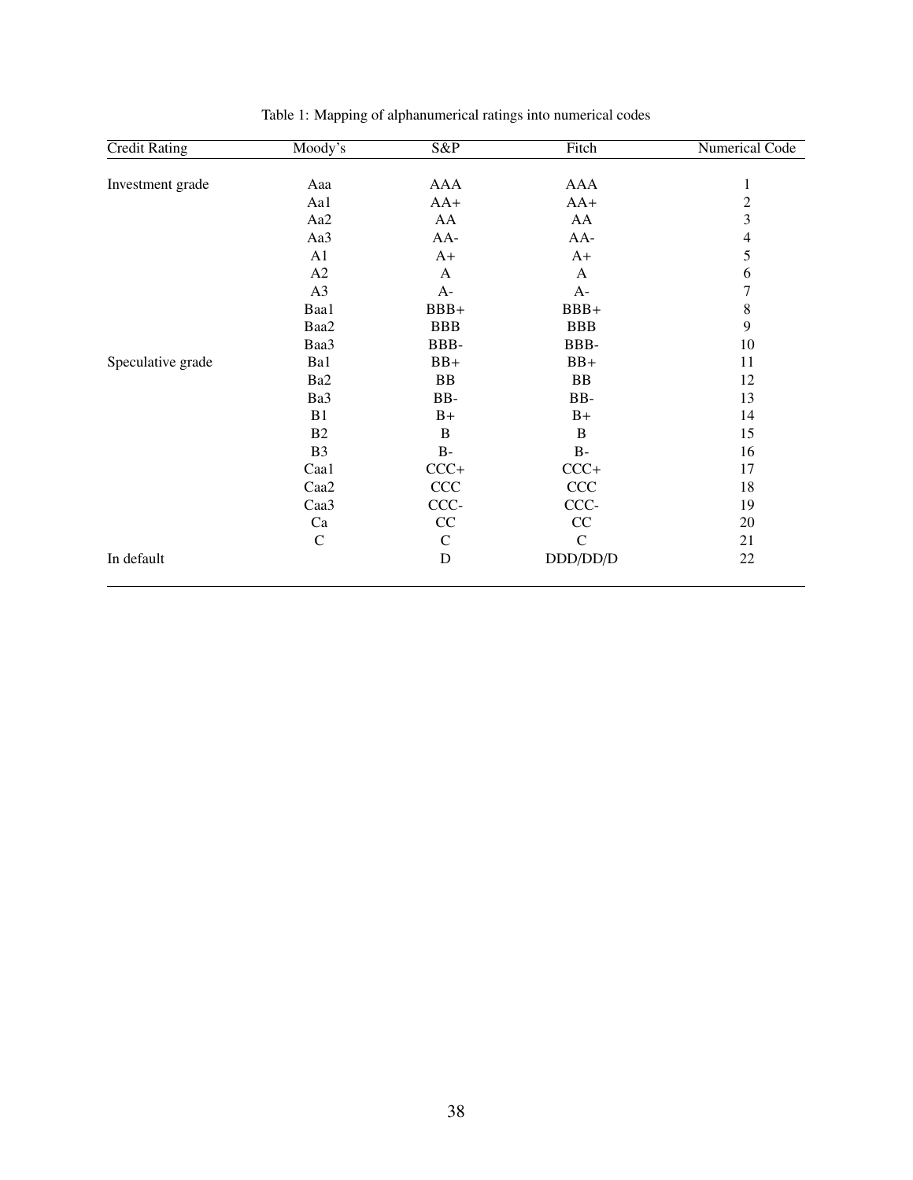Table 1: Mapping of alphanumerical ratings into numerical codes

| Credit Rating | Moody's | S&P | Fitch | Numerical Code |
|---|---|---|---|---|
| Investment grade | Aaa | AAA | AAA | 1 |
| | Aa1 | AA+ | AA+ | 2 |
| | Aa2 | AA | AA | 3 |
| | Aa3 | AA- | AA- | 4 |
| | A1 | A+ | A+ | 5 |
| | A2 | A | A | 6 |
| | A3 | A- | A- | 7 |
| | Baa1 | BBB+ | BBB+ | 8 |
| | Baa2 | BBB | BBB | 9 |
| | Baa3 | BBB- | BBB- | 10 |
| Speculative grade | Ba1 | BB+ | BB+ | 11 |
| | Ba2 | BB | BB | 12 |
| | Ba3 | BB- | BB- | 13 |
| | B1 | B+ | B+ | 14 |
| | B2 | B | B | 15 |
| | B3 | B- | B- | 16 |
| | Caa1 | CCC+ | CCC+ | 17 |
| | Caa2 | CCC | CCC | 18 |
| | Caa3 | CCC- | CCC- | 19 |
| | Ca | CC | CC | 20 |
| | C | C | C | 21 |
| In default | | D | DDD/DD/D | 22 |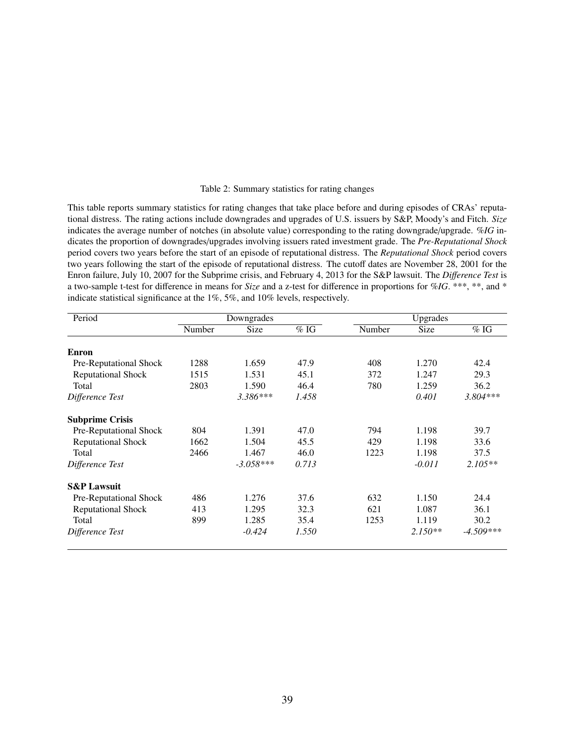Table 2: Summary statistics for rating changes

This table reports summary statistics for rating changes that take place before and during episodes of CRAs' reputational distress. The rating actions include downgrades and upgrades of U.S. issuers by S&P, Moody's and Fitch. *Size* indicates the average number of notches (in absolute value) corresponding to the rating downgrade/upgrade. *%IG* indicates the proportion of downgrades/upgrades involving issuers rated investment grade. The ***Pre-Reputational Shock*** period covers two years before the start of an episode of reputational distress. The ***Reputational Shock*** period covers two years following the start of the episode of reputational distress. The cutoff dates are November 28, 2001 for the Enron failure, July 10, 2007 for the Subprime crisis, and February 4, 2013 for the S&P lawsuit. The *Difference Test* is a two-sample t-test for difference in means for *Size* and a z-test for difference in proportions for *%IG*. \*\*\*, \*\*, and \* indicate statistical significance at the 1%, 5%, and 10% levels, respectively.

| Period | Downgrades | | | Upgrades | | |
|---|---|---|---|---|---|---|
| | Number | Size | % IG | Number | Size | % IG |
| **Enron** | | | | | | |
| Pre-Reputational Shock | 1288 | 1.659 | 47.9 | 408 | 1.270 | 42.4 |
| Reputational Shock | 1515 | 1.531 | 45.1 | 372 | 1.247 | 29.3 |
| Total | 2803 | 1.590 | 46.4 | 780 | 1.259 | 36.2 |
| *Difference Test* | | *3.386\*\*\** | *1.458* | | *0.401* | *3.804\*\*\** |
| **Subprime Crisis** | | | | | | |
| Pre-Reputational Shock | 804 | 1.391 | 47.0 | 794 | 1.198 | 39.7 |
| Reputational Shock | 1662 | 1.504 | 45.5 | 429 | 1.198 | 33.6 |
| Total | 2466 | 1.467 | 46.0 | 1223 | 1.198 | 37.5 |
| *Difference Test* | | *-3.058\*\*\** | *0.713* | | *-0.011* | *2.105\*\** |
| **S&P Lawsuit** | | | | | | |
| Pre-Reputational Shock | 486 | 1.276 | 37.6 | 632 | 1.150 | 24.4 |
| Reputational Shock | 413 | 1.295 | 32.3 | 621 | 1.087 | 36.1 |
| Total | 899 | 1.285 | 35.4 | 1253 | 1.119 | 30.2 |
| *Difference Test* | | *-0.424* | *1.550* | | *2.150\*\** | *-4.509\*\*\** |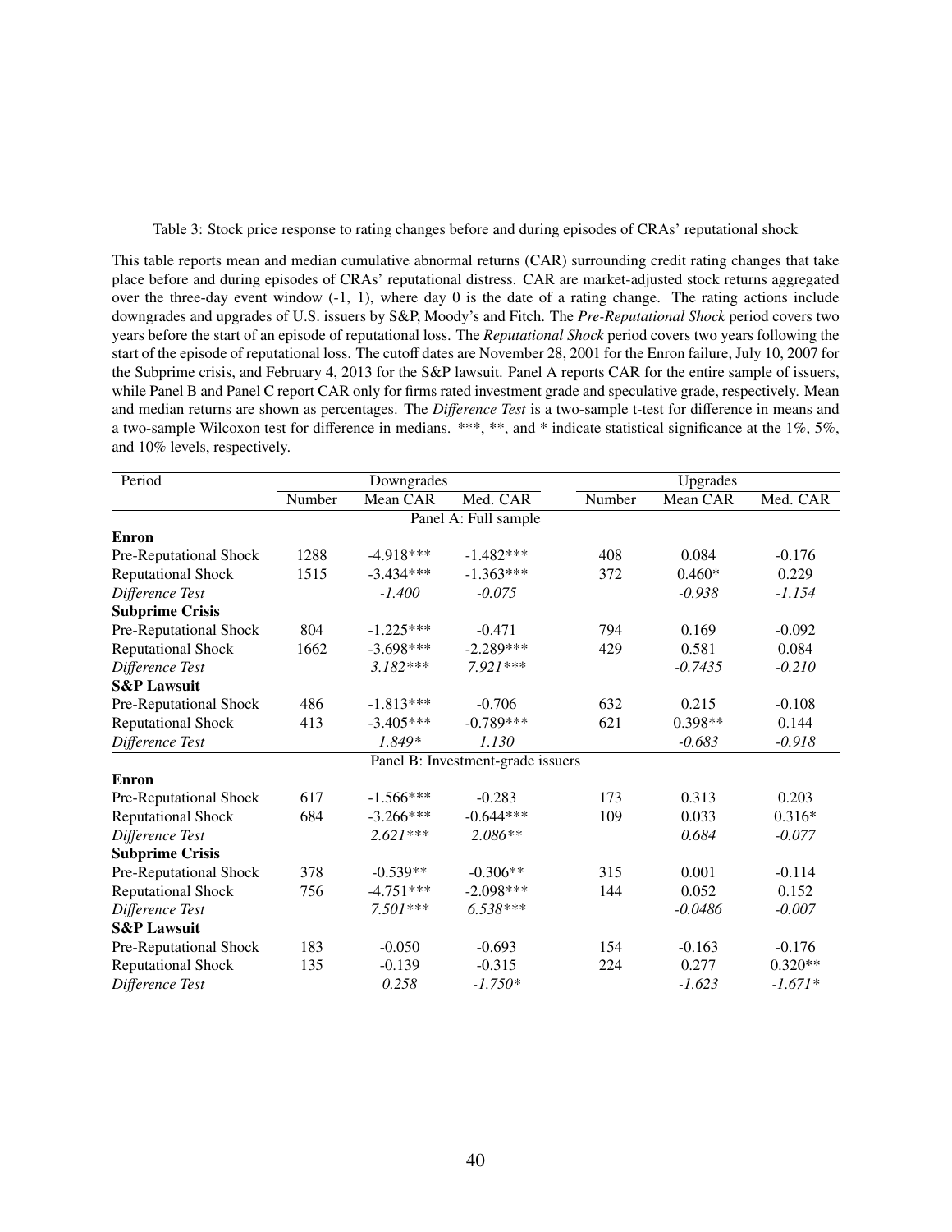Table 3: Stock price response to rating changes before and during episodes of CRAs' reputational shock

This table reports mean and median cumulative abnormal returns (CAR) surrounding credit rating changes that take place before and during episodes of CRAs' reputational distress. CAR are market-adjusted stock returns aggregated over the three-day event window (-1, 1), where day 0 is the date of a rating change. The rating actions include downgrades and upgrades of U.S. issuers by S&P, Moody's and Fitch. The *Pre-Reputational Shock* period covers two years before the start of an episode of reputational loss. The *Reputational Shock* period covers two years following the start of the episode of reputational loss. The cutoff dates are November 28, 2001 for the Enron failure, July 10, 2007 for the Subprime crisis, and February 4, 2013 for the S&P lawsuit. Panel A reports CAR for the entire sample of issuers, while Panel B and Panel C report CAR only for firms rated investment grade and speculative grade, respectively. Mean and median returns are shown as percentages. The *Difference Test* is a two-sample t-test for difference in means and a two-sample Wilcoxon test for difference in medians. ***, **, and * indicate statistical significance at the 1%, 5%, and 10% levels, respectively.

| Period | Downgrades | | | Upgrades | | |
|---|---|---|---|---|---|---|
| | Number | Mean CAR | Med. CAR | Number | Mean CAR | Med. CAR |
| | | | Panel A: Full sample | | | |
| **Enron** | | | | | | |
| Pre-Reputational Shock | 1288 | -4.918*** | -1.482*** | 408 | 0.084 | -0.176 |
| Reputational Shock | 1515 | -3.434*** | -1.363*** | 372 | 0.460* | 0.229 |
| *Difference Test* | | *-1.400* | *-0.075* | | *-0.938* | *-1.154* |
| **Subprime Crisis** | | | | | | |
| Pre-Reputational Shock | 804 | -1.225*** | -0.471 | 794 | 0.169 | -0.092 |
| Reputational Shock | 1662 | -3.698*** | -2.289*** | 429 | 0.581 | 0.084 |
| *Difference Test* | | *3.182**** | *7.921**** | | *-0.7435* | *-0.210* |
| **S&P Lawsuit** | | | | | | |
| Pre-Reputational Shock | 486 | -1.813*** | -0.706 | 632 | 0.215 | -0.108 |
| Reputational Shock | 413 | -3.405*** | -0.789*** | 621 | 0.398** | 0.144 |
| *Difference Test* | | *1.849** | *1.130* | | *-0.683* | *-0.918* |
| | | | Panel B: Investment-grade issuers | | | |
| **Enron** | | | | | | |
| Pre-Reputational Shock | 617 | -1.566*** | -0.283 | 173 | 0.313 | 0.203 |
| Reputational Shock | 684 | -3.266*** | -0.644*** | 109 | 0.033 | 0.316* |
| *Difference Test* | | *2.621**** | *2.086*** | | *0.684* | *-0.077* |
| **Subprime Crisis** | | | | | | |
| Pre-Reputational Shock | 378 | -0.539** | -0.306** | 315 | 0.001 | -0.114 |
| Reputational Shock | 756 | -4.751*** | -2.098*** | 144 | 0.052 | 0.152 |
| *Difference Test* | | *7.501**** | *6.538**** | | *-0.0486* | *-0.007* |
| **S&P Lawsuit** | | | | | | |
| Pre-Reputational Shock | 183 | -0.050 | -0.693 | 154 | -0.163 | -0.176 |
| Reputational Shock | 135 | -0.139 | -0.315 | 224 | 0.277 | 0.320** |
| *Difference Test* | | *0.258* | *-1.750** | | *-1.623* | *-1.671** |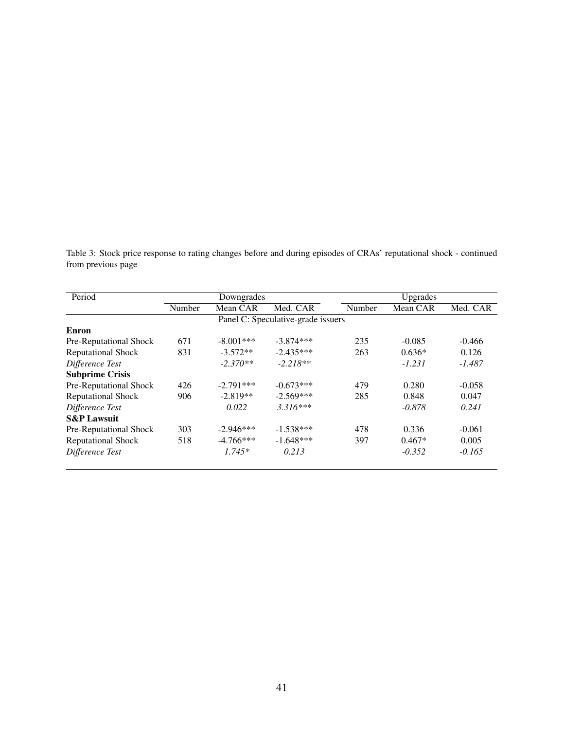Table 3: Stock price response to rating changes before and during episodes of CRAs' reputational shock - continued from previous page

| Period | Downgrades | | | Upgrades | | |
|---|---|---|---|---|---|---|
| | Number | Mean CAR | Med. CAR | Number | Mean CAR | Med. CAR |
| | | | Panel C: Speculative-grade issuers | | | |
| **Enron** | | | | | | |
| Pre-Reputational Shock | 671 | -8.001*** | -3.874*** | 235 | -0.085 | -0.466 |
| Reputational Shock | 831 | -3.572** | -2.435*** | 263 | 0.636* | 0.126 |
| *Difference Test* | | *-2.370*** | *-2.218*** | | *-1.231* | *-1.487* |
| **Subprime Crisis** | | | | | | |
| Pre-Reputational Shock | 426 | -2.791*** | -0.673*** | 479 | 0.280 | -0.058 |
| Reputational Shock | 906 | -2.819** | -2.569*** | 285 | 0.848 | 0.047 |
| *Difference Test* | | *0.022* | *3.316**** | | *-0.878* | *0.241* |
| **S&P Lawsuit** | | | | | | |
| Pre-Reputational Shock | 303 | -2.946*** | -1.538*** | 478 | 0.336 | -0.061 |
| Reputational Shock | 518 | -4.766*** | -1.648*** | 397 | 0.467* | 0.005 |
| *Difference Test* | | *1.745** | *0.213* | | *-0.352* | *-0.165* |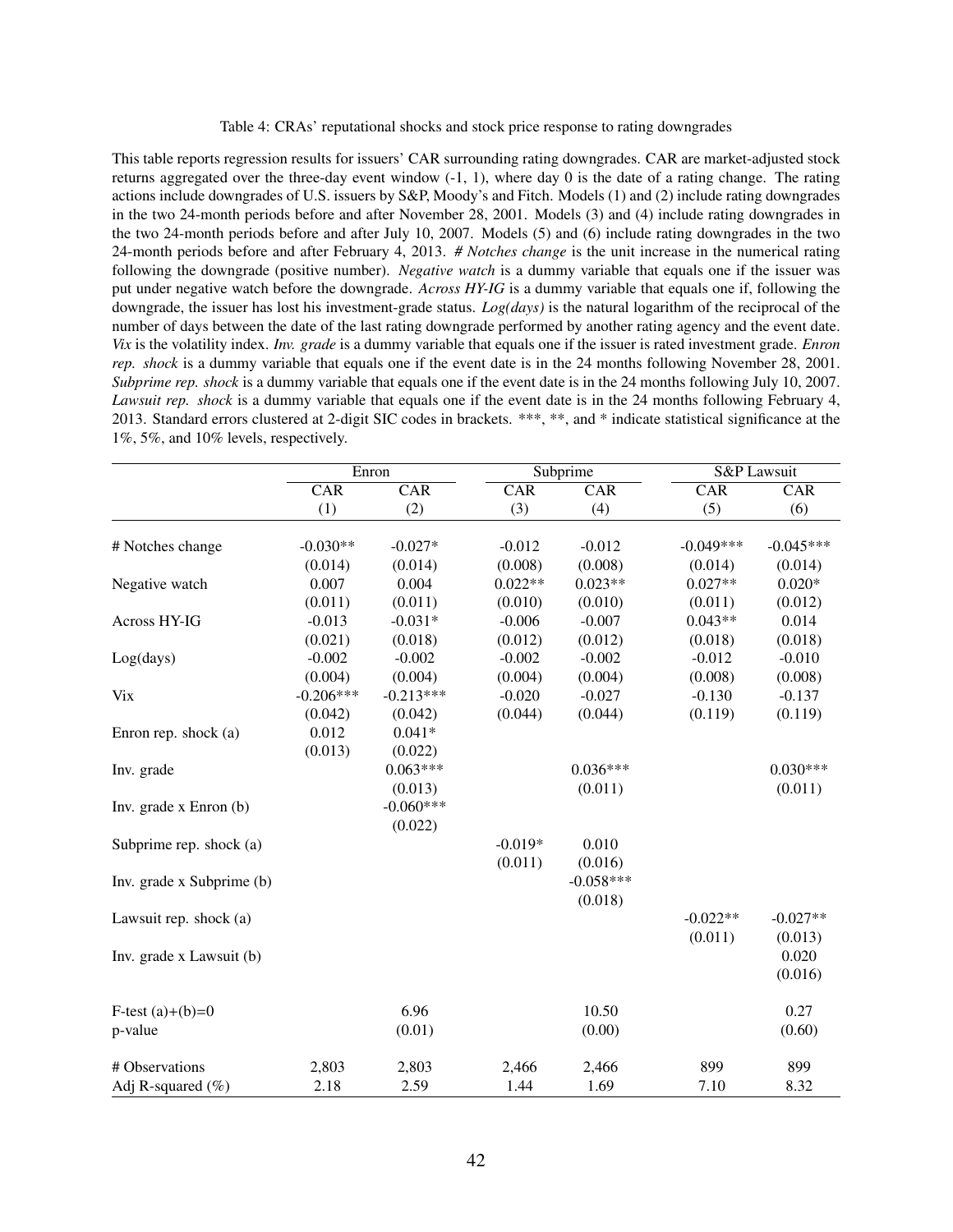Table 4: CRAs' reputational shocks and stock price response to rating downgrades

This table reports regression results for issuers' CAR surrounding rating downgrades. CAR are market-adjusted stock returns aggregated over the three-day event window (-1, 1), where day 0 is the date of a rating change. The rating actions include downgrades of U.S. issuers by S&P, Moody's and Fitch. Models (1) and (2) include rating downgrades in the two 24-month periods before and after November 28, 2001. Models (3) and (4) include rating downgrades in the two 24-month periods before and after July 10, 2007. Models (5) and (6) include rating downgrades in the two 24-month periods before and after February 4, 2013. *# Notches change* is the unit increase in the numerical rating following the downgrade (positive number). *Negative watch* is a dummy variable that equals one if the issuer was put under negative watch before the downgrade. *Across HY-IG* is a dummy variable that equals one if, following the downgrade, the issuer has lost his investment-grade status. *Log(days)* is the natural logarithm of the reciprocal of the number of days between the date of the last rating downgrade performed by another rating agency and the event date. *Vix* is the volatility index. *Inv. grade* is a dummy variable that equals one if the issuer is rated investment grade. *Enron rep. shock* is a dummy variable that equals one if the event date is in the 24 months following November 28, 2001. *Subprime rep. shock* is a dummy variable that equals one if the event date is in the 24 months following July 10, 2007. *Lawsuit rep. shock* is a dummy variable that equals one if the event date is in the 24 months following February 4, 2013. Standard errors clustered at 2-digit SIC codes in brackets. ***, **, and * indicate statistical significance at the 1%, 5%, and 10% levels, respectively.

| | Enron | | Subprime | | S&P Lawsuit | |
|---|---|---|---|---|---|---|
| | CAR | CAR | CAR | CAR | CAR | CAR |
| | (1) | (2) | (3) | (4) | (5) | (6) |
| # Notches change | -0.030** | -0.027* | -0.012 | -0.012 | -0.049*** | -0.045*** |
| | (0.014) | (0.014) | (0.008) | (0.008) | (0.014) | (0.014) |
| Negative watch | 0.007 | 0.004 | 0.022** | 0.023** | 0.027** | 0.020* |
| | (0.011) | (0.011) | (0.010) | (0.010) | (0.011) | (0.012) |
| Across HY-IG | -0.013 | -0.031* | -0.006 | -0.007 | 0.043** | 0.014 |
| | (0.021) | (0.018) | (0.012) | (0.012) | (0.018) | (0.018) |
| Log(days) | -0.002 | -0.002 | -0.002 | -0.002 | -0.012 | -0.010 |
| | (0.004) | (0.004) | (0.004) | (0.004) | (0.008) | (0.008) |
| Vix | -0.206*** | -0.213*** | -0.020 | -0.027 | -0.130 | -0.137 |
| | (0.042) | (0.042) | (0.044) | (0.044) | (0.119) | (0.119) |
| Enron rep. shock (a) | 0.012 | 0.041* | | | | |
| | (0.013) | (0.022) | | | | |
| Inv. grade | | 0.063*** | | 0.036*** | | 0.030*** |
| | | (0.013) | | (0.011) | | (0.011) |
| Inv. grade x Enron (b) | | -0.060*** | | | | |
| | | (0.022) | | | | |
| Subprime rep. shock (a) | | | -0.019* | 0.010 | | |
| | | | (0.011) | (0.016) | | |
| Inv. grade x Subprime (b) | | | | -0.058*** | | |
| | | | | (0.018) | | |
| Lawsuit rep. shock (a) | | | | | -0.022** | -0.027** |
| | | | | | (0.011) | (0.013) |
| Inv. grade x Lawsuit (b) | | | | | | 0.020 |
| | | | | | | (0.016) |
| F-test (a)+(b)=0 | | 6.96 | | 10.50 | | 0.27 |
| p-value | | (0.01) | | (0.00) | | (0.60) |
| # Observations | 2,803 | 2,803 | 2,466 | 2,466 | 899 | 899 |
| Adj R-squared (%) | 2.18 | 2.59 | 1.44 | 1.69 | 7.10 | 8.32 |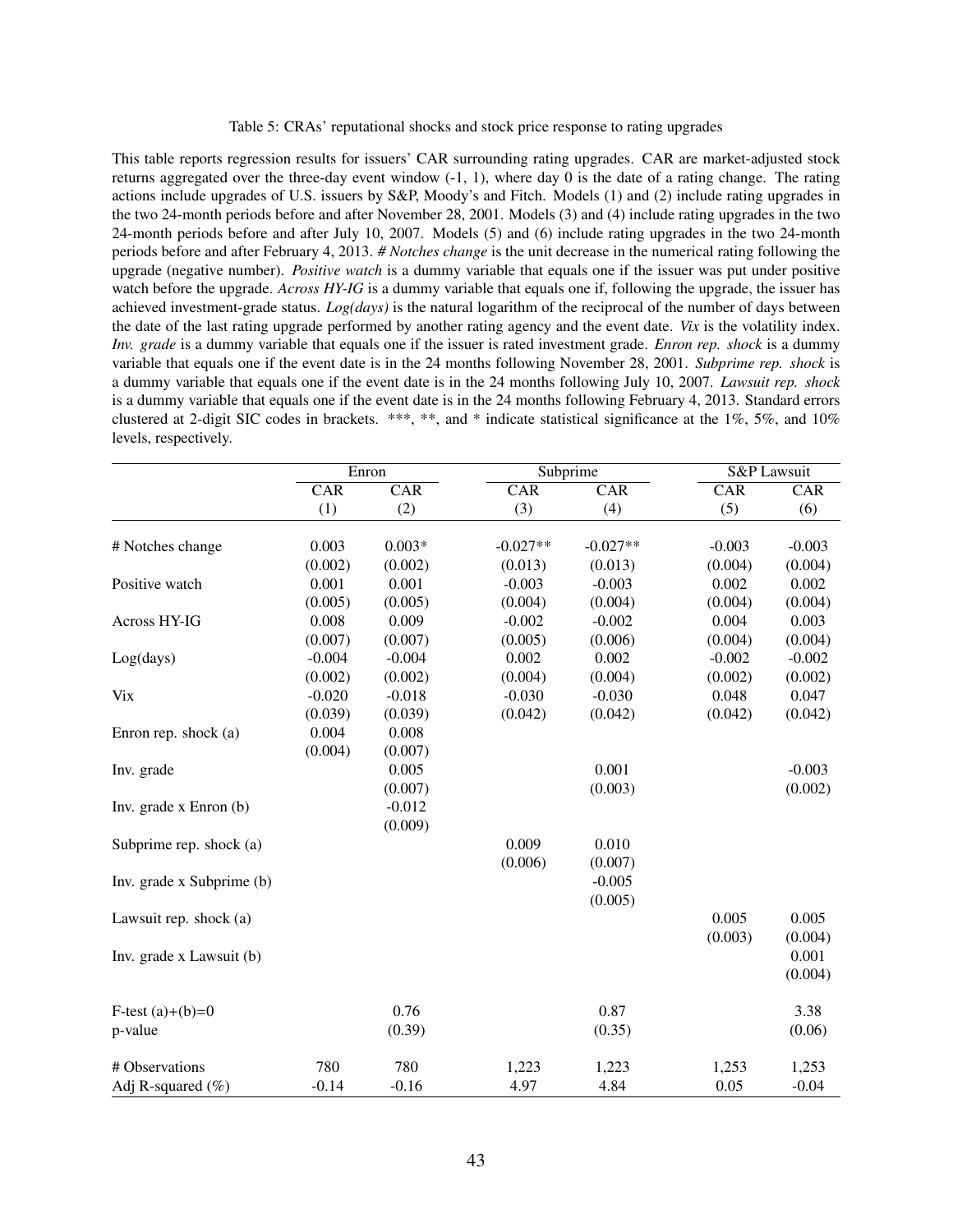Table 5: CRAs' reputational shocks and stock price response to rating upgrades

This table reports regression results for issuers' CAR surrounding rating upgrades. CAR are market-adjusted stock returns aggregated over the three-day event window (-1, 1), where day 0 is the date of a rating change. The rating actions include upgrades of U.S. issuers by S&P, Moody's and Fitch. Models (1) and (2) include rating upgrades in the two 24-month periods before and after November 28, 2001. Models (3) and (4) include rating upgrades in the two 24-month periods before and after July 10, 2007. Models (5) and (6) include rating upgrades in the two 24-month periods before and after February 4, 2013. *# Notches change* is the unit decrease in the numerical rating following the upgrade (negative number). *Positive watch* is a dummy variable that equals one if the issuer was put under positive watch before the upgrade. *Across HY-IG* is a dummy variable that equals one if, following the upgrade, the issuer has achieved investment-grade status. *Log(days)* is the natural logarithm of the reciprocal of the number of days between the date of the last rating upgrade performed by another rating agency and the event date. *Vix* is the volatility index. *Inv. grade* is a dummy variable that equals one if the issuer is rated investment grade. *Enron rep. shock* is a dummy variable that equals one if the event date is in the 24 months following November 28, 2001. *Subprime rep. shock* is a dummy variable that equals one if the event date is in the 24 months following July 10, 2007. *Lawsuit rep. shock* is a dummy variable that equals one if the event date is in the 24 months following February 4, 2013. Standard errors clustered at 2-digit SIC codes in brackets. ***, **, and * indicate statistical significance at the 1%, 5%, and 10% levels, respectively.

| | Enron | | Subprime | | S&P Lawsuit | |
|---|---|---|---|---|---|---|
| | CAR | CAR | CAR | CAR | CAR | CAR |
| | (1) | (2) | (3) | (4) | (5) | (6) |
| # Notches change | 0.003 | 0.003* | -0.027** | -0.027** | -0.003 | -0.003 |
| | (0.002) | (0.002) | (0.013) | (0.013) | (0.004) | (0.004) |
| Positive watch | 0.001 | 0.001 | -0.003 | -0.003 | 0.002 | 0.002 |
| | (0.005) | (0.005) | (0.004) | (0.004) | (0.004) | (0.004) |
| Across HY-IG | 0.008 | 0.009 | -0.002 | -0.002 | 0.004 | 0.003 |
| | (0.007) | (0.007) | (0.005) | (0.006) | (0.004) | (0.004) |
| Log(days) | -0.004 | -0.004 | 0.002 | 0.002 | -0.002 | -0.002 |
| | (0.002) | (0.002) | (0.004) | (0.004) | (0.002) | (0.002) |
| Vix | -0.020 | -0.018 | -0.030 | -0.030 | 0.048 | 0.047 |
| | (0.039) | (0.039) | (0.042) | (0.042) | (0.042) | (0.042) |
| Enron rep. shock (a) | 0.004 | 0.008 | | | | |
| | (0.004) | (0.007) | | | | |
| Inv. grade | | 0.005 | | 0.001 | | -0.003 |
| | | (0.007) | | (0.003) | | (0.002) |
| Inv. grade x Enron (b) | | -0.012 | | | | |
| | | (0.009) | | | | |
| Subprime rep. shock (a) | | | 0.009 | 0.010 | | |
| | | | (0.006) | (0.007) | | |
| Inv. grade x Subprime (b) | | | | -0.005 | | |
| | | | | (0.005) | | |
| Lawsuit rep. shock (a) | | | | | 0.005 | 0.005 |
| | | | | | (0.003) | (0.004) |
| Inv. grade x Lawsuit (b) | | | | | | 0.001 |
| | | | | | | (0.004) |
| F-test (a)+(b)=0 | | 0.76 | | 0.87 | | 3.38 |
| p-value | | (0.39) | | (0.35) | | (0.06) |
| # Observations | 780 | 780 | 1,223 | 1,223 | 1,253 | 1,253 |
| Adj R-squared (%) | -0.14 | -0.16 | 4.97 | 4.84 | 0.05 | -0.04 |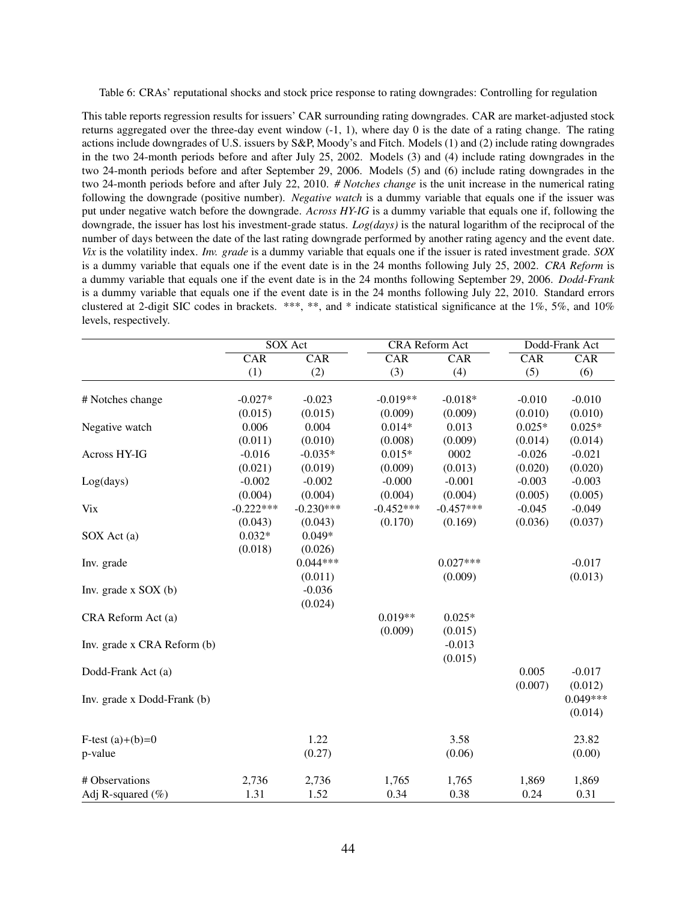Table 6: CRAs' reputational shocks and stock price response to rating downgrades: Controlling for regulation

This table reports regression results for issuers' CAR surrounding rating downgrades. CAR are market-adjusted stock returns aggregated over the three-day event window (-1, 1), where day 0 is the date of a rating change. The rating actions include downgrades of U.S. issuers by S&P, Moody's and Fitch. Models (1) and (2) include rating downgrades in the two 24-month periods before and after July 25, 2002. Models (3) and (4) include rating downgrades in the two 24-month periods before and after September 29, 2006. Models (5) and (6) include rating downgrades in the two 24-month periods before and after July 22, 2010. *# Notches change* is the unit increase in the numerical rating following the downgrade (positive number). *Negative watch* is a dummy variable that equals one if the issuer was put under negative watch before the downgrade. *Across HY-IG* is a dummy variable that equals one if, following the downgrade, the issuer has lost his investment-grade status. *Log(days)* is the natural logarithm of the reciprocal of the number of days between the date of the last rating downgrade performed by another rating agency and the event date. *Vix* is the volatility index. *Inv. grade* is a dummy variable that equals one if the issuer is rated investment grade. *SOX* is a dummy variable that equals one if the event date is in the 24 months following July 25, 2002. *CRA Reform* is a dummy variable that equals one if the event date is in the 24 months following September 29, 2006. *Dodd-Frank* is a dummy variable that equals one if the event date is in the 24 months following July 22, 2010. Standard errors clustered at 2-digit SIC codes in brackets. \*\*\*, \*\*, and \* indicate statistical significance at the 1%, 5%, and 10% levels, respectively.

| | SOX Act | | CRA Reform Act | | Dodd-Frank Act | |
|---|---|---|---|---|---|---|
| | CAR | CAR | CAR | CAR | CAR | CAR |
| | (1) | (2) | (3) | (4) | (5) | (6) |
| # Notches change | -0.027* | -0.023 | -0.019** | -0.018* | -0.010 | -0.010 |
| | (0.015) | (0.015) | (0.009) | (0.009) | (0.010) | (0.010) |
| Negative watch | 0.006 | 0.004 | 0.014* | 0.013 | 0.025* | 0.025* |
| | (0.011) | (0.010) | (0.008) | (0.009) | (0.014) | (0.014) |
| Across HY-IG | -0.016 | -0.035* | 0.015* | 0002 | -0.026 | -0.021 |
| | (0.021) | (0.019) | (0.009) | (0.013) | (0.020) | (0.020) |
| Log(days) | -0.002 | -0.002 | -0.000 | -0.001 | -0.003 | -0.003 |
| | (0.004) | (0.004) | (0.004) | (0.004) | (0.005) | (0.005) |
| Vix | -0.222*** | -0.230*** | -0.452*** | -0.457*** | -0.045 | -0.049 |
| | (0.043) | (0.043) | (0.170) | (0.169) | (0.036) | (0.037) |
| SOX Act (a) | 0.032* | 0.049* | | | | |
| | (0.018) | (0.026) | | | | |
| Inv. grade | | 0.044*** | | 0.027*** | | -0.017 |
| | | (0.011) | | (0.009) | | (0.013) |
| Inv. grade x SOX (b) | | -0.036 | | | | |
| | | (0.024) | | | | |
| CRA Reform Act (a) | | | 0.019** | 0.025* | | |
| | | | (0.009) | (0.015) | | |
| Inv. grade x CRA Reform (b) | | | | -0.013 | | |
| | | | | (0.015) | | |
| Dodd-Frank Act (a) | | | | | 0.005 | -0.017 |
| | | | | | (0.007) | (0.012) |
| Inv. grade x Dodd-Frank (b) | | | | | | 0.049*** |
| | | | | | | (0.014) |
| F-test (a)+(b)=0 | | 1.22 | | 3.58 | | 23.82 |
| p-value | | (0.27) | | (0.06) | | (0.00) |
| # Observations | 2,736 | 2,736 | 1,765 | 1,765 | 1,869 | 1,869 |
| Adj R-squared (%) | 1.31 | 1.52 | 0.34 | 0.38 | 0.24 | 0.31 |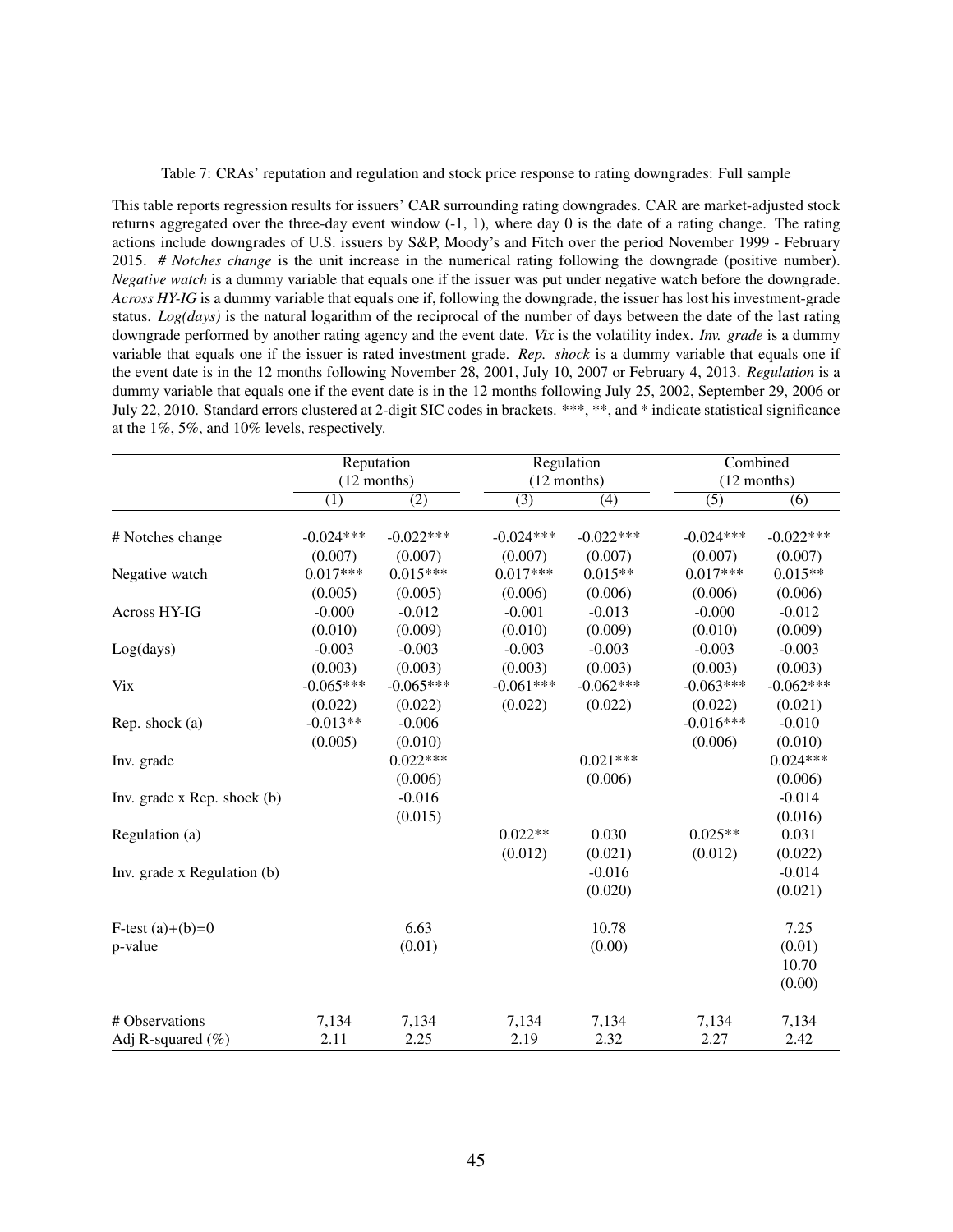Table 7: CRAs' reputation and regulation and stock price response to rating downgrades: Full sample

This table reports regression results for issuers' CAR surrounding rating downgrades. CAR are market-adjusted stock returns aggregated over the three-day event window (-1, 1), where day 0 is the date of a rating change. The rating actions include downgrades of U.S. issuers by S&P, Moody's and Fitch over the period November 1999 - February 2015. *# Notches change* is the unit increase in the numerical rating following the downgrade (positive number). *Negative watch* is a dummy variable that equals one if the issuer was put under negative watch before the downgrade. *Across HY-IG* is a dummy variable that equals one if, following the downgrade, the issuer has lost his investment-grade status. *Log(days)* is the natural logarithm of the reciprocal of the number of days between the date of the last rating downgrade performed by another rating agency and the event date. *Vix* is the volatility index. *Inv. grade* is a dummy variable that equals one if the issuer is rated investment grade. *Rep. shock* is a dummy variable that equals one if the event date is in the 12 months following November 28, 2001, July 10, 2007 or February 4, 2013. *Regulation* is a dummy variable that equals one if the event date is in the 12 months following July 25, 2002, September 29, 2006 or July 22, 2010. Standard errors clustered at 2-digit SIC codes in brackets. ***, **, and * indicate statistical significance at the 1%, 5%, and 10% levels, respectively.

| | Reputation (12 months) | | Regulation (12 months) | | Combined (12 months) | |
|---|---|---|---|---|---|---|
| | (1) | (2) | (3) | (4) | (5) | (6) |
| # Notches change | -0.024*** | -0.022*** | -0.024*** | -0.022*** | -0.024*** | -0.022*** |
| | (0.007) | (0.007) | (0.007) | (0.007) | (0.007) | (0.007) |
| Negative watch | 0.017*** | 0.015*** | 0.017*** | 0.015** | 0.017*** | 0.015** |
| | (0.005) | (0.005) | (0.006) | (0.006) | (0.006) | (0.006) |
| Across HY-IG | -0.000 | -0.012 | -0.001 | -0.013 | -0.000 | -0.012 |
| | (0.010) | (0.009) | (0.010) | (0.009) | (0.010) | (0.009) |
| Log(days) | -0.003 | -0.003 | -0.003 | -0.003 | -0.003 | -0.003 |
| | (0.003) | (0.003) | (0.003) | (0.003) | (0.003) | (0.003) |
| Vix | -0.065*** | -0.065*** | -0.061*** | -0.062*** | -0.063*** | -0.062*** |
| | (0.022) | (0.022) | (0.022) | (0.022) | (0.022) | (0.021) |
| Rep. shock (a) | -0.013** | -0.006 | | | -0.016*** | -0.010 |
| | (0.005) | (0.010) | | | (0.006) | (0.010) |
| Inv. grade | | 0.022*** | | 0.021*** | | 0.024*** |
| | | (0.006) | | (0.006) | | (0.006) |
| Inv. grade x Rep. shock (b) | | -0.016 | | | | -0.014 |
| | | (0.015) | | | | (0.016) |
| Regulation (a) | | | 0.022** | 0.030 | 0.025** | 0.031 |
| | | | (0.012) | (0.021) | (0.012) | (0.022) |
| Inv. grade x Regulation (b) | | | | -0.016 | | -0.014 |
| | | | | (0.020) | | (0.021) |
| F-test (a)+(b)=0 | | 6.63 | | 10.78 | | 7.25 |
| p-value | | (0.01) | | (0.00) | | (0.01) |
| | | | | | | 10.70 |
| | | | | | | (0.00) |
| # Observations | 7,134 | 7,134 | 7,134 | 7,134 | 7,134 | 7,134 |
| Adj R-squared (%) | 2.11 | 2.25 | 2.19 | 2.32 | 2.27 | 2.42 |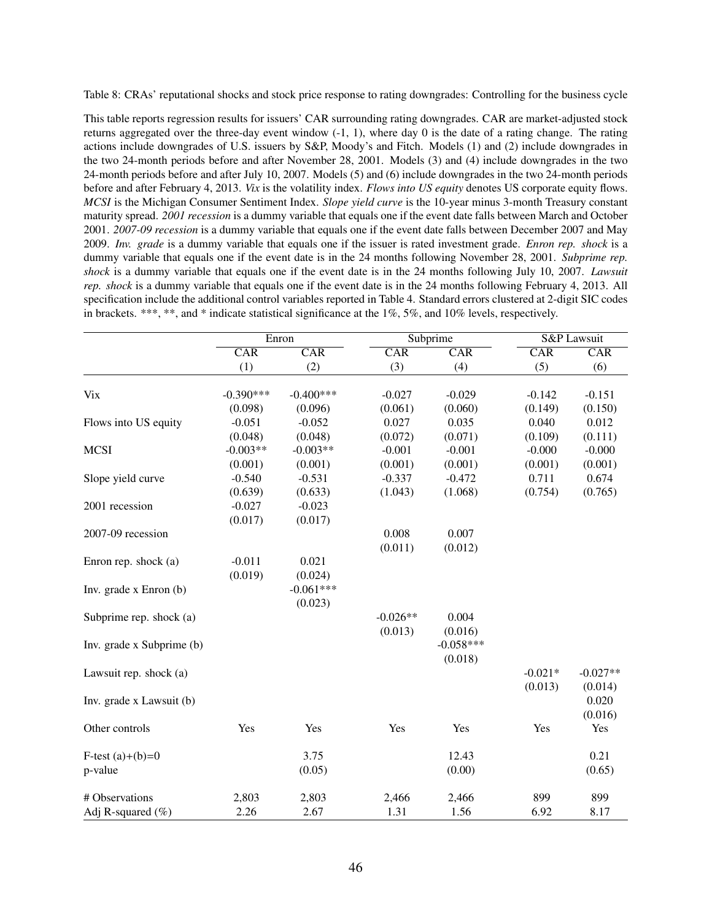Table 8: CRAs' reputational shocks and stock price response to rating downgrades: Controlling for the business cycle

This table reports regression results for issuers' CAR surrounding rating downgrades. CAR are market-adjusted stock returns aggregated over the three-day event window (-1, 1), where day 0 is the date of a rating change. The rating actions include downgrades of U.S. issuers by S&P, Moody's and Fitch. Models (1) and (2) include downgrades in the two 24-month periods before and after November 28, 2001. Models (3) and (4) include downgrades in the two 24-month periods before and after July 10, 2007. Models (5) and (6) include downgrades in the two 24-month periods before and after February 4, 2013. *Vix* is the volatility index. *Flows into US equity* denotes US corporate equity flows. *MCSI* is the Michigan Consumer Sentiment Index. *Slope yield curve* is the 10-year minus 3-month Treasury constant maturity spread. *2001 recession* is a dummy variable that equals one if the event date falls between March and October 2001. *2007-09 recession* is a dummy variable that equals one if the event date falls between December 2007 and May 2009. *Inv. grade* is a dummy variable that equals one if the issuer is rated investment grade. *Enron rep. shock* is a dummy variable that equals one if the event date is in the 24 months following November 28, 2001. *Subprime rep. shock* is a dummy variable that equals one if the event date is in the 24 months following July 10, 2007. *Lawsuit rep. shock* is a dummy variable that equals one if the event date is in the 24 months following February 4, 2013. All specification include the additional control variables reported in Table 4. Standard errors clustered at 2-digit SIC codes in brackets. ***, **, and * indicate statistical significance at the 1%, 5%, and 10% levels, respectively.

| | Enron | | Subprime | | S&P Lawsuit | |
|---|---|---|---|---|---|---|
| | CAR | CAR | CAR | CAR | CAR | CAR |
| | (1) | (2) | (3) | (4) | (5) | (6) |
| Vix | -0.390*** | -0.400*** | -0.027 | -0.029 | -0.142 | -0.151 |
| | (0.098) | (0.096) | (0.061) | (0.060) | (0.149) | (0.150) |
| Flows into US equity | -0.051 | -0.052 | 0.027 | 0.035 | 0.040 | 0.012 |
| | (0.048) | (0.048) | (0.072) | (0.071) | (0.109) | (0.111) |
| MCSI | -0.003** | -0.003** | -0.001 | -0.001 | -0.000 | -0.000 |
| | (0.001) | (0.001) | (0.001) | (0.001) | (0.001) | (0.001) |
| Slope yield curve | -0.540 | -0.531 | -0.337 | -0.472 | 0.711 | 0.674 |
| | (0.639) | (0.633) | (1.043) | (1.068) | (0.754) | (0.765) |
| 2001 recession | -0.027 | -0.023 | | | | |
| | (0.017) | (0.017) | | | | |
| 2007-09 recession | | | 0.008 | 0.007 | | |
| | | | (0.011) | (0.012) | | |
| Enron rep. shock (a) | -0.011 | 0.021 | | | | |
| | (0.019) | (0.024) | | | | |
| Inv. grade x Enron (b) | | -0.061*** | | | | |
| | | (0.023) | | | | |
| Subprime rep. shock (a) | | | -0.026** | 0.004 | | |
| | | | (0.013) | (0.016) | | |
| Inv. grade x Subprime (b) | | | | -0.058*** | | |
| | | | | (0.018) | | |
| Lawsuit rep. shock (a) | | | | | -0.021* | -0.027** |
| | | | | | (0.013) | (0.014) |
| Inv. grade x Lawsuit (b) | | | | | | 0.020 |
| | | | | | | (0.016) |
| Other controls | Yes | Yes | Yes | Yes | Yes | Yes |
| F-test (a)+(b)=0 | | 3.75 | | 12.43 | | 0.21 |
| p-value | | (0.05) | | (0.00) | | (0.65) |
| # Observations | 2,803 | 2,803 | 2,466 | 2,466 | 899 | 899 |
| Adj R-squared (%) | 2.26 | 2.67 | 1.31 | 1.56 | 6.92 | 8.17 |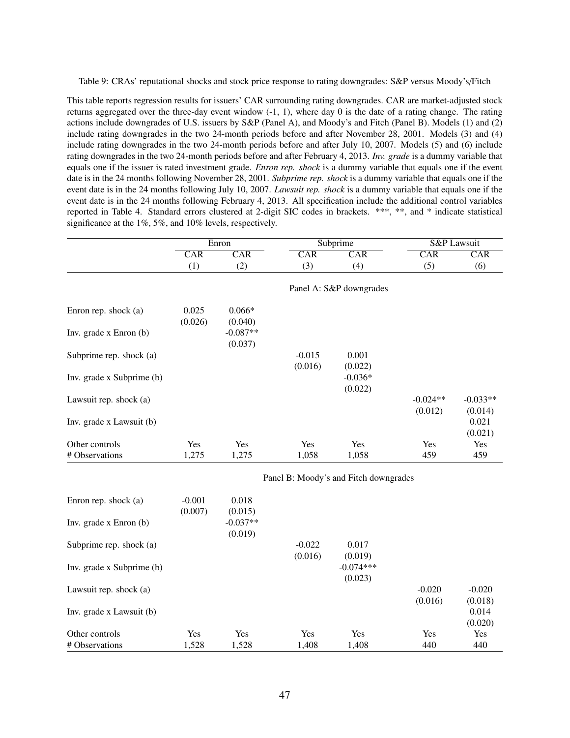Table 9: CRAs' reputational shocks and stock price response to rating downgrades: S&P versus Moody's/Fitch

This table reports regression results for issuers' CAR surrounding rating downgrades. CAR are market-adjusted stock returns aggregated over the three-day event window (-1, 1), where day 0 is the date of a rating change. The rating actions include downgrades of U.S. issuers by S&P (Panel A), and Moody's and Fitch (Panel B). Models (1) and (2) include rating downgrades in the two 24-month periods before and after November 28, 2001. Models (3) and (4) include rating downgrades in the two 24-month periods before and after July 10, 2007. Models (5) and (6) include rating downgrades in the two 24-month periods before and after February 4, 2013. *Inv. grade* is a dummy variable that equals one if the issuer is rated investment grade. *Enron rep. shock* is a dummy variable that equals one if the event date is in the 24 months following November 28, 2001. *Subprime rep. shock* is a dummy variable that equals one if the event date is in the 24 months following July 10, 2007. *Lawsuit rep. shock* is a dummy variable that equals one if the event date is in the 24 months following February 4, 2013. All specification include the additional control variables reported in Table 4. Standard errors clustered at 2-digit SIC codes in brackets. ***, **, and * indicate statistical significance at the 1%, 5%, and 10% levels, respectively.

| | Enron | | Subprime | | S&P Lawsuit | |
|---|---|---|---|---|---|---|
| | CAR | CAR | CAR | CAR | CAR | CAR |
| | (1) | (2) | (3) | (4) | (5) | (6) |
| **Panel A: S&P downgrades** | | | | | | |
| Enron rep. shock (a) | 0.025 | 0.066* | | | | |
| | (0.026) | (0.040) | | | | |
| Inv. grade x Enron (b) | | -0.087** | | | | |
| | | (0.037) | | | | |
| Subprime rep. shock (a) | | | -0.015 | 0.001 | | |
| | | | (0.016) | (0.022) | | |
| Inv. grade x Subprime (b) | | | | -0.036* | | |
| | | | | (0.022) | | |
| Lawsuit rep. shock (a) | | | | | -0.024** | -0.033** |
| | | | | | (0.012) | (0.014) |
| Inv. grade x Lawsuit (b) | | | | | | 0.021 |
| | | | | | | (0.021) |
| Other controls | Yes | Yes | Yes | Yes | Yes | Yes |
| # Observations | 1,275 | 1,275 | 1,058 | 1,058 | 459 | 459 |
| **Panel B: Moody's and Fitch downgrades** | | | | | | |
| Enron rep. shock (a) | -0.001 | 0.018 | | | | |
| | (0.007) | (0.015) | | | | |
| Inv. grade x Enron (b) | | -0.037** | | | | |
| | | (0.019) | | | | |
| Subprime rep. shock (a) | | | -0.022 | 0.017 | | |
| | | | (0.016) | (0.019) | | |
| Inv. grade x Subprime (b) | | | | -0.074*** | | |
| | | | | (0.023) | | |
| Lawsuit rep. shock (a) | | | | | -0.020 | -0.020 |
| | | | | | (0.016) | (0.018) |
| Inv. grade x Lawsuit (b) | | | | | | 0.014 |
| | | | | | | (0.020) |
| Other controls | Yes | Yes | Yes | Yes | Yes | Yes |
| # Observations | 1,528 | 1,528 | 1,408 | 1,408 | 440 | 440 |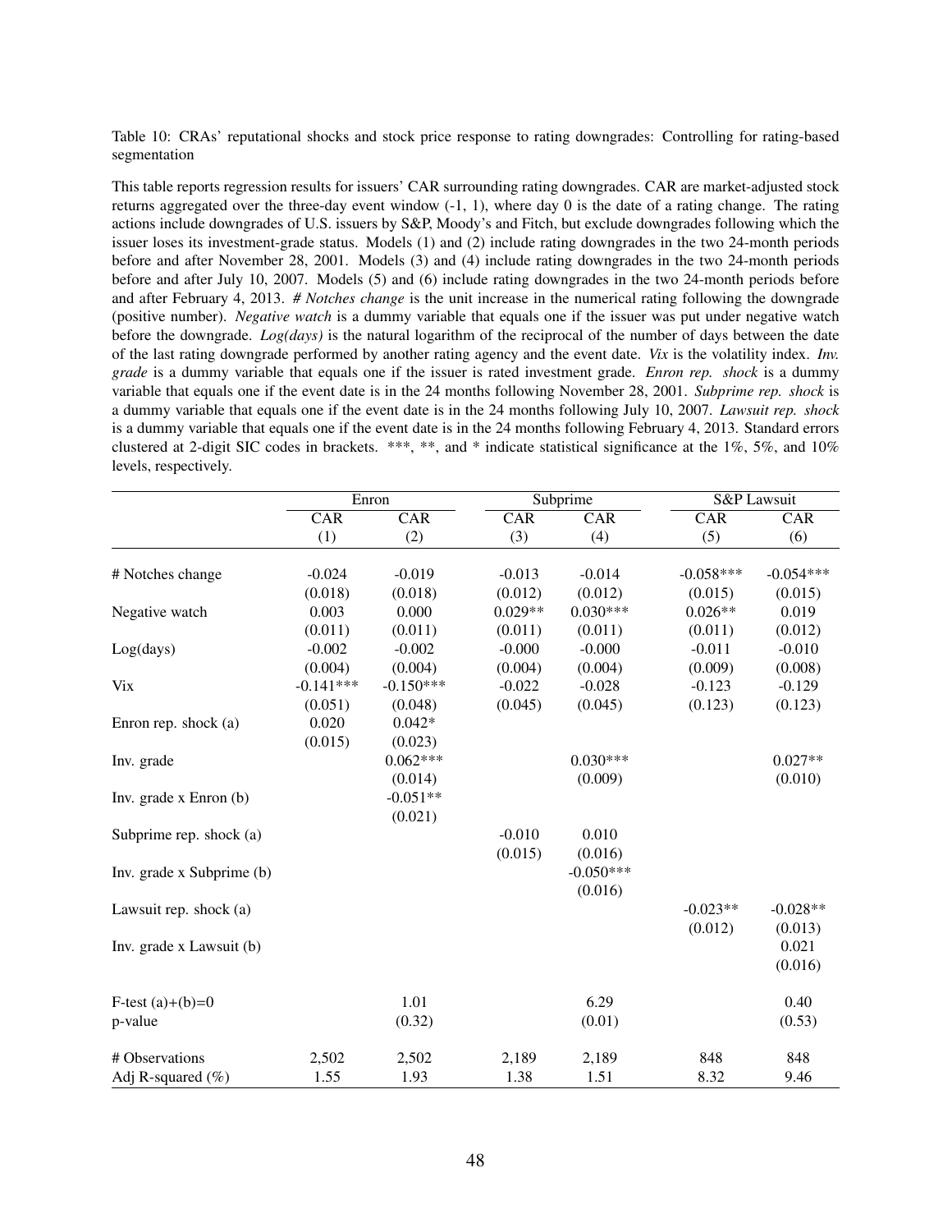Table 10: CRAs' reputational shocks and stock price response to rating downgrades: Controlling for rating-based segmentation

This table reports regression results for issuers' CAR surrounding rating downgrades. CAR are market-adjusted stock returns aggregated over the three-day event window (-1, 1), where day 0 is the date of a rating change. The rating actions include downgrades of U.S. issuers by S&P, Moody's and Fitch, but exclude downgrades following which the issuer loses its investment-grade status. Models (1) and (2) include rating downgrades in the two 24-month periods before and after November 28, 2001. Models (3) and (4) include rating downgrades in the two 24-month periods before and after July 10, 2007. Models (5) and (6) include rating downgrades in the two 24-month periods before and after February 4, 2013. *# Notches change* is the unit increase in the numerical rating following the downgrade (positive number). *Negative watch* is a dummy variable that equals one if the issuer was put under negative watch before the downgrade. *Log(days)* is the natural logarithm of the reciprocal of the number of days between the date of the last rating downgrade performed by another rating agency and the event date. *Vix* is the volatility index. *Inv. grade* is a dummy variable that equals one if the issuer is rated investment grade. *Enron rep. shock* is a dummy variable that equals one if the event date is in the 24 months following November 28, 2001. *Subprime rep. shock* is a dummy variable that equals one if the event date is in the 24 months following July 10, 2007. *Lawsuit rep. shock* is a dummy variable that equals one if the event date is in the 24 months following February 4, 2013. Standard errors clustered at 2-digit SIC codes in brackets. ***, **, and * indicate statistical significance at the 1%, 5%, and 10% levels, respectively.

| | Enron | | Subprime | | S&P Lawsuit | |
|---|---|---|---|---|---|---|
| | CAR | CAR | CAR | CAR | CAR | CAR |
| | (1) | (2) | (3) | (4) | (5) | (6) |
| # Notches change | -0.024 | -0.019 | -0.013 | -0.014 | -0.058*** | -0.054*** |
| | (0.018) | (0.018) | (0.012) | (0.012) | (0.015) | (0.015) |
| Negative watch | 0.003 | 0.000 | 0.029** | 0.030*** | 0.026** | 0.019 |
| | (0.011) | (0.011) | (0.011) | (0.011) | (0.011) | (0.012) |
| Log(days) | -0.002 | -0.002 | -0.000 | -0.000 | -0.011 | -0.010 |
| | (0.004) | (0.004) | (0.004) | (0.004) | (0.009) | (0.008) |
| Vix | -0.141*** | -0.150*** | -0.022 | -0.028 | -0.123 | -0.129 |
| | (0.051) | (0.048) | (0.045) | (0.045) | (0.123) | (0.123) |
| Enron rep. shock (a) | 0.020 | 0.042* | | | | |
| | (0.015) | (0.023) | | | | |
| Inv. grade | | 0.062*** | | 0.030*** | | 0.027** |
| | | (0.014) | | (0.009) | | (0.010) |
| Inv. grade x Enron (b) | | -0.051** | | | | |
| | | (0.021) | | | | |
| Subprime rep. shock (a) | | | -0.010 | 0.010 | | |
| | | | (0.015) | (0.016) | | |
| Inv. grade x Subprime (b) | | | | -0.050*** | | |
| | | | | (0.016) | | |
| Lawsuit rep. shock (a) | | | | | -0.023** | -0.028** |
| | | | | | (0.012) | (0.013) |
| Inv. grade x Lawsuit (b) | | | | | | 0.021 |
| | | | | | | (0.016) |
| F-test (a)+(b)=0 | | 1.01 | | 6.29 | | 0.40 |
| p-value | | (0.32) | | (0.01) | | (0.53) |
| # Observations | 2,502 | 2,502 | 2,189 | 2,189 | 848 | 848 |
| Adj R-squared (%) | 1.55 | 1.93 | 1.38 | 1.51 | 8.32 | 9.46 |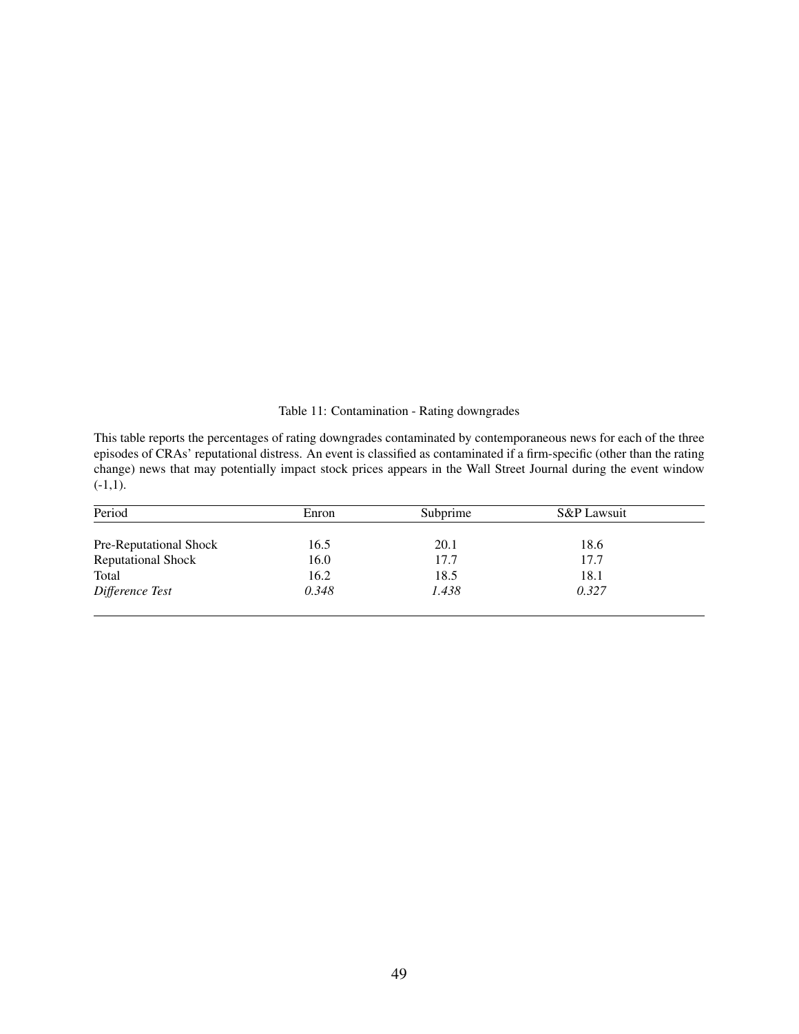Table 11: Contamination - Rating downgrades

This table reports the percentages of rating downgrades contaminated by contemporaneous news for each of the three episodes of CRAs' reputational distress. An event is classified as contaminated if a firm-specific (other than the rating change) news that may potentially impact stock prices appears in the Wall Street Journal during the event window (-1,1).

| Period | Enron | Subprime | S&P Lawsuit |
|---|---|---|---|
| Pre-Reputational Shock | 16.5 | 20.1 | 18.6 |
| Reputational Shock | 16.0 | 17.7 | 17.7 |
| Total | 16.2 | 18.5 | 18.1 |
| *Difference Test* | *0.348* | *1.438* | *0.327* |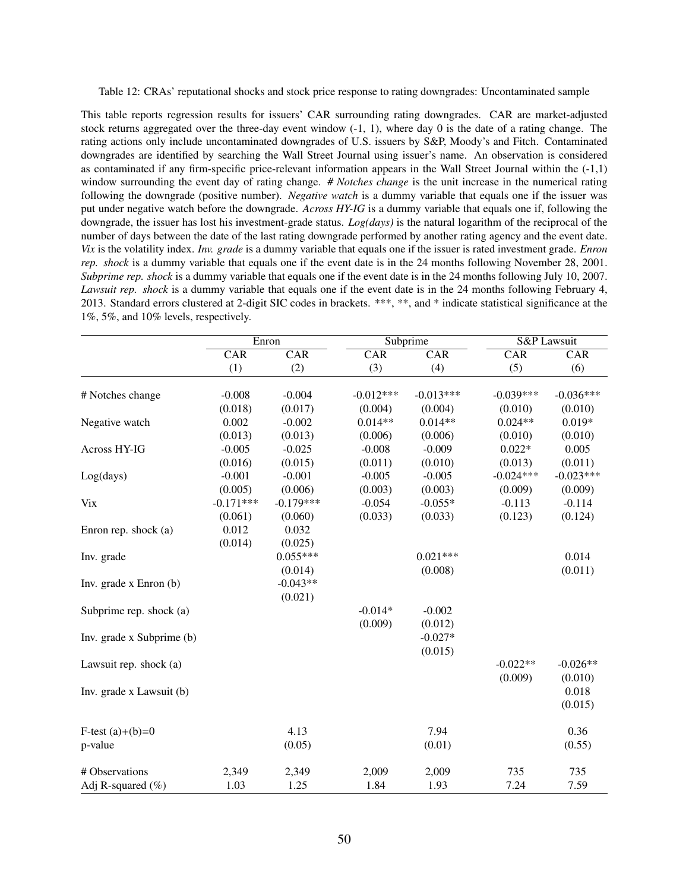Table 12: CRAs' reputational shocks and stock price response to rating downgrades: Uncontaminated sample

This table reports regression results for issuers' CAR surrounding rating downgrades. CAR are market-adjusted stock returns aggregated over the three-day event window (-1, 1), where day 0 is the date of a rating change. The rating actions only include uncontaminated downgrades of U.S. issuers by S&P, Moody's and Fitch. Contaminated downgrades are identified by searching the Wall Street Journal using issuer's name. An observation is considered as contaminated if any firm-specific price-relevant information appears in the Wall Street Journal within the (-1,1) window surrounding the event day of rating change. *# Notches change* is the unit increase in the numerical rating following the downgrade (positive number). *Negative watch* is a dummy variable that equals one if the issuer was put under negative watch before the downgrade. *Across HY-IG* is a dummy variable that equals one if, following the downgrade, the issuer has lost his investment-grade status. *Log(days)* is the natural logarithm of the reciprocal of the number of days between the date of the last rating downgrade performed by another rating agency and the event date. *Vix* is the volatility index. *Inv. grade* is a dummy variable that equals one if the issuer is rated investment grade. *Enron rep. shock* is a dummy variable that equals one if the event date is in the 24 months following November 28, 2001. *Subprime rep. shock* is a dummy variable that equals one if the event date is in the 24 months following July 10, 2007. *Lawsuit rep. shock* is a dummy variable that equals one if the event date is in the 24 months following February 4, 2013. Standard errors clustered at 2-digit SIC codes in brackets. ***, **, and * indicate statistical significance at the 1%, 5%, and 10% levels, respectively.

| | Enron | | Subprime | | S&P Lawsuit | |
|---|---|---|---|---|---|---|
| | CAR | CAR | CAR | CAR | CAR | CAR |
| | (1) | (2) | (3) | (4) | (5) | (6) |
| # Notches change | -0.008 | -0.004 | -0.012*** | -0.013*** | -0.039*** | -0.036*** |
| | (0.018) | (0.017) | (0.004) | (0.004) | (0.010) | (0.010) |
| Negative watch | 0.002 | -0.002 | 0.014** | 0.014** | 0.024** | 0.019* |
| | (0.013) | (0.013) | (0.006) | (0.006) | (0.010) | (0.010) |
| Across HY-IG | -0.005 | -0.025 | -0.008 | -0.009 | 0.022* | 0.005 |
| | (0.016) | (0.015) | (0.011) | (0.010) | (0.013) | (0.011) |
| Log(days) | -0.001 | -0.001 | -0.005 | -0.005 | -0.024*** | -0.023*** |
| | (0.005) | (0.006) | (0.003) | (0.003) | (0.009) | (0.009) |
| Vix | -0.171*** | -0.179*** | -0.054 | -0.055* | -0.113 | -0.114 |
| | (0.061) | (0.060) | (0.033) | (0.033) | (0.123) | (0.124) |
| Enron rep. shock (a) | 0.012 | 0.032 | | | | |
| | (0.014) | (0.025) | | | | |
| Inv. grade | | 0.055*** | | 0.021*** | | 0.014 |
| | | (0.014) | | (0.008) | | (0.011) |
| Inv. grade x Enron (b) | | -0.043** | | | | |
| | | (0.021) | | | | |
| Subprime rep. shock (a) | | | -0.014* | -0.002 | | |
| | | | (0.009) | (0.012) | | |
| Inv. grade x Subprime (b) | | | | -0.027* | | |
| | | | | (0.015) | | |
| Lawsuit rep. shock (a) | | | | | -0.022** | -0.026** |
| | | | | | (0.009) | (0.010) |
| Inv. grade x Lawsuit (b) | | | | | | 0.018 |
| | | | | | | (0.015) |
| F-test (a)+(b)=0 | | 4.13 | | 7.94 | | 0.36 |
| p-value | | (0.05) | | (0.01) | | (0.55) |
| # Observations | 2,349 | 2,349 | 2,009 | 2,009 | 735 | 735 |
| Adj R-squared (%) | 1.03 | 1.25 | 1.84 | 1.93 | 7.24 | 7.59 |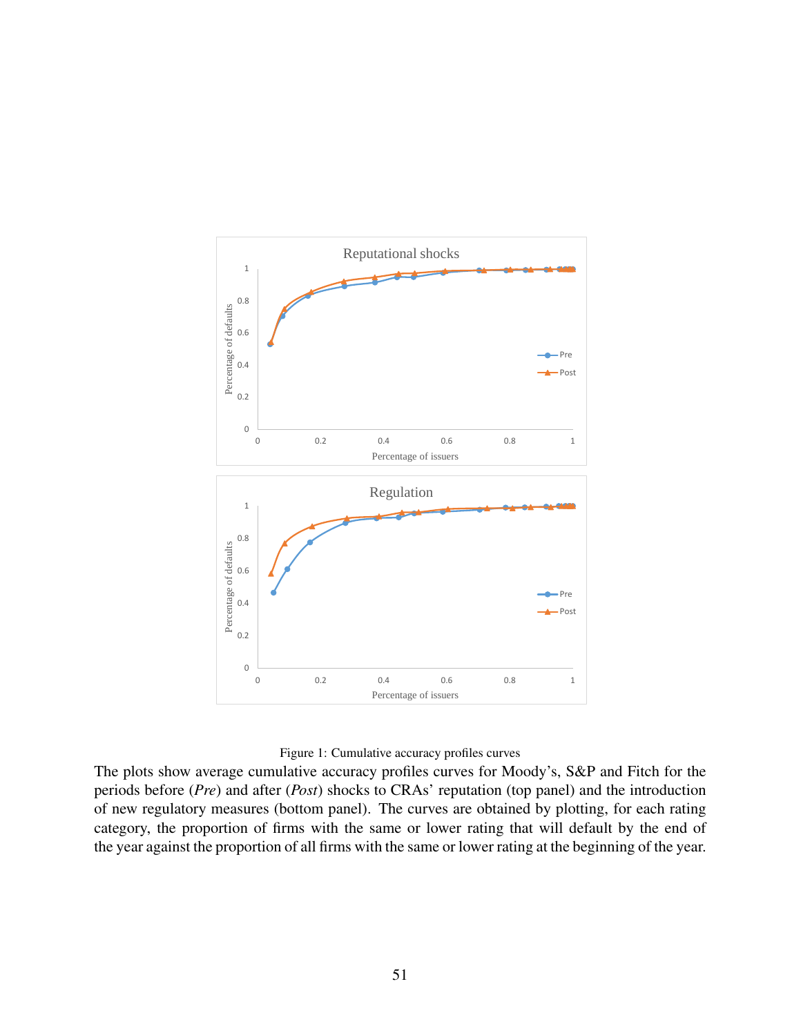Figure 1: Cumulative accuracy profiles curves

The plots show average cumulative accuracy profiles curves for Moody's, S&P and Fitch for the periods before (*Pre*) and after (*Post*) shocks to CRAs' reputation (top panel) and the introduction of new regulatory measures (bottom panel). The curves are obtained by plotting, for each rating category, the proportion of firms with the same or lower rating that will default by the end of the year against the proportion of all firms with the same or lower rating at the beginning of the year.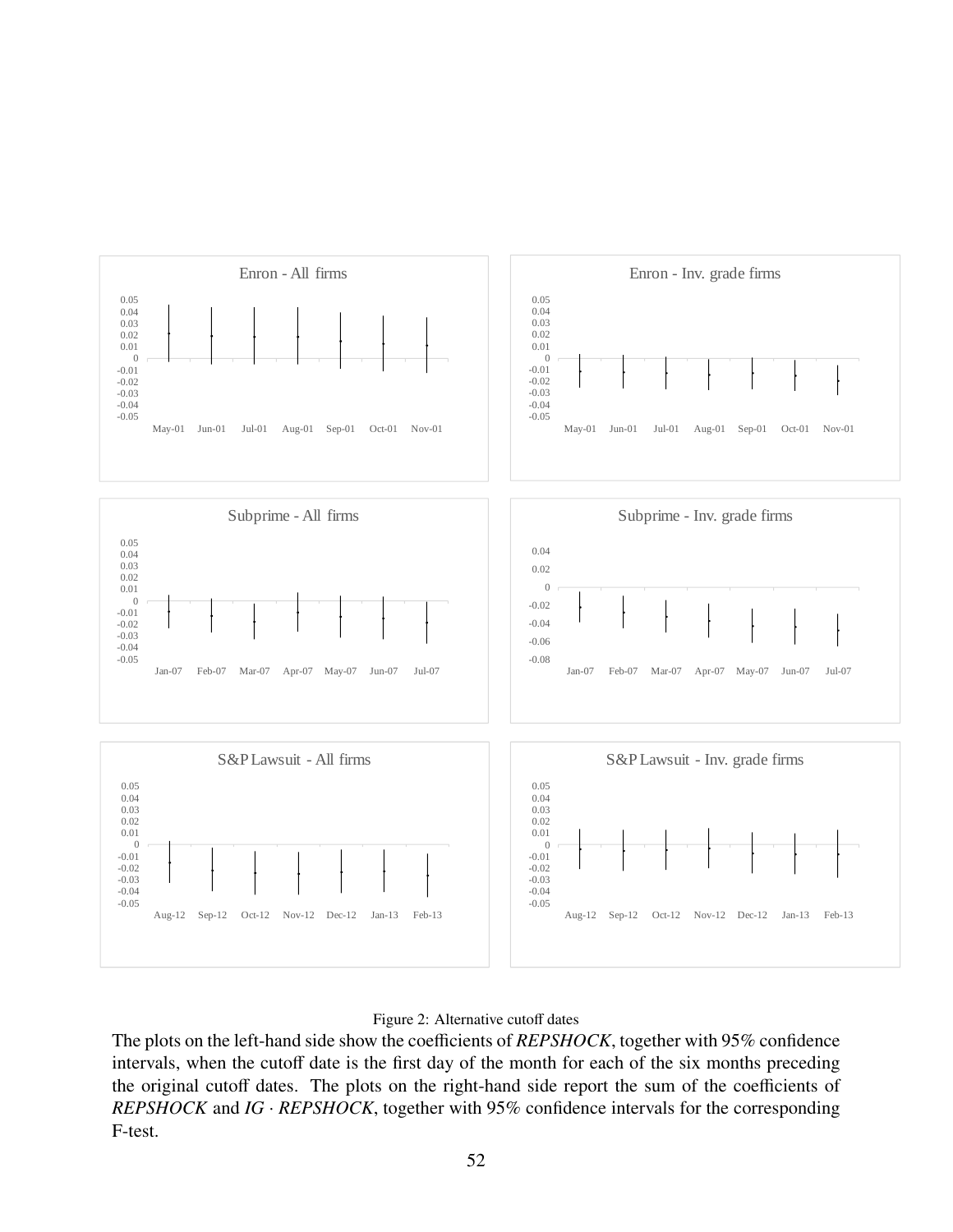Enron - All firms

0.05
0.04
0.03
0.02
0.01
0
-0.01
-0.02
-0.03
-0.04
-0.05

May-01 Jun-01 Jul-01 Aug-01 Sep-01 Oct-01 Nov-01

Enron - Inv. grade firms

0.05
0.04
0.03
0.02
0.01
0
-0.01
-0.02
-0.03
-0.04
-0.05

May-01 Jun-01 Jul-01 Aug-01 Sep-01 Oct-01 Nov-01

Subprime - All firms

0.05
0.04
0.03
0.02
0.01
0
-0.01
-0.02
-0.03
-0.04
-0.05

Jan-07 Feb-07 Mar-07 Apr-07 May-07 Jun-07 Jul-07

Subprime - Inv. grade firms

0.04
0.02
0
-0.02
-0.04
-0.06
-0.08

Jan-07 Feb-07 Mar-07 Apr-07 May-07 Jun-07 Jul-07

S&P Lawsuit - All firms

0.05
0.04
0.03
0.02
0.01
0
-0.01
-0.02
-0.03
-0.04
-0.05

Aug-12 Sep-12 Oct-12 Nov-12 Dec-12 Jan-13 Feb-13

S&P Lawsuit - Inv. grade firms

0.05
0.04
0.03
0.02
0.01
0
-0.01
-0.02
-0.03
-0.04
-0.05

Aug-12 Sep-12 Oct-12 Nov-12 Dec-12 Jan-13 Feb-13

Figure 2: Alternative cutoff dates

The plots on the left-hand side show the coefficients of *REPSHOCK*, together with 95% confidence intervals, when the cutoff date is the first day of the month for each of the six months preceding the original cutoff dates. The plots on the right-hand side report the sum of the coefficients of *REPSHOCK* and *IG* · *REPSHOCK*, together with 95% confidence intervals for the corresponding F-test.